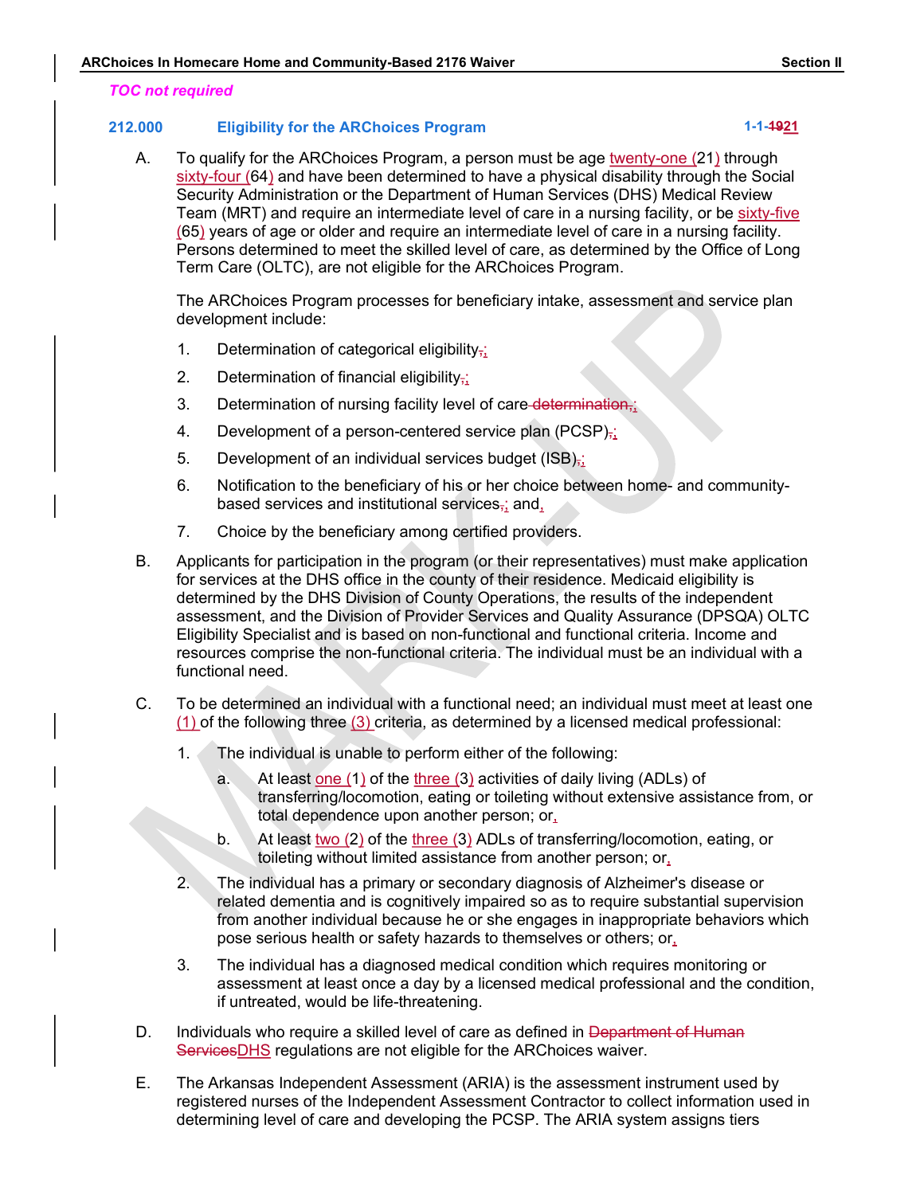TOC not required

## 212.000 Eligibility for the ARChoices Program — 1-1-~~19~~21

A. To qualify for the ARChoices Program, a person must be age twenty-one (21) through sixty-four (64) and have been determined to have a physical disability through the Social Security Administration or the Department of Human Services (DHS) Medical Review Team (MRT) and require an intermediate level of care in a nursing facility, or be sixty-five (65) years of age or older and require an intermediate level of care in a nursing facility. Persons determined to meet the skilled level of care, as determined by the Office of Long Term Care (OLTC), are not eligible for the ARChoices Program.

The ARChoices Program processes for beneficiary intake, assessment and service plan development include:

1. Determination of categorical eligibility~~,~~;
2. Determination of financial eligibility~~,~~;
3. Determination of nursing facility level of care ~~determination,~~;
4. Development of a person-centered service plan (PCSP)~~,~~;
5. Development of an individual services budget (ISB)~~,~~;
6. Notification to the beneficiary of his or her choice between home- and community-based services and institutional services~~,~~; and,
7. Choice by the beneficiary among certified providers.

B. Applicants for participation in the program (or their representatives) must make application for services at the DHS office in the county of their residence. Medicaid eligibility is determined by the DHS Division of County Operations, the results of the independent assessment, and the Division of Provider Services and Quality Assurance (DPSQA) OLTC Eligibility Specialist and is based on non-functional and functional criteria. Income and resources comprise the non-functional criteria. The individual must be an individual with a functional need.

C. To be determined an individual with a functional need; an individual must meet at least one (1) of the following three (3) criteria, as determined by a licensed medical professional:

1. The individual is unable to perform either of the following:
   a. At least one (1) of the three (3) activities of daily living (ADLs) of transferring/locomotion, eating or toileting without extensive assistance from, or total dependence upon another person; or,
   b. At least two (2) of the three (3) ADLs of transferring/locomotion, eating, or toileting without limited assistance from another person; or,
2. The individual has a primary or secondary diagnosis of Alzheimer's disease or related dementia and is cognitively impaired so as to require substantial supervision from another individual because he or she engages in inappropriate behaviors which pose serious health or safety hazards to themselves or others; or,
3. The individual has a diagnosed medical condition which requires monitoring or assessment at least once a day by a licensed medical professional and the condition, if untreated, would be life-threatening.

D. Individuals who require a skilled level of care as defined in ~~Department of Human Services~~DHS regulations are not eligible for the ARChoices waiver.

E. The Arkansas Independent Assessment (ARIA) is the assessment instrument used by registered nurses of the Independent Assessment Contractor to collect information used in determining level of care and developing the PCSP. The ARIA system assigns tiers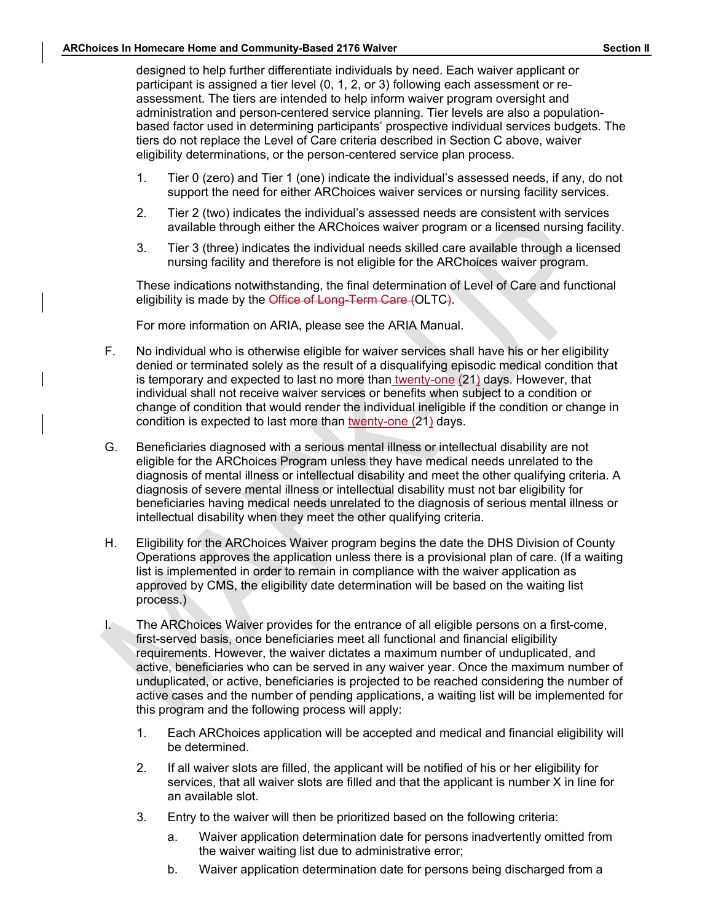designed to help further differentiate individuals by need. Each waiver applicant or participant is assigned a tier level (0, 1, 2, or 3) following each assessment or re-assessment. The tiers are intended to help inform waiver program oversight and administration and person-centered service planning. Tier levels are also a population-based factor used in determining participants' prospective individual services budgets. The tiers do not replace the Level of Care criteria described in Section C above, waiver eligibility determinations, or the person-centered service plan process.

1. Tier 0 (zero) and Tier 1 (one) indicate the individual's assessed needs, if any, do not support the need for either ARChoices waiver services or nursing facility services.
2. Tier 2 (two) indicates the individual's assessed needs are consistent with services available through either the ARChoices waiver program or a licensed nursing facility.
3. Tier 3 (three) indicates the individual needs skilled care available through a licensed nursing facility and therefore is not eligible for the ARChoices waiver program.

These indications notwithstanding, the final determination of Level of Care and functional eligibility is made by the ~~Office of Long-Term Care (~~OLTC~~)~~.

For more information on ARIA, please see the ARIA Manual.

F. No individual who is otherwise eligible for waiver services shall have his or her eligibility denied or terminated solely as the result of a disqualifying episodic medical condition that is temporary and expected to last no more than twenty-one (21) days. However, that individual shall not receive waiver services or benefits when subject to a condition or change of condition that would render the individual ineligible if the condition or change in condition is expected to last more than twenty-one (21) days.

G. Beneficiaries diagnosed with a serious mental illness or intellectual disability are not eligible for the ARChoices Program unless they have medical needs unrelated to the diagnosis of mental illness or intellectual disability and meet the other qualifying criteria. A diagnosis of severe mental illness or intellectual disability must not bar eligibility for beneficiaries having medical needs unrelated to the diagnosis of serious mental illness or intellectual disability when they meet the other qualifying criteria.

H. Eligibility for the ARChoices Waiver program begins the date the DHS Division of County Operations approves the application unless there is a provisional plan of care. (If a waiting list is implemented in order to remain in compliance with the waiver application as approved by CMS, the eligibility date determination will be based on the waiting list process.)

I. The ARChoices Waiver provides for the entrance of all eligible persons on a first-come, first-served basis, once beneficiaries meet all functional and financial eligibility requirements. However, the waiver dictates a maximum number of unduplicated, and active, beneficiaries who can be served in any waiver year. Once the maximum number of unduplicated, or active, beneficiaries is projected to be reached considering the number of active cases and the number of pending applications, a waiting list will be implemented for this program and the following process will apply:

1. Each ARChoices application will be accepted and medical and financial eligibility will be determined.
2. If all waiver slots are filled, the applicant will be notified of his or her eligibility for services, that all waiver slots are filled and that the applicant is number X in line for an available slot.
3. Entry to the waiver will then be prioritized based on the following criteria:
    a. Waiver application determination date for persons inadvertently omitted from the waiver waiting list due to administrative error;
    b. Waiver application determination date for persons being discharged from a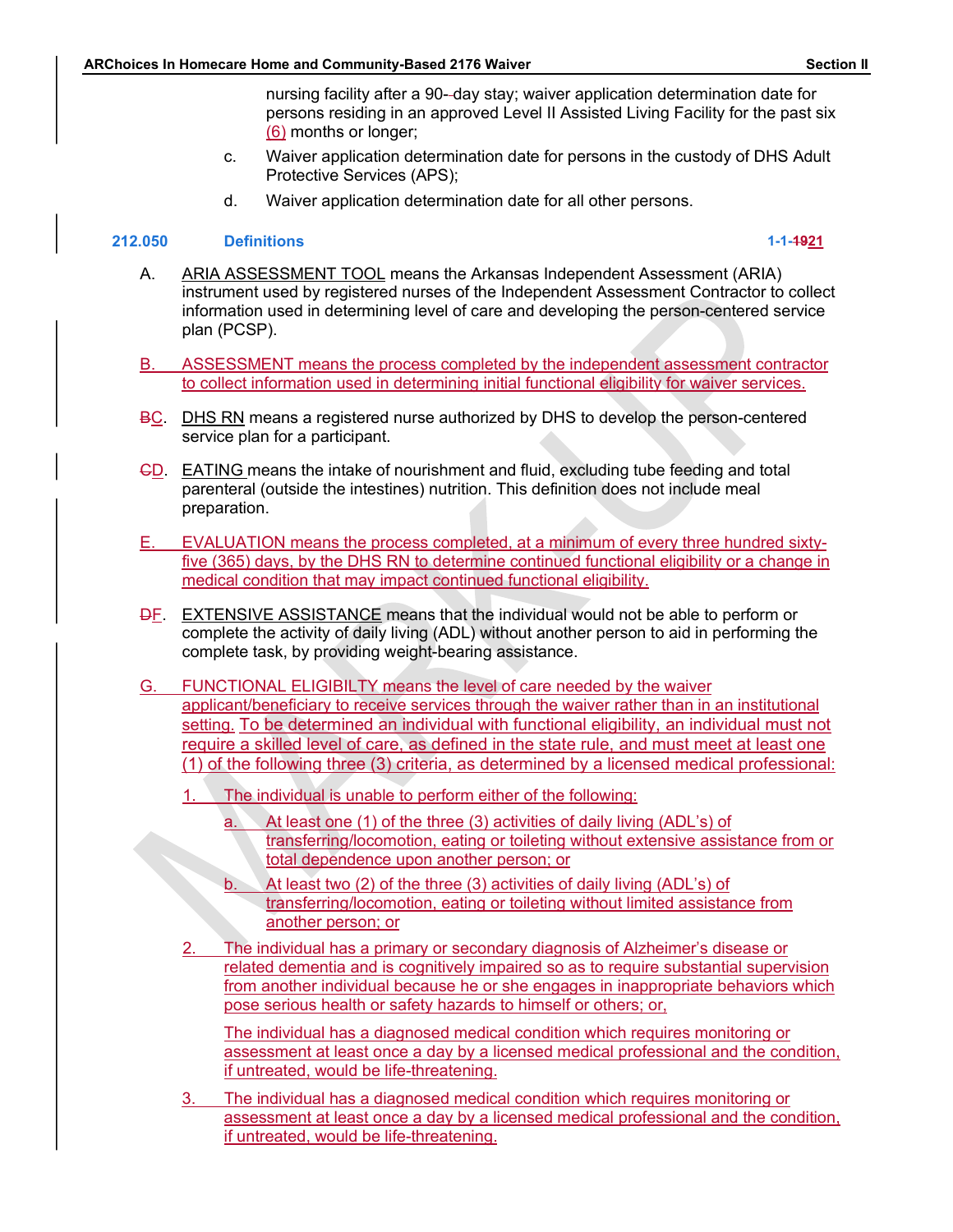nursing facility after a 90-‑day stay; waiver application determination date for persons residing in an approved Level II Assisted Living Facility for the past six (6) months or longer;

c. Waiver application determination date for persons in the custody of DHS Adult Protective Services (APS);

d. Waiver application determination date for all other persons.

### 212.050 Definitions 1-1-1921

A. ARIA ASSESSMENT TOOL means the Arkansas Independent Assessment (ARIA) instrument used by registered nurses of the Independent Assessment Contractor to collect information used in determining level of care and developing the person-centered service plan (PCSP).

B. ASSESSMENT means the process completed by the independent assessment contractor to collect information used in determining initial functional eligibility for waiver services.

BC. DHS RN means a registered nurse authorized by DHS to develop the person-centered service plan for a participant.

CD. EATING means the intake of nourishment and fluid, excluding tube feeding and total parenteral (outside the intestines) nutrition. This definition does not include meal preparation.

E. EVALUATION means the process completed, at a minimum of every three hundred sixty-five (365) days, by the DHS RN to determine continued functional eligibility or a change in medical condition that may impact continued functional eligibility.

DF. EXTENSIVE ASSISTANCE means that the individual would not be able to perform or complete the activity of daily living (ADL) without another person to aid in performing the complete task, by providing weight-bearing assistance.

G. FUNCTIONAL ELIGIBILTY means the level of care needed by the waiver applicant/beneficiary to receive services through the waiver rather than in an institutional setting. To be determined an individual with functional eligibility, an individual must not require a skilled level of care, as defined in the state rule, and must meet at least one (1) of the following three (3) criteria, as determined by a licensed medical professional:

1. The individual is unable to perform either of the following:

   a. At least one (1) of the three (3) activities of daily living (ADL's) of transferring/locomotion, eating or toileting without extensive assistance from or total dependence upon another person; or

   b. At least two (2) of the three (3) activities of daily living (ADL's) of transferring/locomotion, eating or toileting without limited assistance from another person; or

2. The individual has a primary or secondary diagnosis of Alzheimer's disease or related dementia and is cognitively impaired so as to require substantial supervision from another individual because he or she engages in inappropriate behaviors which pose serious health or safety hazards to himself or others; or,

   The individual has a diagnosed medical condition which requires monitoring or assessment at least once a day by a licensed medical professional and the condition, if untreated, would be life-threatening.

3. The individual has a diagnosed medical condition which requires monitoring or assessment at least once a day by a licensed medical professional and the condition, if untreated, would be life-threatening.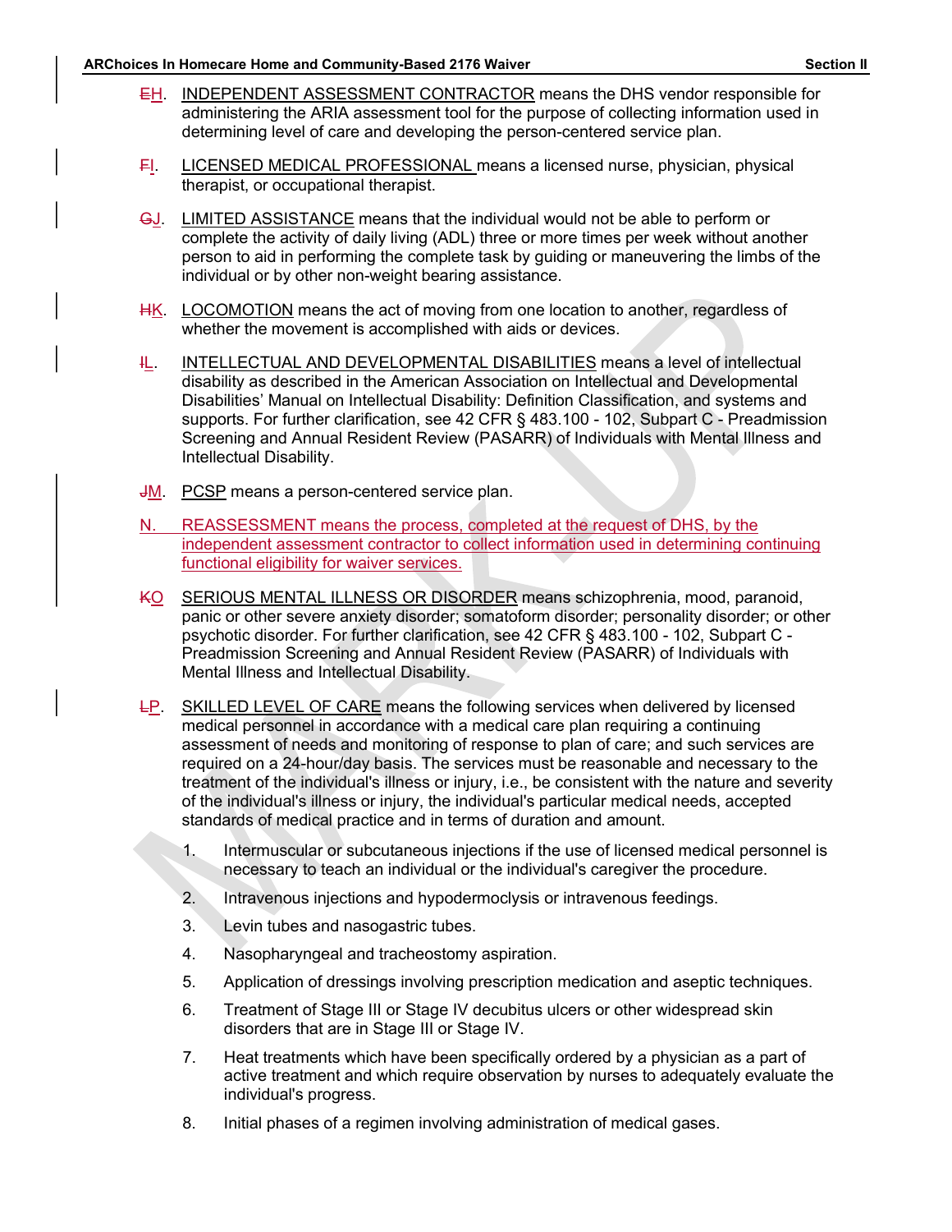EH. INDEPENDENT ASSESSMENT CONTRACTOR means the DHS vendor responsible for administering the ARIA assessment tool for the purpose of collecting information used in determining level of care and developing the person-centered service plan.

FI. LICENSED MEDICAL PROFESSIONAL means a licensed nurse, physician, physical therapist, or occupational therapist.

GJ. LIMITED ASSISTANCE means that the individual would not be able to perform or complete the activity of daily living (ADL) three or more times per week without another person to aid in performing the complete task by guiding or maneuvering the limbs of the individual or by other non-weight bearing assistance.

HK. LOCOMOTION means the act of moving from one location to another, regardless of whether the movement is accomplished with aids or devices.

IL. INTELLECTUAL AND DEVELOPMENTAL DISABILITIES means a level of intellectual disability as described in the American Association on Intellectual and Developmental Disabilities' Manual on Intellectual Disability: Definition Classification, and systems and supports. For further clarification, see 42 CFR § 483.100 - 102, Subpart C - Preadmission Screening and Annual Resident Review (PASARR) of Individuals with Mental Illness and Intellectual Disability.

JM. PCSP means a person-centered service plan.

N. REASSESSMENT means the process, completed at the request of DHS, by the independent assessment contractor to collect information used in determining continuing functional eligibility for waiver services.

KO SERIOUS MENTAL ILLNESS OR DISORDER means schizophrenia, mood, paranoid, panic or other severe anxiety disorder; somatoform disorder; personality disorder; or other psychotic disorder. For further clarification, see 42 CFR § 483.100 - 102, Subpart C - Preadmission Screening and Annual Resident Review (PASARR) of Individuals with Mental Illness and Intellectual Disability.

LP. SKILLED LEVEL OF CARE means the following services when delivered by licensed medical personnel in accordance with a medical care plan requiring a continuing assessment of needs and monitoring of response to plan of care; and such services are required on a 24-hour/day basis. The services must be reasonable and necessary to the treatment of the individual's illness or injury, i.e., be consistent with the nature and severity of the individual's illness or injury, the individual's particular medical needs, accepted standards of medical practice and in terms of duration and amount.

1. Intermuscular or subcutaneous injections if the use of licensed medical personnel is necessary to teach an individual or the individual's caregiver the procedure.
2. Intravenous injections and hypodermoclysis or intravenous feedings.
3. Levin tubes and nasogastric tubes.
4. Nasopharyngeal and tracheostomy aspiration.
5. Application of dressings involving prescription medication and aseptic techniques.
6. Treatment of Stage III or Stage IV decubitus ulcers or other widespread skin disorders that are in Stage III or Stage IV.
7. Heat treatments which have been specifically ordered by a physician as a part of active treatment and which require observation by nurses to adequately evaluate the individual's progress.
8. Initial phases of a regimen involving administration of medical gases.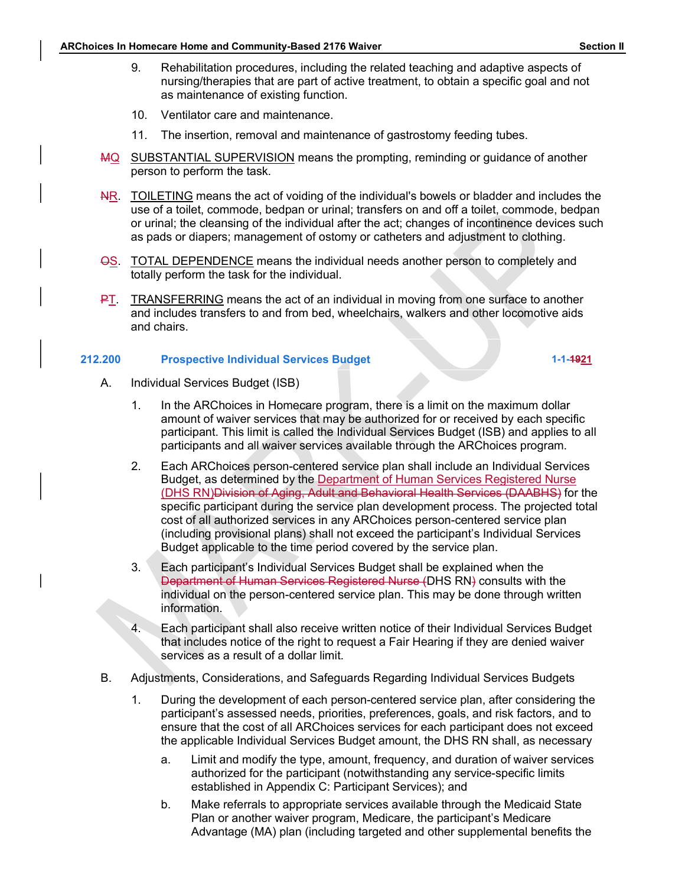9. Rehabilitation procedures, including the related teaching and adaptive aspects of nursing/therapies that are part of active treatment, to obtain a specific goal and not as maintenance of existing function.

10. Ventilator care and maintenance.

11. The insertion, removal and maintenance of gastrostomy feeding tubes.

~~M~~Q SUBSTANTIAL SUPERVISION means the prompting, reminding or guidance of another person to perform the task.

~~N~~R. TOILETING means the act of voiding of the individual's bowels or bladder and includes the use of a toilet, commode, bedpan or urinal; transfers on and off a toilet, commode, bedpan or urinal; the cleansing of the individual after the act; changes of incontinence devices such as pads or diapers; management of ostomy or catheters and adjustment to clothing.

~~O~~S. TOTAL DEPENDENCE means the individual needs another person to completely and totally perform the task for the individual.

~~P~~T. TRANSFERRING means the act of an individual in moving from one surface to another and includes transfers to and from bed, wheelchairs, walkers and other locomotive aids and chairs.

## 212.200 Prospective Individual Services Budget — 1-1-~~19~~21

A. Individual Services Budget (ISB)

1. In the ARChoices in Homecare program, there is a limit on the maximum dollar amount of waiver services that may be authorized for or received by each specific participant. This limit is called the Individual Services Budget (ISB) and applies to all participants and all waiver services available through the ARChoices program.

2. Each ARChoices person-centered service plan shall include an Individual Services Budget, as determined by the Department of Human Services Registered Nurse (DHS RN)~~Division of Aging, Adult and Behavioral Health Services (DAABHS)~~ for the specific participant during the service plan development process. The projected total cost of all authorized services in any ARChoices person-centered service plan (including provisional plans) shall not exceed the participant's Individual Services Budget applicable to the time period covered by the service plan.

3. Each participant's Individual Services Budget shall be explained when the ~~Department of Human Services Registered Nurse (~~DHS RN~~)~~ consults with the individual on the person-centered service plan. This may be done through written information.

4. Each participant shall also receive written notice of their Individual Services Budget that includes notice of the right to request a Fair Hearing if they are denied waiver services as a result of a dollar limit.

B. Adjustments, Considerations, and Safeguards Regarding Individual Services Budgets

1. During the development of each person-centered service plan, after considering the participant's assessed needs, priorities, preferences, goals, and risk factors, and to ensure that the cost of all ARChoices services for each participant does not exceed the applicable Individual Services Budget amount, the DHS RN shall, as necessary

   a. Limit and modify the type, amount, frequency, and duration of waiver services authorized for the participant (notwithstanding any service-specific limits established in Appendix C: Participant Services); and

   b. Make referrals to appropriate services available through the Medicaid State Plan or another waiver program, Medicare, the participant's Medicare Advantage (MA) plan (including targeted and other supplemental benefits the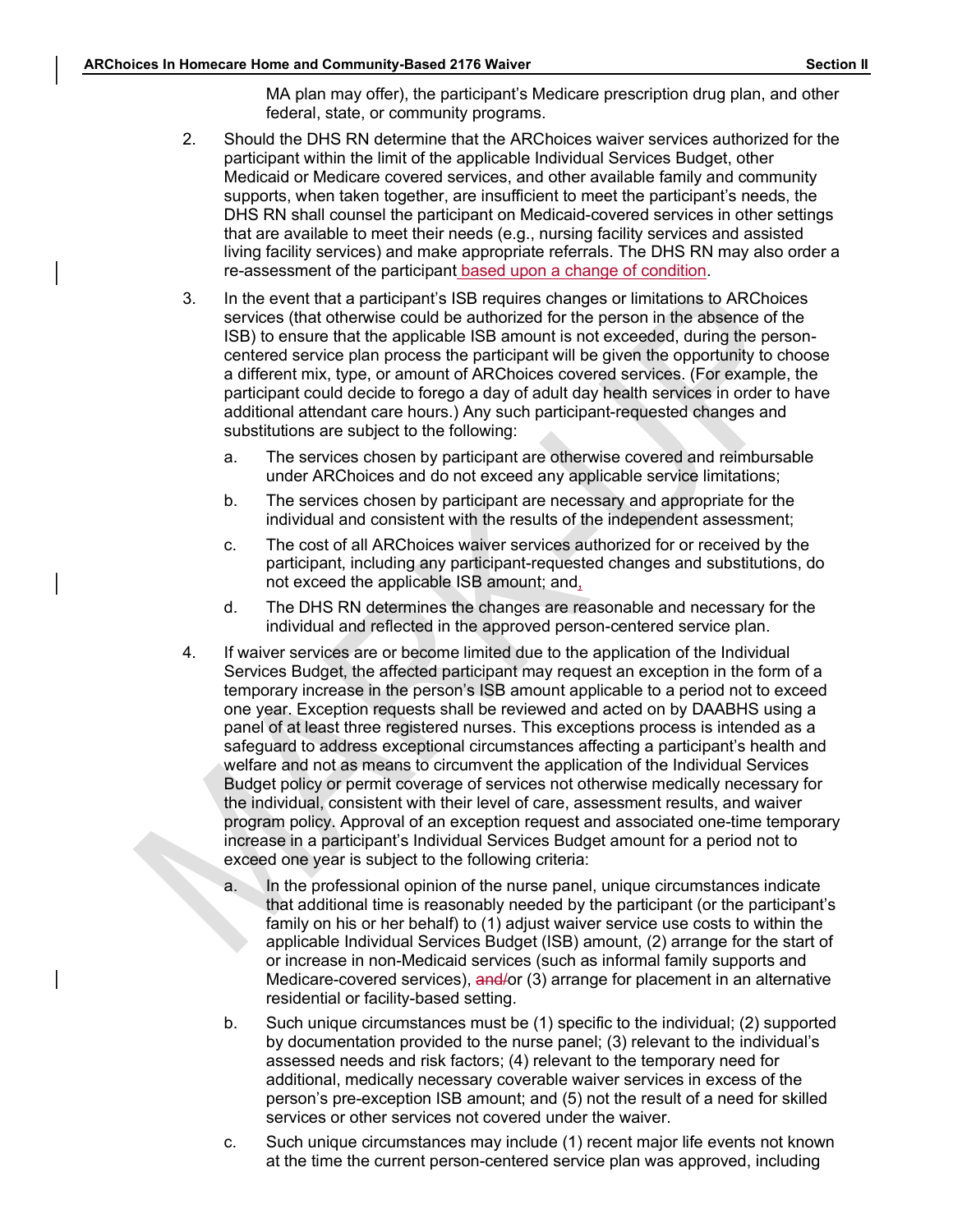MA plan may offer), the participant's Medicare prescription drug plan, and other federal, state, or community programs.

2. Should the DHS RN determine that the ARChoices waiver services authorized for the participant within the limit of the applicable Individual Services Budget, other Medicaid or Medicare covered services, and other available family and community supports, when taken together, are insufficient to meet the participant's needs, the DHS RN shall counsel the participant on Medicaid-covered services in other settings that are available to meet their needs (e.g., nursing facility services and assisted living facility services) and make appropriate referrals. The DHS RN may also order a re-assessment of the participant based upon a change of condition.

3. In the event that a participant's ISB requires changes or limitations to ARChoices services (that otherwise could be authorized for the person in the absence of the ISB) to ensure that the applicable ISB amount is not exceeded, during the person-centered service plan process the participant will be given the opportunity to choose a different mix, type, or amount of ARChoices covered services. (For example, the participant could decide to forego a day of adult day health services in order to have additional attendant care hours.) Any such participant-requested changes and substitutions are subject to the following:

   a. The services chosen by participant are otherwise covered and reimbursable under ARChoices and do not exceed any applicable service limitations;

   b. The services chosen by participant are necessary and appropriate for the individual and consistent with the results of the independent assessment;

   c. The cost of all ARChoices waiver services authorized for or received by the participant, including any participant-requested changes and substitutions, do not exceed the applicable ISB amount; and,

   d. The DHS RN determines the changes are reasonable and necessary for the individual and reflected in the approved person-centered service plan.

4. If waiver services are or become limited due to the application of the Individual Services Budget, the affected participant may request an exception in the form of a temporary increase in the person's ISB amount applicable to a period not to exceed one year. Exception requests shall be reviewed and acted on by DAABHS using a panel of at least three registered nurses. This exceptions process is intended as a safeguard to address exceptional circumstances affecting a participant's health and welfare and not as means to circumvent the application of the Individual Services Budget policy or permit coverage of services not otherwise medically necessary for the individual, consistent with their level of care, assessment results, and waiver program policy. Approval of an exception request and associated one-time temporary increase in a participant's Individual Services Budget amount for a period not to exceed one year is subject to the following criteria:

   a. In the professional opinion of the nurse panel, unique circumstances indicate that additional time is reasonably needed by the participant (or the participant's family on his or her behalf) to (1) adjust waiver service use costs to within the applicable Individual Services Budget (ISB) amount, (2) arrange for the start of or increase in non-Medicaid services (such as informal family supports and Medicare-covered services), ~~and/~~or (3) arrange for placement in an alternative residential or facility-based setting.

   b. Such unique circumstances must be (1) specific to the individual; (2) supported by documentation provided to the nurse panel; (3) relevant to the individual's assessed needs and risk factors; (4) relevant to the temporary need for additional, medically necessary coverable waiver services in excess of the person's pre-exception ISB amount; and (5) not the result of a need for skilled services or other services not covered under the waiver.

   c. Such unique circumstances may include (1) recent major life events not known at the time the current person-centered service plan was approved, including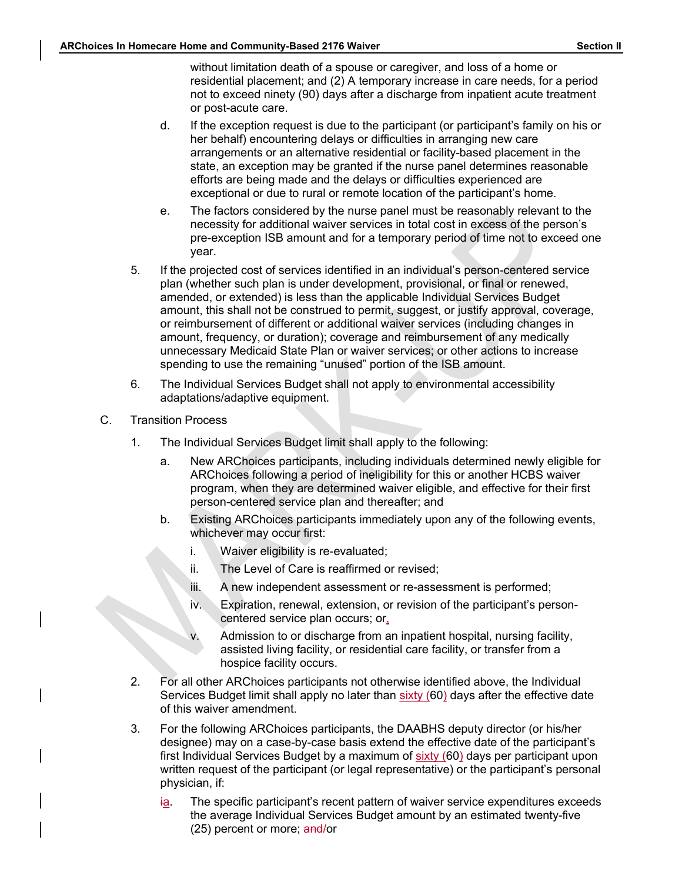without limitation death of a spouse or caregiver, and loss of a home or residential placement; and (2) A temporary increase in care needs, for a period not to exceed ninety (90) days after a discharge from inpatient acute treatment or post-acute care.

d. If the exception request is due to the participant (or participant's family on his or her behalf) encountering delays or difficulties in arranging new care arrangements or an alternative residential or facility-based placement in the state, an exception may be granted if the nurse panel determines reasonable efforts are being made and the delays or difficulties experienced are exceptional or due to rural or remote location of the participant's home.

e. The factors considered by the nurse panel must be reasonably relevant to the necessity for additional waiver services in total cost in excess of the person's pre-exception ISB amount and for a temporary period of time not to exceed one year.

5. If the projected cost of services identified in an individual's person-centered service plan (whether such plan is under development, provisional, or final or renewed, amended, or extended) is less than the applicable Individual Services Budget amount, this shall not be construed to permit, suggest, or justify approval, coverage, or reimbursement of different or additional waiver services (including changes in amount, frequency, or duration); coverage and reimbursement of any medically unnecessary Medicaid State Plan or waiver services; or other actions to increase spending to use the remaining "unused" portion of the ISB amount.

6. The Individual Services Budget shall not apply to environmental accessibility adaptations/adaptive equipment.

C. Transition Process

1. The Individual Services Budget limit shall apply to the following:

   a. New ARChoices participants, including individuals determined newly eligible for ARChoices following a period of ineligibility for this or another HCBS waiver program, when they are determined waiver eligible, and effective for their first person-centered service plan and thereafter; and

   b. Existing ARChoices participants immediately upon any of the following events, whichever may occur first:

      i. Waiver eligibility is re-evaluated;

      ii. The Level of Care is reaffirmed or revised;

      iii. A new independent assessment or re-assessment is performed;

      iv. Expiration, renewal, extension, or revision of the participant's person-centered service plan occurs; or,

      v. Admission to or discharge from an inpatient hospital, nursing facility, assisted living facility, or residential care facility, or transfer from a hospice facility occurs.

2. For all other ARChoices participants not otherwise identified above, the Individual Services Budget limit shall apply no later than sixty (60) days after the effective date of this waiver amendment.

3. For the following ARChoices participants, the DAABHS deputy director (or his/her designee) may on a case-by-case basis extend the effective date of the participant's first Individual Services Budget by a maximum of sixty (60) days per participant upon written request of the participant (or legal representative) or the participant's personal physician, if:

   ~~i~~a. The specific participant's recent pattern of waiver service expenditures exceeds the average Individual Services Budget amount by an estimated twenty-five (25) percent or more; ~~and/~~or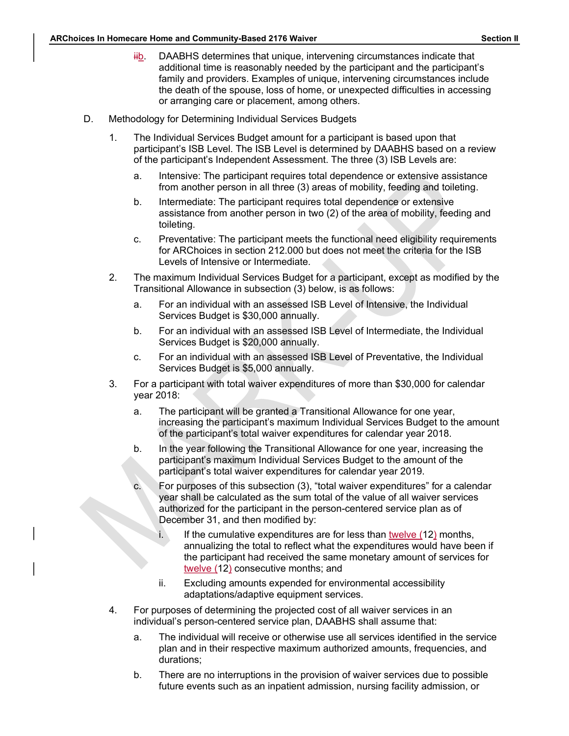iib. DAABHS determines that unique, intervening circumstances indicate that additional time is reasonably needed by the participant and the participant's family and providers. Examples of unique, intervening circumstances include the death of the spouse, loss of home, or unexpected difficulties in accessing or arranging care or placement, among others.

D. Methodology for Determining Individual Services Budgets

1. The Individual Services Budget amount for a participant is based upon that participant's ISB Level. The ISB Level is determined by DAABHS based on a review of the participant's Independent Assessment. The three (3) ISB Levels are:

   a. Intensive: The participant requires total dependence or extensive assistance from another person in all three (3) areas of mobility, feeding and toileting.

   b. Intermediate: The participant requires total dependence or extensive assistance from another person in two (2) of the area of mobility, feeding and toileting.

   c. Preventative: The participant meets the functional need eligibility requirements for ARChoices in section 212.000 but does not meet the criteria for the ISB Levels of Intensive or Intermediate.

2. The maximum Individual Services Budget for a participant, except as modified by the Transitional Allowance in subsection (3) below, is as follows:

   a. For an individual with an assessed ISB Level of Intensive, the Individual Services Budget is $30,000 annually.

   b. For an individual with an assessed ISB Level of Intermediate, the Individual Services Budget is $20,000 annually.

   c. For an individual with an assessed ISB Level of Preventative, the Individual Services Budget is $5,000 annually.

3. For a participant with total waiver expenditures of more than $30,000 for calendar year 2018:

   a. The participant will be granted a Transitional Allowance for one year, increasing the participant's maximum Individual Services Budget to the amount of the participant's total waiver expenditures for calendar year 2018.

   b. In the year following the Transitional Allowance for one year, increasing the participant's maximum Individual Services Budget to the amount of the participant's total waiver expenditures for calendar year 2019.

   c. For purposes of this subsection (3), "total waiver expenditures" for a calendar year shall be calculated as the sum total of the value of all waiver services authorized for the participant in the person-centered service plan as of December 31, and then modified by:

      i. If the cumulative expenditures are for less than twelve (12) months, annualizing the total to reflect what the expenditures would have been if the participant had received the same monetary amount of services for twelve (12) consecutive months; and

      ii. Excluding amounts expended for environmental accessibility adaptations/adaptive equipment services.

4. For purposes of determining the projected cost of all waiver services in an individual's person-centered service plan, DAABHS shall assume that:

   a. The individual will receive or otherwise use all services identified in the service plan and in their respective maximum authorized amounts, frequencies, and durations;

   b. There are no interruptions in the provision of waiver services due to possible future events such as an inpatient admission, nursing facility admission, or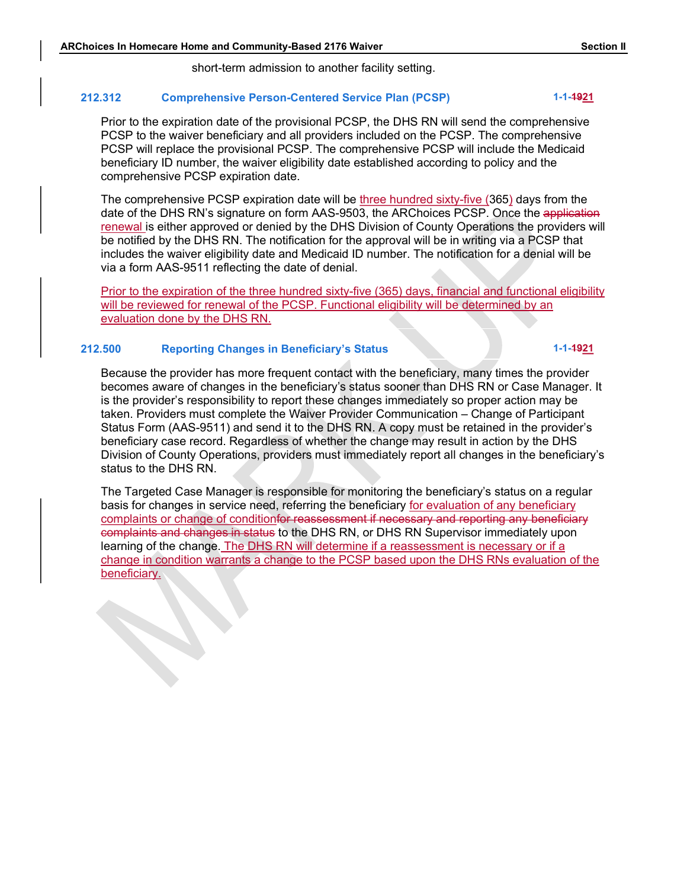short-term admission to another facility setting.

### 212.312 Comprehensive Person-Centered Service Plan (PCSP) 1-1-~~19~~21

Prior to the expiration date of the provisional PCSP, the DHS RN will send the comprehensive PCSP to the waiver beneficiary and all providers included on the PCSP. The comprehensive PCSP will replace the provisional PCSP. The comprehensive PCSP will include the Medicaid beneficiary ID number, the waiver eligibility date established according to policy and the comprehensive PCSP expiration date.

The comprehensive PCSP expiration date will be three hundred sixty-five (365) days from the date of the DHS RN's signature on form AAS-9503, the ARChoices PCSP. Once the ~~application~~ renewal is either approved or denied by the DHS Division of County Operations the providers will be notified by the DHS RN. The notification for the approval will be in writing via a PCSP that includes the waiver eligibility date and Medicaid ID number. The notification for a denial will be via a form AAS-9511 reflecting the date of denial.

Prior to the expiration of the three hundred sixty-five (365) days, financial and functional eligibility will be reviewed for renewal of the PCSP. Functional eligibility will be determined by an evaluation done by the DHS RN.

### 212.500 Reporting Changes in Beneficiary's Status 1-1-~~19~~21

Because the provider has more frequent contact with the beneficiary, many times the provider becomes aware of changes in the beneficiary's status sooner than DHS RN or Case Manager. It is the provider's responsibility to report these changes immediately so proper action may be taken. Providers must complete the Waiver Provider Communication – Change of Participant Status Form (AAS-9511) and send it to the DHS RN. A copy must be retained in the provider's beneficiary case record. Regardless of whether the change may result in action by the DHS Division of County Operations, providers must immediately report all changes in the beneficiary's status to the DHS RN.

The Targeted Case Manager is responsible for monitoring the beneficiary's status on a regular basis for changes in service need, referring the beneficiary for evaluation of any beneficiary complaints or change of condition~~for reassessment if necessary and reporting any beneficiary complaints and changes in status~~ to the DHS RN, or DHS RN Supervisor immediately upon learning of the change. The DHS RN will determine if a reassessment is necessary or if a change in condition warrants a change to the PCSP based upon the DHS RNs evaluation of the beneficiary.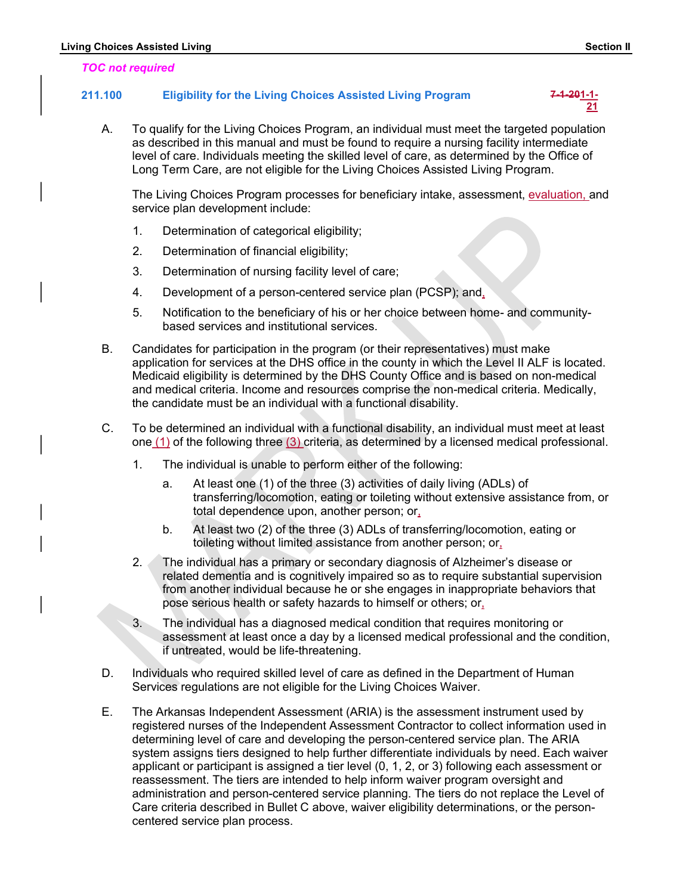*TOC not required*

## 211.100 Eligibility for the Living Choices Assisted Living Program 7-1-201-1-21

A. To qualify for the Living Choices Program, an individual must meet the targeted population as described in this manual and must be found to require a nursing facility intermediate level of care. Individuals meeting the skilled level of care, as determined by the Office of Long Term Care, are not eligible for the Living Choices Assisted Living Program.

The Living Choices Program processes for beneficiary intake, assessment, evaluation, and service plan development include:

1. Determination of categorical eligibility;
2. Determination of financial eligibility;
3. Determination of nursing facility level of care;
4. Development of a person-centered service plan (PCSP); and,
5. Notification to the beneficiary of his or her choice between home- and community-based services and institutional services.

B. Candidates for participation in the program (or their representatives) must make application for services at the DHS office in the county in which the Level II ALF is located. Medicaid eligibility is determined by the DHS County Office and is based on non-medical and medical criteria. Income and resources comprise the non-medical criteria. Medically, the candidate must be an individual with a functional disability.

C. To be determined an individual with a functional disability, an individual must meet at least one (1) of the following three (3) criteria, as determined by a licensed medical professional.

1. The individual is unable to perform either of the following:
   a. At least one (1) of the three (3) activities of daily living (ADLs) of transferring/locomotion, eating or toileting without extensive assistance from, or total dependence upon, another person; or,
   b. At least two (2) of the three (3) ADLs of transferring/locomotion, eating or toileting without limited assistance from another person; or,
2. The individual has a primary or secondary diagnosis of Alzheimer's disease or related dementia and is cognitively impaired so as to require substantial supervision from another individual because he or she engages in inappropriate behaviors that pose serious health or safety hazards to himself or others; or,
3. The individual has a diagnosed medical condition that requires monitoring or assessment at least once a day by a licensed medical professional and the condition, if untreated, would be life-threatening.

D. Individuals who required skilled level of care as defined in the Department of Human Services regulations are not eligible for the Living Choices Waiver.

E. The Arkansas Independent Assessment (ARIA) is the assessment instrument used by registered nurses of the Independent Assessment Contractor to collect information used in determining level of care and developing the person-centered service plan. The ARIA system assigns tiers designed to help further differentiate individuals by need. Each waiver applicant or participant is assigned a tier level (0, 1, 2, or 3) following each assessment or reassessment. The tiers are intended to help inform waiver program oversight and administration and person-centered service planning. The tiers do not replace the Level of Care criteria described in Bullet C above, waiver eligibility determinations, or the person-centered service plan process.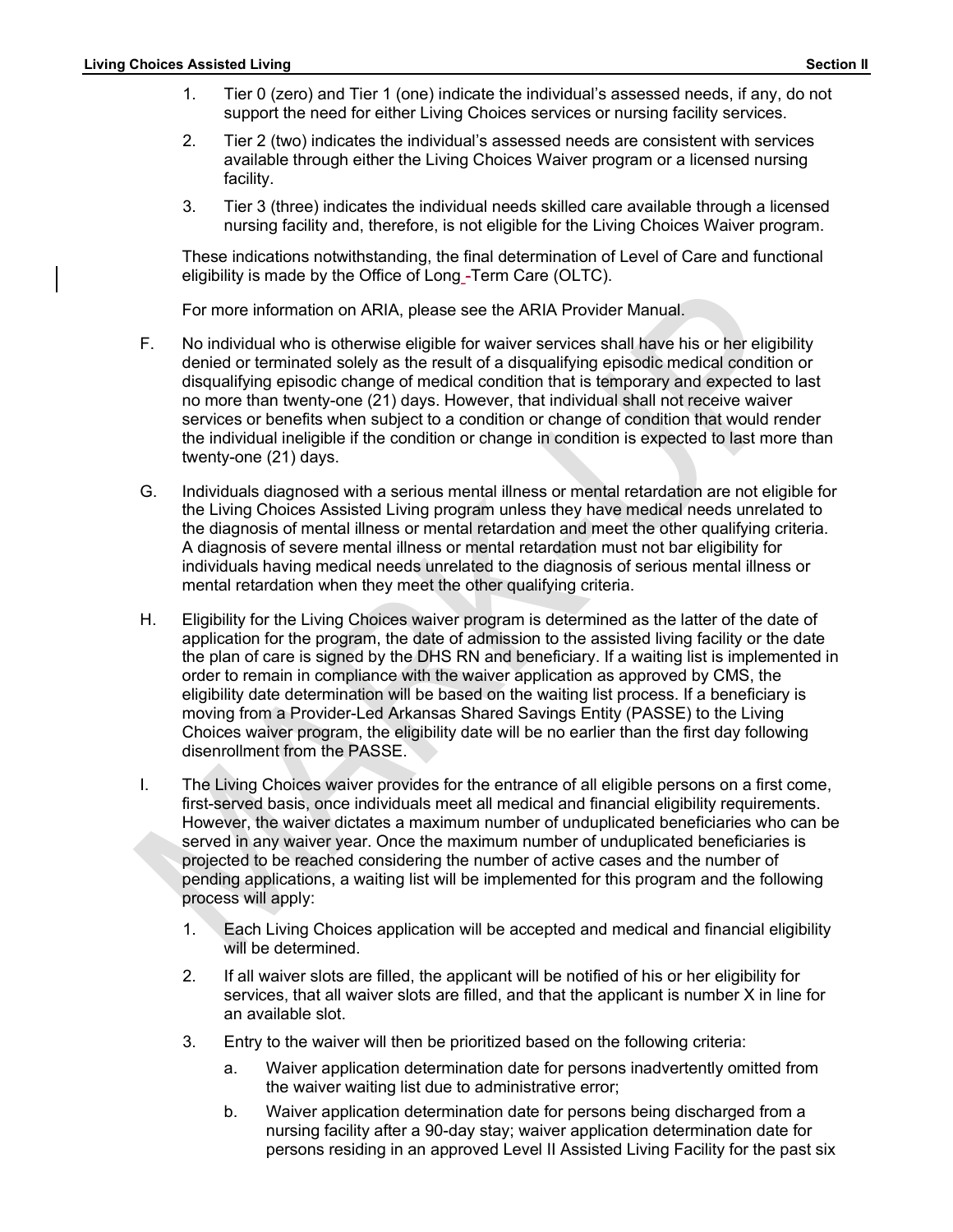1. Tier 0 (zero) and Tier 1 (one) indicate the individual's assessed needs, if any, do not support the need for either Living Choices services or nursing facility services.

2. Tier 2 (two) indicates the individual's assessed needs are consistent with services available through either the Living Choices Waiver program or a licensed nursing facility.

3. Tier 3 (three) indicates the individual needs skilled care available through a licensed nursing facility and, therefore, is not eligible for the Living Choices Waiver program.

These indications notwithstanding, the final determination of Level of Care and functional eligibility is made by the Office of Long-Term Care (OLTC).

For more information on ARIA, please see the ARIA Provider Manual.

F. No individual who is otherwise eligible for waiver services shall have his or her eligibility denied or terminated solely as the result of a disqualifying episodic medical condition or disqualifying episodic change of medical condition that is temporary and expected to last no more than twenty-one (21) days. However, that individual shall not receive waiver services or benefits when subject to a condition or change of condition that would render the individual ineligible if the condition or change in condition is expected to last more than twenty-one (21) days.

G. Individuals diagnosed with a serious mental illness or mental retardation are not eligible for the Living Choices Assisted Living program unless they have medical needs unrelated to the diagnosis of mental illness or mental retardation and meet the other qualifying criteria. A diagnosis of severe mental illness or mental retardation must not bar eligibility for individuals having medical needs unrelated to the diagnosis of serious mental illness or mental retardation when they meet the other qualifying criteria.

H. Eligibility for the Living Choices waiver program is determined as the latter of the date of application for the program, the date of admission to the assisted living facility or the date the plan of care is signed by the DHS RN and beneficiary. If a waiting list is implemented in order to remain in compliance with the waiver application as approved by CMS, the eligibility date determination will be based on the waiting list process. If a beneficiary is moving from a Provider-Led Arkansas Shared Savings Entity (PASSE) to the Living Choices waiver program, the eligibility date will be no earlier than the first day following disenrollment from the PASSE.

I. The Living Choices waiver provides for the entrance of all eligible persons on a first come, first-served basis, once individuals meet all medical and financial eligibility requirements. However, the waiver dictates a maximum number of unduplicated beneficiaries who can be served in any waiver year. Once the maximum number of unduplicated beneficiaries is projected to be reached considering the number of active cases and the number of pending applications, a waiting list will be implemented for this program and the following process will apply:

   1. Each Living Choices application will be accepted and medical and financial eligibility will be determined.

   2. If all waiver slots are filled, the applicant will be notified of his or her eligibility for services, that all waiver slots are filled, and that the applicant is number X in line for an available slot.

   3. Entry to the waiver will then be prioritized based on the following criteria:

      a. Waiver application determination date for persons inadvertently omitted from the waiver waiting list due to administrative error;

      b. Waiver application determination date for persons being discharged from a nursing facility after a 90-day stay; waiver application determination date for persons residing in an approved Level II Assisted Living Facility for the past six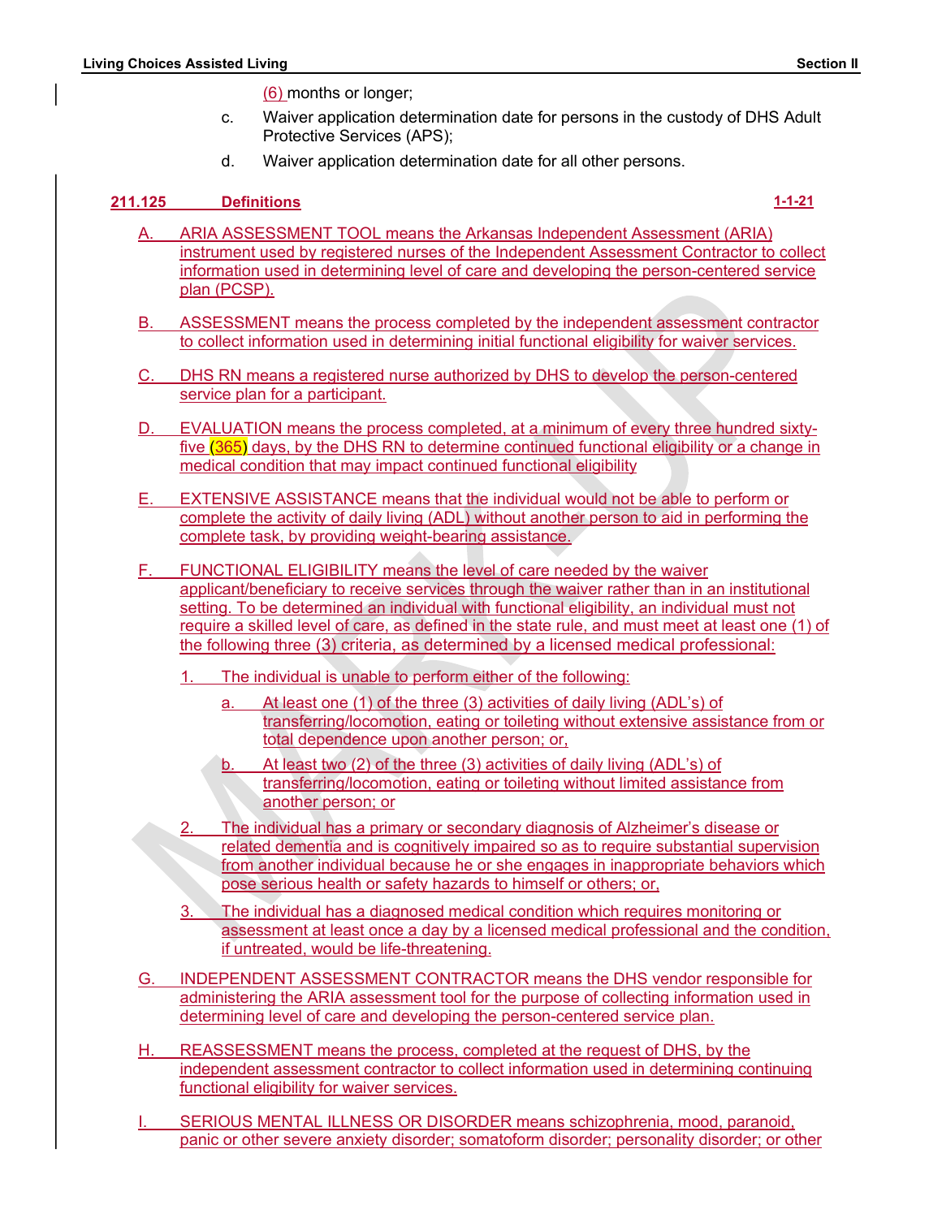(6) months or longer;

c. Waiver application determination date for persons in the custody of DHS Adult Protective Services (APS);

d. Waiver application determination date for all other persons.

## 211.125 Definitions 1-1-21

A. ARIA ASSESSMENT TOOL means the Arkansas Independent Assessment (ARIA) instrument used by registered nurses of the Independent Assessment Contractor to collect information used in determining level of care and developing the person-centered service plan (PCSP).

B. ASSESSMENT means the process completed by the independent assessment contractor to collect information used in determining initial functional eligibility for waiver services.

C. DHS RN means a registered nurse authorized by DHS to develop the person-centered service plan for a participant.

D. EVALUATION means the process completed, at a minimum of every three hundred sixty-five (365) days, by the DHS RN to determine continued functional eligibility or a change in medical condition that may impact continued functional eligibility

E. EXTENSIVE ASSISTANCE means that the individual would not be able to perform or complete the activity of daily living (ADL) without another person to aid in performing the complete task, by providing weight-bearing assistance.

F. FUNCTIONAL ELIGIBILITY means the level of care needed by the waiver applicant/beneficiary to receive services through the waiver rather than in an institutional setting. To be determined an individual with functional eligibility, an individual must not require a skilled level of care, as defined in the state rule, and must meet at least one (1) of the following three (3) criteria, as determined by a licensed medical professional:

1. The individual is unable to perform either of the following:

   a. At least one (1) of the three (3) activities of daily living (ADL's) of transferring/locomotion, eating or toileting without extensive assistance from or total dependence upon another person; or,

   b. At least two (2) of the three (3) activities of daily living (ADL's) of transferring/locomotion, eating or toileting without limited assistance from another person; or

2. The individual has a primary or secondary diagnosis of Alzheimer's disease or related dementia and is cognitively impaired so as to require substantial supervision from another individual because he or she engages in inappropriate behaviors which pose serious health or safety hazards to himself or others; or,

3. The individual has a diagnosed medical condition which requires monitoring or assessment at least once a day by a licensed medical professional and the condition, if untreated, would be life-threatening.

G. INDEPENDENT ASSESSMENT CONTRACTOR means the DHS vendor responsible for administering the ARIA assessment tool for the purpose of collecting information used in determining level of care and developing the person-centered service plan.

H. REASSESSMENT means the process, completed at the request of DHS, by the independent assessment contractor to collect information used in determining continuing functional eligibility for waiver services.

I. SERIOUS MENTAL ILLNESS OR DISORDER means schizophrenia, mood, paranoid, panic or other severe anxiety disorder; somatoform disorder; personality disorder; or other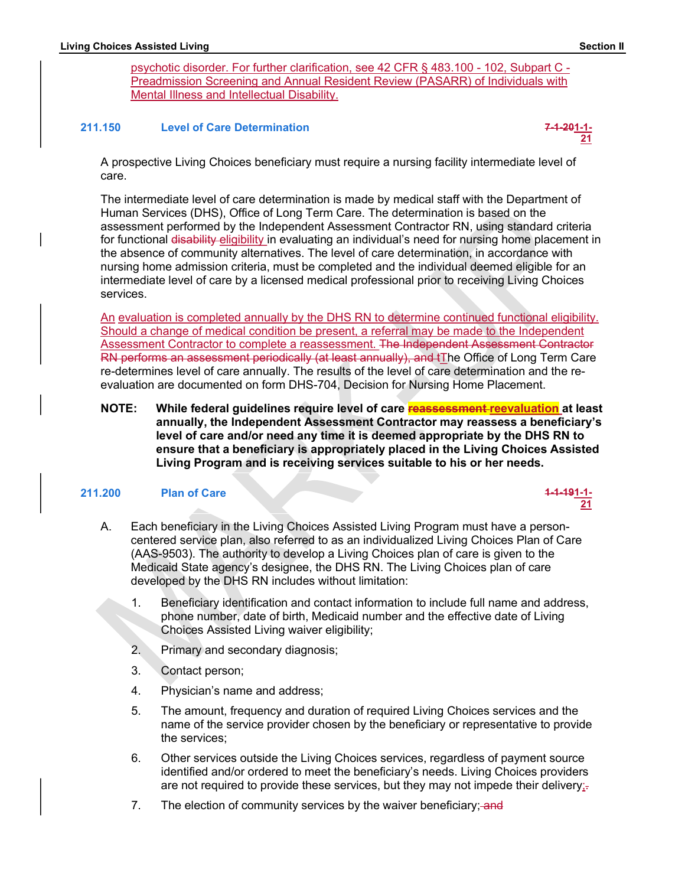psychotic disorder. For further clarification, see 42 CFR § 483.100 - 102, Subpart C - Preadmission Screening and Annual Resident Review (PASARR) of Individuals with Mental Illness and Intellectual Disability.

### 211.150 Level of Care Determination

~~7-1-20~~1-1-21

A prospective Living Choices beneficiary must require a nursing facility intermediate level of care.

The intermediate level of care determination is made by medical staff with the Department of Human Services (DHS), Office of Long Term Care. The determination is based on the assessment performed by the Independent Assessment Contractor RN, using standard criteria for functional ~~disability~~ eligibility in evaluating an individual's need for nursing home placement in the absence of community alternatives. The level of care determination, in accordance with nursing home admission criteria, must be completed and the individual deemed eligible for an intermediate level of care by a licensed medical professional prior to receiving Living Choices services.

An evaluation is completed annually by the DHS RN to determine continued functional eligibility. Should a change of medical condition be present, a referral may be made to the Independent Assessment Contractor to complete a reassessment. ~~The Independent Assessment Contractor RN performs an assessment periodically (at least annually), and t~~The Office of Long Term Care re-determines level of care annually. The results of the level of care determination and the re-evaluation are documented on form DHS-704, Decision for Nursing Home Placement.

**NOTE: While federal guidelines require level of care ~~reassessment~~ reevaluation at least annually, the Independent Assessment Contractor may reassess a beneficiary's level of care and/or need any time it is deemed appropriate by the DHS RN to ensure that a beneficiary is appropriately placed in the Living Choices Assisted Living Program and is receiving services suitable to his or her needs.**

### 211.200 Plan of Care

~~1-1-19~~1-1-21

A. Each beneficiary in the Living Choices Assisted Living Program must have a person-centered service plan, also referred to as an individualized Living Choices Plan of Care (AAS-9503). The authority to develop a Living Choices plan of care is given to the Medicaid State agency's designee, the DHS RN. The Living Choices plan of care developed by the DHS RN includes without limitation:

1. Beneficiary identification and contact information to include full name and address, phone number, date of birth, Medicaid number and the effective date of Living Choices Assisted Living waiver eligibility;
2. Primary and secondary diagnosis;
3. Contact person;
4. Physician's name and address;
5. The amount, frequency and duration of required Living Choices services and the name of the service provider chosen by the beneficiary or representative to provide the services;
6. Other services outside the Living Choices services, regardless of payment source identified and/or ordered to meet the beneficiary's needs. Living Choices providers are not required to provide these services, but they may not impede their delivery;~~.~~
7. The election of community services by the waiver beneficiary;~~ and~~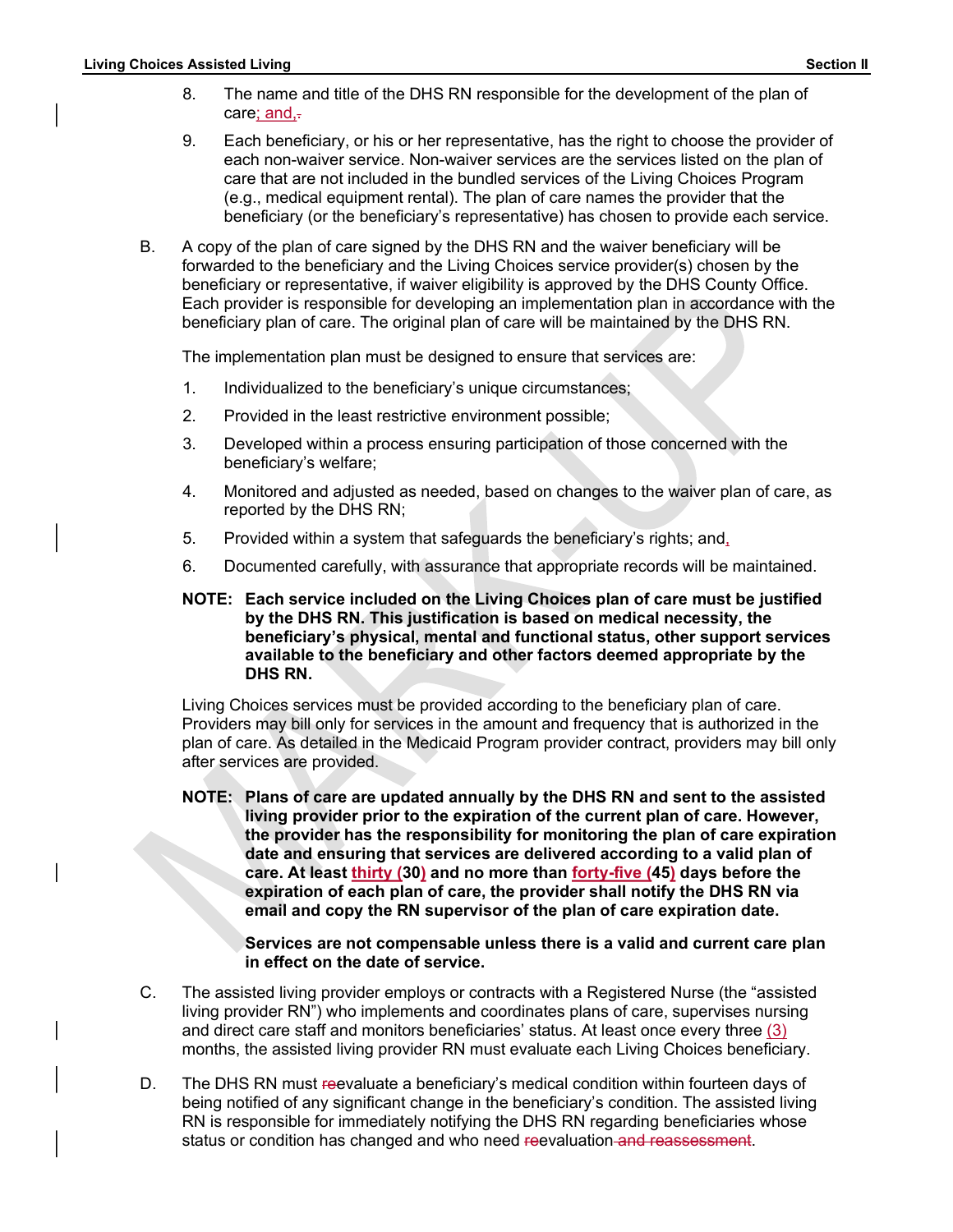8. The name and title of the DHS RN responsible for the development of the plan of care; and,

9. Each beneficiary, or his or her representative, has the right to choose the provider of each non-waiver service. Non-waiver services are the services listed on the plan of care that are not included in the bundled services of the Living Choices Program (e.g., medical equipment rental). The plan of care names the provider that the beneficiary (or the beneficiary's representative) has chosen to provide each service.

B. A copy of the plan of care signed by the DHS RN and the waiver beneficiary will be forwarded to the beneficiary and the Living Choices service provider(s) chosen by the beneficiary or representative, if waiver eligibility is approved by the DHS County Office. Each provider is responsible for developing an implementation plan in accordance with the beneficiary plan of care. The original plan of care will be maintained by the DHS RN.

The implementation plan must be designed to ensure that services are:

1. Individualized to the beneficiary's unique circumstances;

2. Provided in the least restrictive environment possible;

3. Developed within a process ensuring participation of those concerned with the beneficiary's welfare;

4. Monitored and adjusted as needed, based on changes to the waiver plan of care, as reported by the DHS RN;

5. Provided within a system that safeguards the beneficiary's rights; and,

6. Documented carefully, with assurance that appropriate records will be maintained.

**NOTE: Each service included on the Living Choices plan of care must be justified by the DHS RN. This justification is based on medical necessity, the beneficiary's physical, mental and functional status, other support services available to the beneficiary and other factors deemed appropriate by the DHS RN.**

Living Choices services must be provided according to the beneficiary plan of care. Providers may bill only for services in the amount and frequency that is authorized in the plan of care. As detailed in the Medicaid Program provider contract, providers may bill only after services are provided.

**NOTE: Plans of care are updated annually by the DHS RN and sent to the assisted living provider prior to the expiration of the current plan of care. However, the provider has the responsibility for monitoring the plan of care expiration date and ensuring that services are delivered according to a valid plan of care. At least thirty (30) and no more than forty-five (45) days before the expiration of each plan of care, the provider shall notify the DHS RN via email and copy the RN supervisor of the plan of care expiration date.**

**Services are not compensable unless there is a valid and current care plan in effect on the date of service.**

C. The assisted living provider employs or contracts with a Registered Nurse (the "assisted living provider RN") who implements and coordinates plans of care, supervises nursing and direct care staff and monitors beneficiaries' status. At least once every three (3) months, the assisted living provider RN must evaluate each Living Choices beneficiary.

D. The DHS RN must ~~re~~evaluate a beneficiary's medical condition within fourteen days of being notified of any significant change in the beneficiary's condition. The assisted living RN is responsible for immediately notifying the DHS RN regarding beneficiaries whose status or condition has changed and who need ~~re~~evaluation ~~and reassessment~~.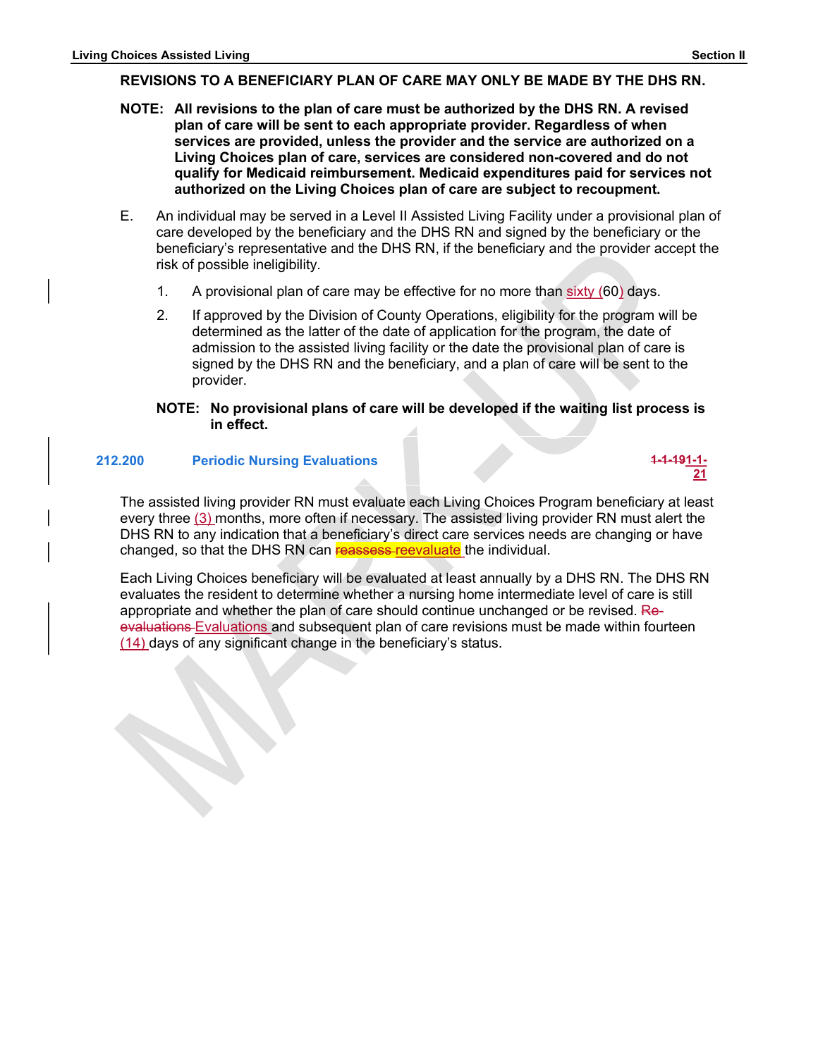**REVISIONS TO A BENEFICIARY PLAN OF CARE MAY ONLY BE MADE BY THE DHS RN.**

**NOTE: All revisions to the plan of care must be authorized by the DHS RN. A revised plan of care will be sent to each appropriate provider. Regardless of when services are provided, unless the provider and the service are authorized on a Living Choices plan of care, services are considered non-covered and do not qualify for Medicaid reimbursement. Medicaid expenditures paid for services not authorized on the Living Choices plan of care are subject to recoupment.**

E. An individual may be served in a Level II Assisted Living Facility under a provisional plan of care developed by the beneficiary and the DHS RN and signed by the beneficiary or the beneficiary's representative and the DHS RN, if the beneficiary and the provider accept the risk of possible ineligibility.

  1. A provisional plan of care may be effective for no more than sixty (60) days.

  2. If approved by the Division of County Operations, eligibility for the program will be determined as the latter of the date of application for the program, the date of admission to the assisted living facility or the date the provisional plan of care is signed by the DHS RN and the beneficiary, and a plan of care will be sent to the provider.

  **NOTE: No provisional plans of care will be developed if the waiting list process is in effect.**

## 212.200 Periodic Nursing Evaluations

~~1-1-19~~1-1-21

The assisted living provider RN must evaluate each Living Choices Program beneficiary at least every three (3) months, more often if necessary. The assisted living provider RN must alert the DHS RN to any indication that a beneficiary's direct care services needs are changing or have changed, so that the DHS RN can ~~reassess~~ reevaluate the individual.

Each Living Choices beneficiary will be evaluated at least annually by a DHS RN. The DHS RN evaluates the resident to determine whether a nursing home intermediate level of care is still appropriate and whether the plan of care should continue unchanged or be revised. ~~Re-evaluations~~ Evaluations and subsequent plan of care revisions must be made within fourteen (14) days of any significant change in the beneficiary's status.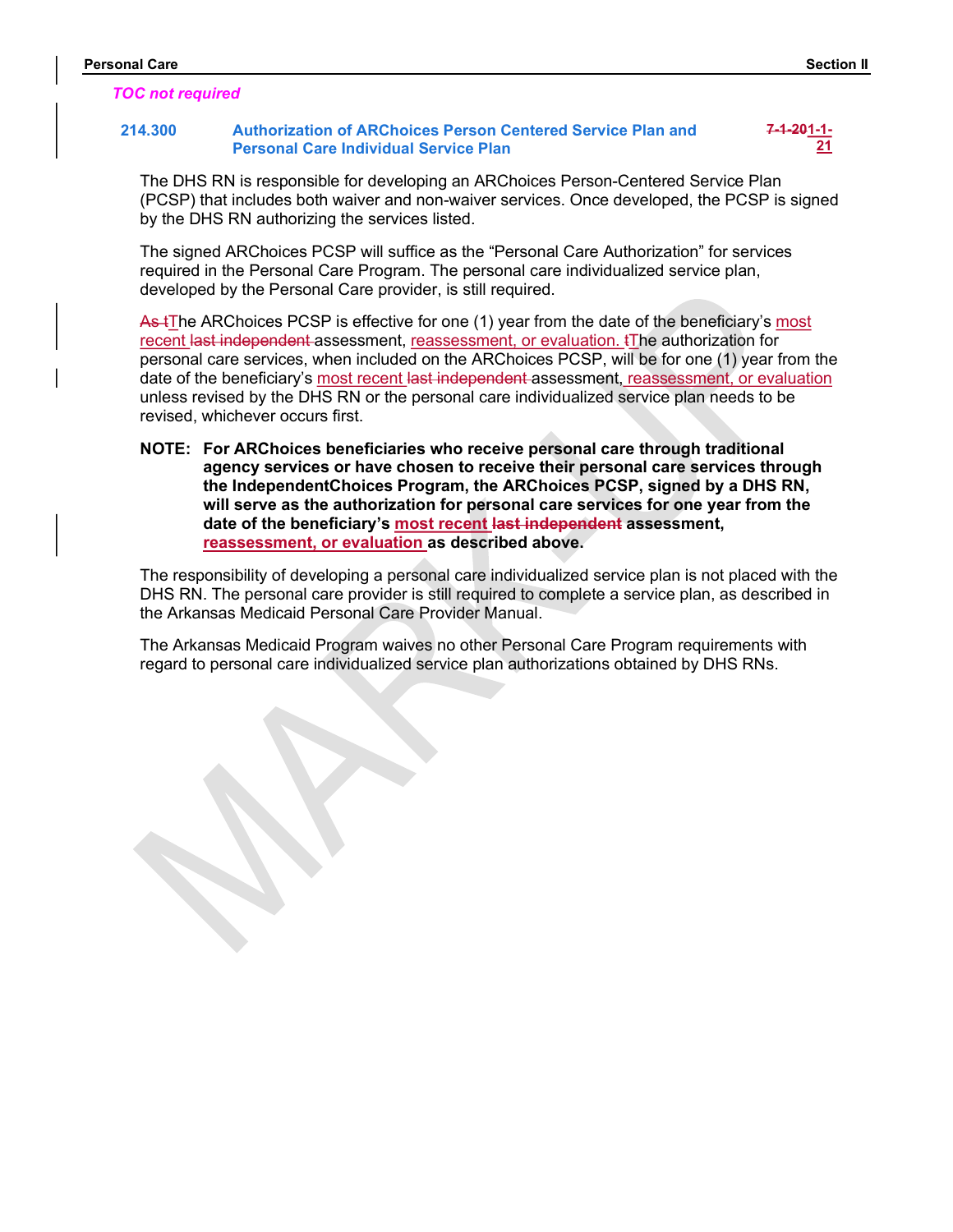*TOC not required*

### 214.300 Authorization of ARChoices Person Centered Service Plan and Personal Care Individual Service Plan

7-1-201-1-21

The DHS RN is responsible for developing an ARChoices Person-Centered Service Plan (PCSP) that includes both waiver and non-waiver services. Once developed, the PCSP is signed by the DHS RN authorizing the services listed.

The signed ARChoices PCSP will suffice as the “Personal Care Authorization” for services required in the Personal Care Program. The personal care individualized service plan, developed by the Personal Care provider, is still required.

As tThe ARChoices PCSP is effective for one (1) year from the date of the beneficiary’s most recent last independent assessment, reassessment, or evaluation. tThe authorization for personal care services, when included on the ARChoices PCSP, will be for one (1) year from the date of the beneficiary’s most recent last independent assessment, reassessment, or evaluation unless revised by the DHS RN or the personal care individualized service plan needs to be revised, whichever occurs first.

**NOTE: For ARChoices beneficiaries who receive personal care through traditional agency services or have chosen to receive their personal care services through the IndependentChoices Program, the ARChoices PCSP, signed by a DHS RN, will serve as the authorization for personal care services for one year from the date of the beneficiary’s most recent last independent assessment, reassessment, or evaluation as described above.**

The responsibility of developing a personal care individualized service plan is not placed with the DHS RN. The personal care provider is still required to complete a service plan, as described in the Arkansas Medicaid Personal Care Provider Manual.

The Arkansas Medicaid Program waives no other Personal Care Program requirements with regard to personal care individualized service plan authorizations obtained by DHS RNs.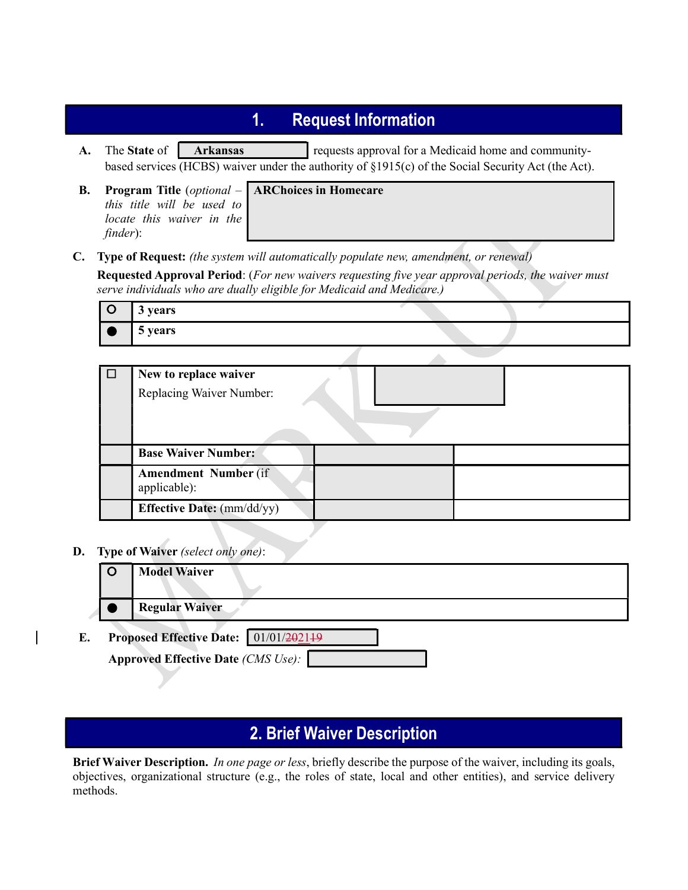# 1. Request Information

**A.** The State of **Arkansas** requests approval for a Medicaid home and community-based services (HCBS) waiver under the authority of §1915(c) of the Social Security Act (the Act).

**B.** **Program Title** (*optional – this title will be used to locate this waiver in the finder*): **ARChoices in Homecare**

**C.** **Type of Request:** *(the system will automatically populate new, amendment, or renewal)*

**Requested Approval Period**: (*For new waivers requesting five year approval periods, the waiver must serve individuals who are dually eligible for Medicaid and Medicare.)*

| | |
|---|---|
| ○ | **3 years** |
| ● | **5 years** |

| | | | |
|---|---|---|---|
| ☐ | **New to replace waiver** Replacing Waiver Number: | | |
| | **Base Waiver Number:** | | |
| | **Amendment Number** (if applicable): | | |
| | **Effective Date:** (mm/dd/yy) | | |

**D.** **Type of Waiver** *(select only one)*:

| | |
|---|---|
| ○ | **Model Waiver** |
| ● | **Regular Waiver** |

**E.** **Proposed Effective Date:** 01/01/~~2021~~19

**Approved Effective Date** *(CMS Use)*:

# 2. Brief Waiver Description

**Brief Waiver Description.** *In one page or less*, briefly describe the purpose of the waiver, including its goals, objectives, organizational structure (e.g., the roles of state, local and other entities), and service delivery methods.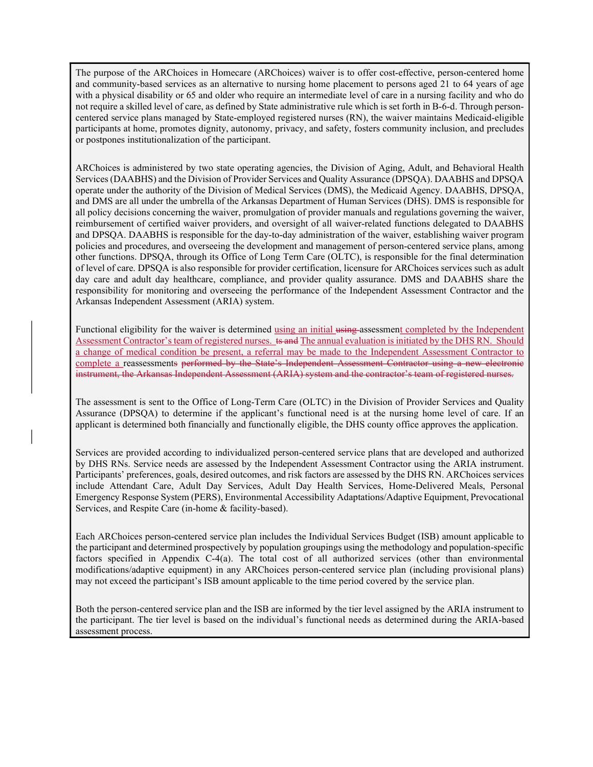The purpose of the ARChoices in Homecare (ARChoices) waiver is to offer cost-effective, person-centered home and community-based services as an alternative to nursing home placement to persons aged 21 to 64 years of age with a physical disability or 65 and older who require an intermediate level of care in a nursing facility and who do not require a skilled level of care, as defined by State administrative rule which is set forth in B-6-d. Through person-centered service plans managed by State-employed registered nurses (RN), the waiver maintains Medicaid-eligible participants at home, promotes dignity, autonomy, privacy, and safety, fosters community inclusion, and precludes or postpones institutionalization of the participant.

ARChoices is administered by two state operating agencies, the Division of Aging, Adult, and Behavioral Health Services (DAABHS) and the Division of Provider Services and Quality Assurance (DPSQA). DAABHS and DPSQA operate under the authority of the Division of Medical Services (DMS), the Medicaid Agency. DAABHS, DPSQA, and DMS are all under the umbrella of the Arkansas Department of Human Services (DHS). DMS is responsible for all policy decisions concerning the waiver, promulgation of provider manuals and regulations governing the waiver, reimbursement of certified waiver providers, and oversight of all waiver-related functions delegated to DAABHS and DPSQA. DAABHS is responsible for the day-to-day administration of the waiver, establishing waiver program policies and procedures, and overseeing the development and management of person-centered service plans, among other functions. DPSQA, through its Office of Long Term Care (OLTC), is responsible for the final determination of level of care. DPSQA is also responsible for provider certification, licensure for ARChoices services such as adult day care and adult day healthcare, compliance, and provider quality assurance. DMS and DAABHS share the responsibility for monitoring and overseeing the performance of the Independent Assessment Contractor and the Arkansas Independent Assessment (ARIA) system.

Functional eligibility for the waiver is determined <u>using an initial</u> ~~using~~ assessmen<u>t completed by the Independent Assessment Contractor's team of registered nurses.</u> ~~ts and~~ <u>The annual evaluation is initiated by the DHS RN. Should a change of medical condition be present, a referral may be made to the Independent Assessment Contractor to complete a</u> reassessment~~s performed by the State's Independent Assessment Contractor using a new electronic instrument, the Arkansas Independent Assessment (ARIA) system and the contractor's team of registered nurses.~~

The assessment is sent to the Office of Long-Term Care (OLTC) in the Division of Provider Services and Quality Assurance (DPSQA) to determine if the applicant's functional need is at the nursing home level of care. If an applicant is determined both financially and functionally eligible, the DHS county office approves the application.

Services are provided according to individualized person-centered service plans that are developed and authorized by DHS RNs. Service needs are assessed by the Independent Assessment Contractor using the ARIA instrument. Participants' preferences, goals, desired outcomes, and risk factors are assessed by the DHS RN. ARChoices services include Attendant Care, Adult Day Services, Adult Day Health Services, Home-Delivered Meals, Personal Emergency Response System (PERS), Environmental Accessibility Adaptations/Adaptive Equipment, Prevocational Services, and Respite Care (in-home & facility-based).

Each ARChoices person-centered service plan includes the Individual Services Budget (ISB) amount applicable to the participant and determined prospectively by population groupings using the methodology and population-specific factors specified in Appendix C-4(a). The total cost of all authorized services (other than environmental modifications/adaptive equipment) in any ARChoices person-centered service plan (including provisional plans) may not exceed the participant's ISB amount applicable to the time period covered by the service plan.

Both the person-centered service plan and the ISB are informed by the tier level assigned by the ARIA instrument to the participant. The tier level is based on the individual's functional needs as determined during the ARIA-based assessment process.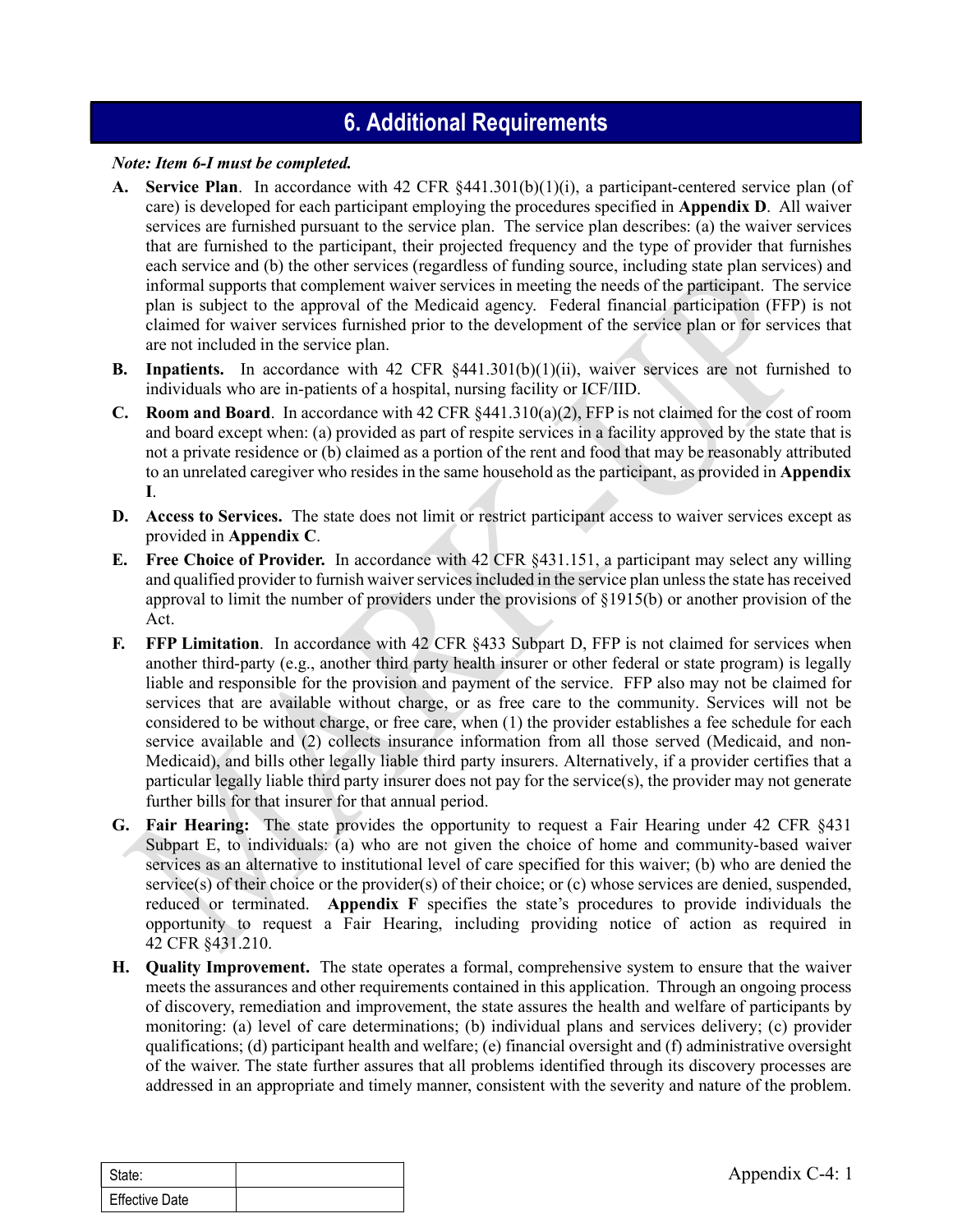## 6. Additional Requirements

***Note: Item 6-I must be completed.***

**A. Service Plan**. In accordance with 42 CFR §441.301(b)(1)(i), a participant-centered service plan (of care) is developed for each participant employing the procedures specified in **Appendix D**. All waiver services are furnished pursuant to the service plan. The service plan describes: (a) the waiver services that are furnished to the participant, their projected frequency and the type of provider that furnishes each service and (b) the other services (regardless of funding source, including state plan services) and informal supports that complement waiver services in meeting the needs of the participant. The service plan is subject to the approval of the Medicaid agency. Federal financial participation (FFP) is not claimed for waiver services furnished prior to the development of the service plan or for services that are not included in the service plan.

**B. Inpatients.** In accordance with 42 CFR §441.301(b)(1)(ii), waiver services are not furnished to individuals who are in-patients of a hospital, nursing facility or ICF/IID.

**C. Room and Board**. In accordance with 42 CFR §441.310(a)(2), FFP is not claimed for the cost of room and board except when: (a) provided as part of respite services in a facility approved by the state that is not a private residence or (b) claimed as a portion of the rent and food that may be reasonably attributed to an unrelated caregiver who resides in the same household as the participant, as provided in **Appendix I**.

**D. Access to Services.** The state does not limit or restrict participant access to waiver services except as provided in **Appendix C**.

**E. Free Choice of Provider.** In accordance with 42 CFR §431.151, a participant may select any willing and qualified provider to furnish waiver services included in the service plan unless the state has received approval to limit the number of providers under the provisions of §1915(b) or another provision of the Act.

**F. FFP Limitation**. In accordance with 42 CFR §433 Subpart D, FFP is not claimed for services when another third-party (e.g., another third party health insurer or other federal or state program) is legally liable and responsible for the provision and payment of the service. FFP also may not be claimed for services that are available without charge, or as free care to the community. Services will not be considered to be without charge, or free care, when (1) the provider establishes a fee schedule for each service available and (2) collects insurance information from all those served (Medicaid, and non-Medicaid), and bills other legally liable third party insurers. Alternatively, if a provider certifies that a particular legally liable third party insurer does not pay for the service(s), the provider may not generate further bills for that insurer for that annual period.

**G. Fair Hearing:** The state provides the opportunity to request a Fair Hearing under 42 CFR §431 Subpart E, to individuals: (a) who are not given the choice of home and community-based waiver services as an alternative to institutional level of care specified for this waiver; (b) who are denied the service(s) of their choice or the provider(s) of their choice; or (c) whose services are denied, suspended, reduced or terminated. **Appendix F** specifies the state's procedures to provide individuals the opportunity to request a Fair Hearing, including providing notice of action as required in 42 CFR §431.210.

**H. Quality Improvement.** The state operates a formal, comprehensive system to ensure that the waiver meets the assurances and other requirements contained in this application. Through an ongoing process of discovery, remediation and improvement, the state assures the health and welfare of participants by monitoring: (a) level of care determinations; (b) individual plans and services delivery; (c) provider qualifications; (d) participant health and welfare; (e) financial oversight and (f) administrative oversight of the waiver. The state further assures that all problems identified through its discovery processes are addressed in an appropriate and timely manner, consistent with the severity and nature of the problem.

| State: | |
|---|---|
| Effective Date | |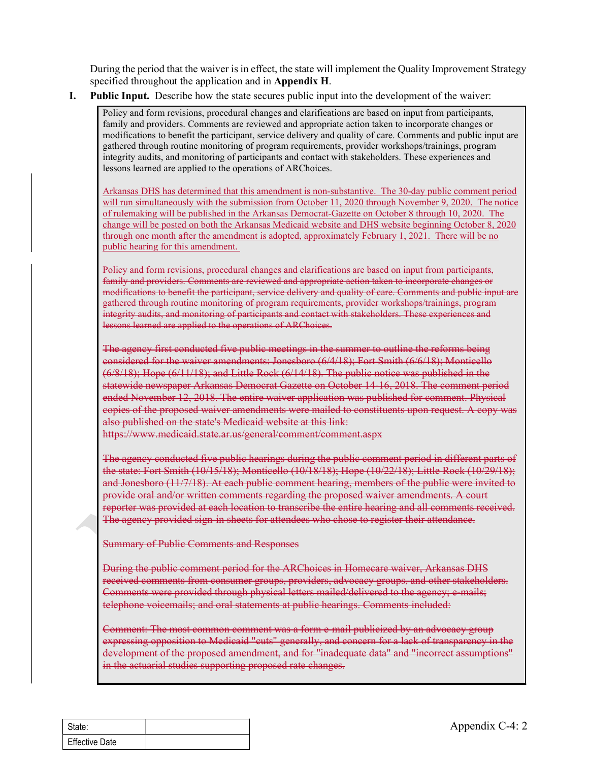During the period that the waiver is in effect, the state will implement the Quality Improvement Strategy specified throughout the application and in **Appendix H**.

**I. Public Input.** Describe how the state secures public input into the development of the waiver:

Policy and form revisions, procedural changes and clarifications are based on input from participants, family and providers. Comments are reviewed and appropriate action taken to incorporate changes or modifications to benefit the participant, service delivery and quality of care. Comments and public input are gathered through routine monitoring of program requirements, provider workshops/trainings, program integrity audits, and monitoring of participants and contact with stakeholders. These experiences and lessons learned are applied to the operations of ARChoices.

<u>Arkansas DHS has determined that this amendment is non-substantive. The 30-day public comment period will run simultaneously with the submission from October 11, 2020 through November 9, 2020. The notice of rulemaking will be published in the Arkansas Democrat-Gazette on October 8 through 10, 2020. The change will be posted on both the Arkansas Medicaid website and DHS website beginning October 8, 2020 through one month after the amendment is adopted, approximately February 1, 2021. There will be no public hearing for this amendment.</u>

~~Policy and form revisions, procedural changes and clarifications are based on input from participants, family and providers. Comments are reviewed and appropriate action taken to incorporate changes or modifications to benefit the participant, service delivery and quality of care. Comments and public input are gathered through routine monitoring of program requirements, provider workshops/trainings, program integrity audits, and monitoring of participants and contact with stakeholders. These experiences and lessons learned are applied to the operations of ARChoices.~~

~~The agency first conducted five public meetings in the summer to outline the reforms being considered for the waiver amendments: Jonesboro (6/4/18); Fort Smith (6/6/18); Monticello (6/8/18); Hope (6/11/18); and Little Rock (6/14/18). The public notice was published in the statewide newspaper Arkansas Democrat Gazette on October 14-16, 2018. The comment period ended November 12, 2018. The entire waiver application was published for comment. Physical copies of the proposed waiver amendments were mailed to constituents upon request. A copy was also published on the state's Medicaid website at this link: https://www.medicaid.state.ar.us/general/comment/comment.aspx~~

~~The agency conducted five public hearings during the public comment period in different parts of the state: Fort Smith (10/15/18); Monticello (10/18/18); Hope (10/22/18); Little Rock (10/29/18); and Jonesboro (11/7/18). At each public comment hearing, members of the public were invited to provide oral and/or written comments regarding the proposed waiver amendments. A court reporter was provided at each location to transcribe the entire hearing and all comments received. The agency provided sign-in sheets for attendees who chose to register their attendance.~~

~~Summary of Public Comments and Responses~~

~~During the public comment period for the ARChoices in Homecare waiver, Arkansas DHS received comments from consumer groups, providers, advocacy groups, and other stakeholders. Comments were provided through physical letters mailed/delivered to the agency; e-mails; telephone voicemails; and oral statements at public hearings. Comments included:~~

~~Comment: The most common comment was a form e-mail publicized by an advocacy group expressing opposition to Medicaid "cuts" generally, and concern for a lack of transparency in the development of the proposed amendment, and for "inadequate data" and "incorrect assumptions" in the actuarial studies supporting proposed rate changes.~~

| State: | |
|---|---|
| Effective Date | |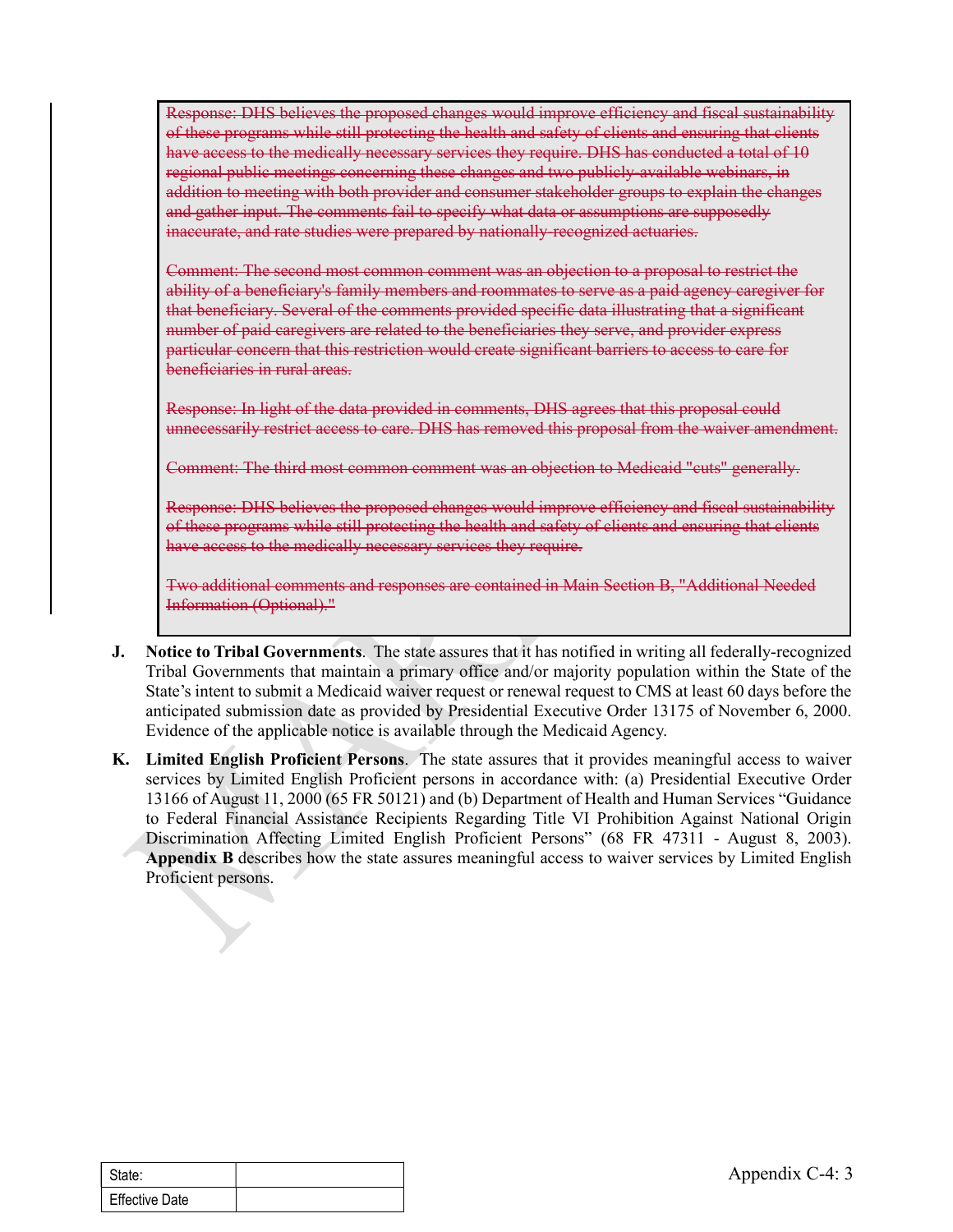~~Response: DHS believes the proposed changes would improve efficiency and fiscal sustainability of these programs while still protecting the health and safety of clients and ensuring that clients have access to the medically necessary services they require. DHS has conducted a total of 10 regional public meetings concerning these changes and two publicly-available webinars, in addition to meeting with both provider and consumer stakeholder groups to explain the changes and gather input. The comments fail to specify what data or assumptions are supposedly inaccurate, and rate studies were prepared by nationally-recognized actuaries.~~

~~Comment: The second most common comment was an objection to a proposal to restrict the ability of a beneficiary's family members and roommates to serve as a paid agency caregiver for that beneficiary. Several of the comments provided specific data illustrating that a significant number of paid caregivers are related to the beneficiaries they serve, and provider express particular concern that this restriction would create significant barriers to access to care for beneficiaries in rural areas.~~

~~Response: In light of the data provided in comments, DHS agrees that this proposal could unnecessarily restrict access to care. DHS has removed this proposal from the waiver amendment.~~

~~Comment: The third most common comment was an objection to Medicaid "cuts" generally.~~

~~Response: DHS believes the proposed changes would improve efficiency and fiscal sustainability of these programs while still protecting the health and safety of clients and ensuring that clients have access to the medically necessary services they require.~~

~~Two additional comments and responses are contained in Main Section B, "Additional Needed Information (Optional)."~~

**J. Notice to Tribal Governments**. The state assures that it has notified in writing all federally-recognized Tribal Governments that maintain a primary office and/or majority population within the State of the State's intent to submit a Medicaid waiver request or renewal request to CMS at least 60 days before the anticipated submission date as provided by Presidential Executive Order 13175 of November 6, 2000. Evidence of the applicable notice is available through the Medicaid Agency.

**K. Limited English Proficient Persons**. The state assures that it provides meaningful access to waiver services by Limited English Proficient persons in accordance with: (a) Presidential Executive Order 13166 of August 11, 2000 (65 FR 50121) and (b) Department of Health and Human Services "Guidance to Federal Financial Assistance Recipients Regarding Title VI Prohibition Against National Origin Discrimination Affecting Limited English Proficient Persons" (68 FR 47311 - August 8, 2003). **Appendix B** describes how the state assures meaningful access to waiver services by Limited English Proficient persons.

| State: | |
|---|---|
| Effective Date | |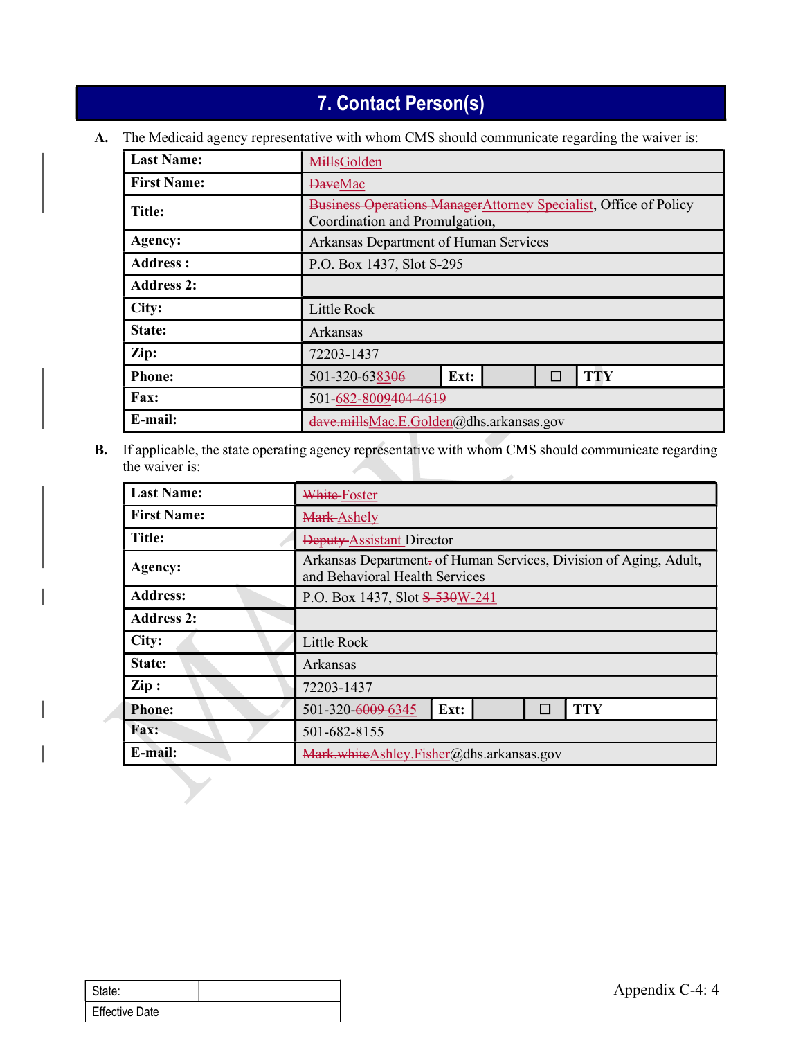# 7. Contact Person(s)

**A.** The Medicaid agency representative with whom CMS should communicate regarding the waiver is:

| | |
|---|---|
| **Last Name:** | ~~Mills~~Golden |
| **First Name:** | ~~Dave~~Mac |
| **Title:** | ~~Business Operations Manager~~Attorney Specialist, Office of Policy Coordination and Promulgation, |
| **Agency:** | Arkansas Department of Human Services |
| **Address :** | P.O. Box 1437, Slot S-295 |
| **Address 2:** | |
| **City:** | Little Rock |
| **State:** | Arkansas |
| **Zip:** | 72203-1437 |
| **Phone:** | 501-320-63~~06~~83 **Ext:** ☐ **TTY** |
| **Fax:** | 501-~~682-8009~~404-4619 |
| **E-mail:** | ~~dave.mills~~Mac.E.Golden@dhs.arkansas.gov |

**B.** If applicable, the state operating agency representative with whom CMS should communicate regarding the waiver is:

| | |
|---|---|
| **Last Name:** | ~~White~~ Foster |
| **First Name:** | ~~Mark~~ Ashely |
| **Title:** | ~~Deputy~~ Assistant Director |
| **Agency:** | Arkansas Department~~.~~ of Human Services, Division of Aging, Adult, and Behavioral Health Services |
| **Address:** | P.O. Box 1437, Slot ~~S-530~~W-241 |
| **Address 2:** | |
| **City:** | Little Rock |
| **State:** | Arkansas |
| **Zip :** | 72203-1437 |
| **Phone:** | 501-320-~~6009~~ 6345 **Ext:** ☐ **TTY** |
| **Fax:** | 501-682-8155 |
| **E-mail:** | ~~Mark.white~~Ashley.Fisher@dhs.arkansas.gov |

| | |
|---|---|
| State: | |
| Effective Date | |

Appendix C-4: 4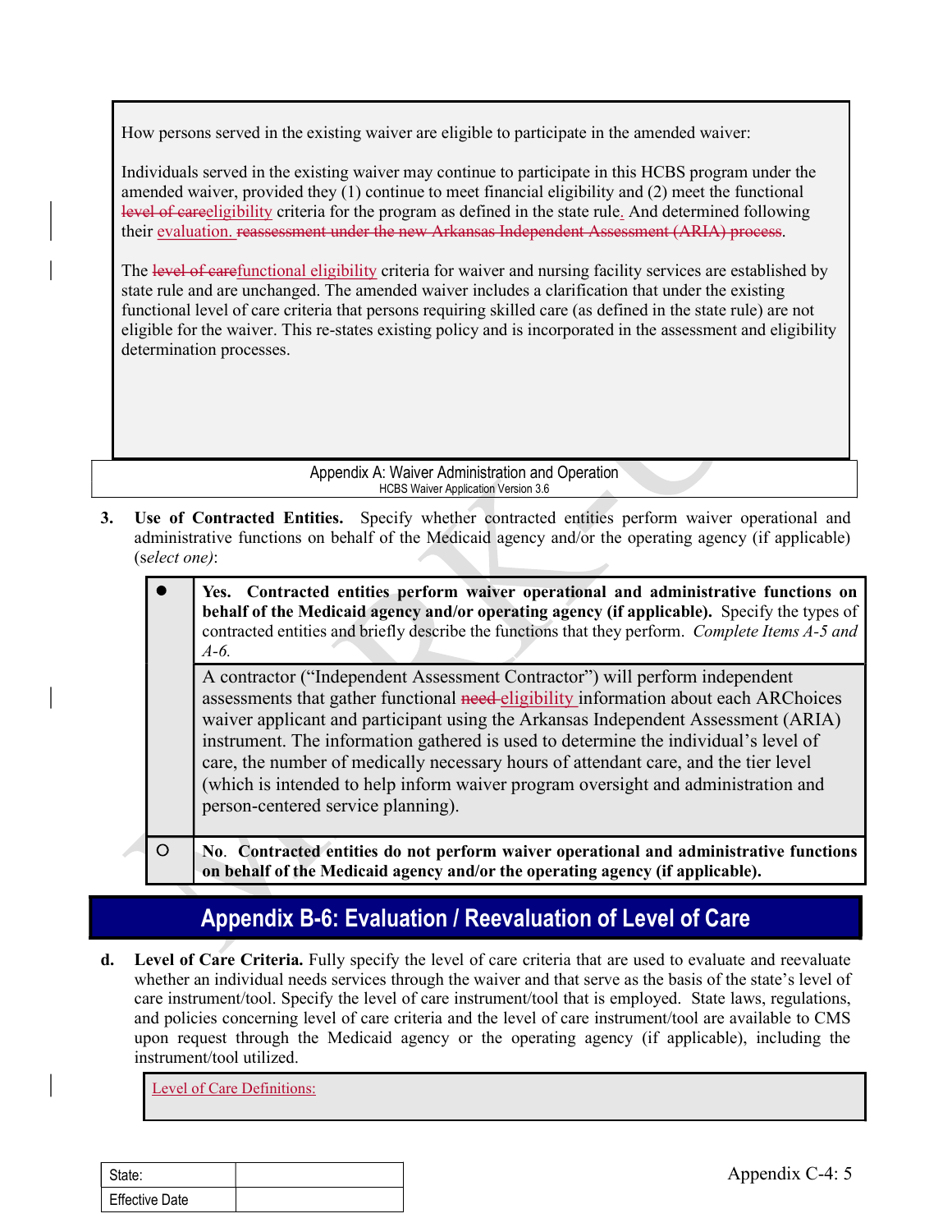How persons served in the existing waiver are eligible to participate in the amended waiver:

Individuals served in the existing waiver may continue to participate in this HCBS program under the amended waiver, provided they (1) continue to meet financial eligibility and (2) meet the functional ~~level of care~~eligibility criteria for the program as defined in the state rule. And determined following their evaluation. ~~reassessment under the new Arkansas Independent Assessment (ARIA) process~~.

The ~~level of care~~functional eligibility criteria for waiver and nursing facility services are established by state rule and are unchanged. The amended waiver includes a clarification that under the existing functional level of care criteria that persons requiring skilled care (as defined in the state rule) are not eligible for the waiver. This re-states existing policy and is incorporated in the assessment and eligibility determination processes.

Appendix A: Waiver Administration and Operation
HCBS Waiver Application Version 3.6

**3. Use of Contracted Entities.** Specify whether contracted entities perform waiver operational and administrative functions on behalf of the Medicaid agency and/or the operating agency (if applicable) (*select one*):

| | |
|---|---|
| ● | **Yes. Contracted entities perform waiver operational and administrative functions on behalf of the Medicaid agency and/or operating agency (if applicable).** Specify the types of contracted entities and briefly describe the functions that they perform. *Complete Items A-5 and A-6.* |
| | A contractor ("Independent Assessment Contractor") will perform independent assessments that gather functional ~~need~~ eligibility information about each ARChoices waiver applicant and participant using the Arkansas Independent Assessment (ARIA) instrument. The information gathered is used to determine the individual's level of care, the number of medically necessary hours of attendant care, and the tier level (which is intended to help inform waiver program oversight and administration and person-centered service planning). |
| ○ | **No. Contracted entities do not perform waiver operational and administrative functions on behalf of the Medicaid agency and/or the operating agency (if applicable).** |

## Appendix B-6: Evaluation / Reevaluation of Level of Care

**d. Level of Care Criteria.** Fully specify the level of care criteria that are used to evaluate and reevaluate whether an individual needs services through the waiver and that serve as the basis of the state's level of care instrument/tool. Specify the level of care instrument/tool that is employed. State laws, regulations, and policies concerning level of care criteria and the level of care instrument/tool are available to CMS upon request through the Medicaid agency or the operating agency (if applicable), including the instrument/tool utilized.

Level of Care Definitions:

| State: | |
|---|---|
| Effective Date | |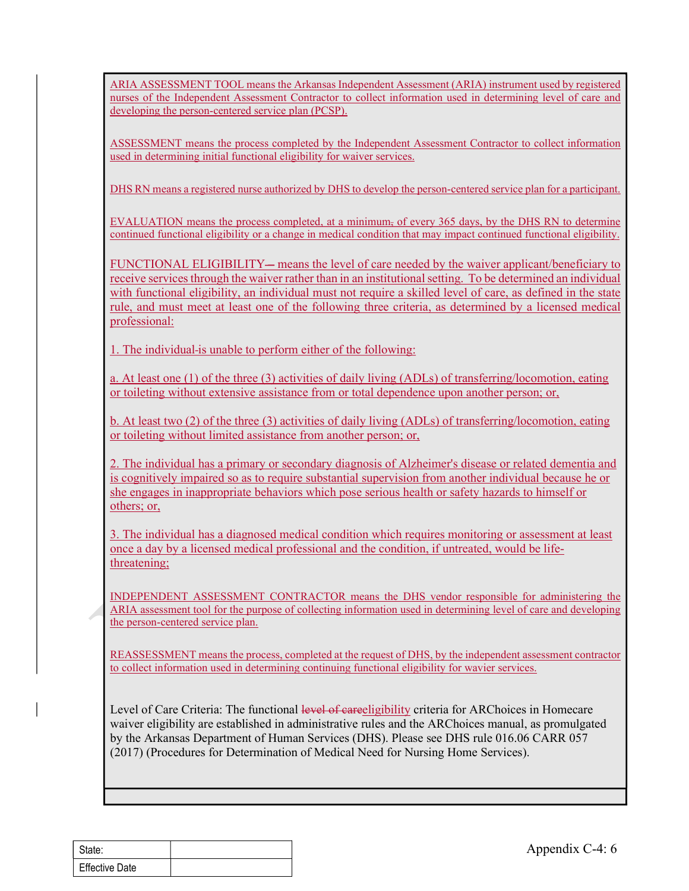ARIA ASSESSMENT TOOL means the Arkansas Independent Assessment (ARIA) instrument used by registered nurses of the Independent Assessment Contractor to collect information used in determining level of care and developing the person-centered service plan (PCSP).

ASSESSMENT means the process completed by the Independent Assessment Contractor to collect information used in determining initial functional eligibility for waiver services.

DHS RN means a registered nurse authorized by DHS to develop the person-centered service plan for a participant.

EVALUATION means the process completed, at a minimum, of every 365 days, by the DHS RN to determine continued functional eligibility or a change in medical condition that may impact continued functional eligibility.

FUNCTIONAL ELIGIBILITY— means the level of care needed by the waiver applicant/beneficiary to receive services through the waiver rather than in an institutional setting. To be determined an individual with functional eligibility, an individual must not require a skilled level of care, as defined in the state rule, and must meet at least one of the following three criteria, as determined by a licensed medical professional:

1. The individual is unable to perform either of the following:

a. At least one (1) of the three (3) activities of daily living (ADLs) of transferring/locomotion, eating or toileting without extensive assistance from or total dependence upon another person; or,

b. At least two (2) of the three (3) activities of daily living (ADLs) of transferring/locomotion, eating or toileting without limited assistance from another person; or,

2. The individual has a primary or secondary diagnosis of Alzheimer's disease or related dementia and is cognitively impaired so as to require substantial supervision from another individual because he or she engages in inappropriate behaviors which pose serious health or safety hazards to himself or others; or,

3. The individual has a diagnosed medical condition which requires monitoring or assessment at least once a day by a licensed medical professional and the condition, if untreated, would be life-threatening;

INDEPENDENT ASSESSMENT CONTRACTOR means the DHS vendor responsible for administering the ARIA assessment tool for the purpose of collecting information used in determining level of care and developing the person-centered service plan.

REASSESSMENT means the process, completed at the request of DHS, by the independent assessment contractor to collect information used in determining continuing functional eligibility for wavier services.

Level of Care Criteria: The functional ~~level of care~~eligibility criteria for ARChoices in Homecare waiver eligibility are established in administrative rules and the ARChoices manual, as promulgated by the Arkansas Department of Human Services (DHS). Please see DHS rule 016.06 CARR 057 (2017) (Procedures for Determination of Medical Need for Nursing Home Services).

| State: | |
|---|---|
| Effective Date | |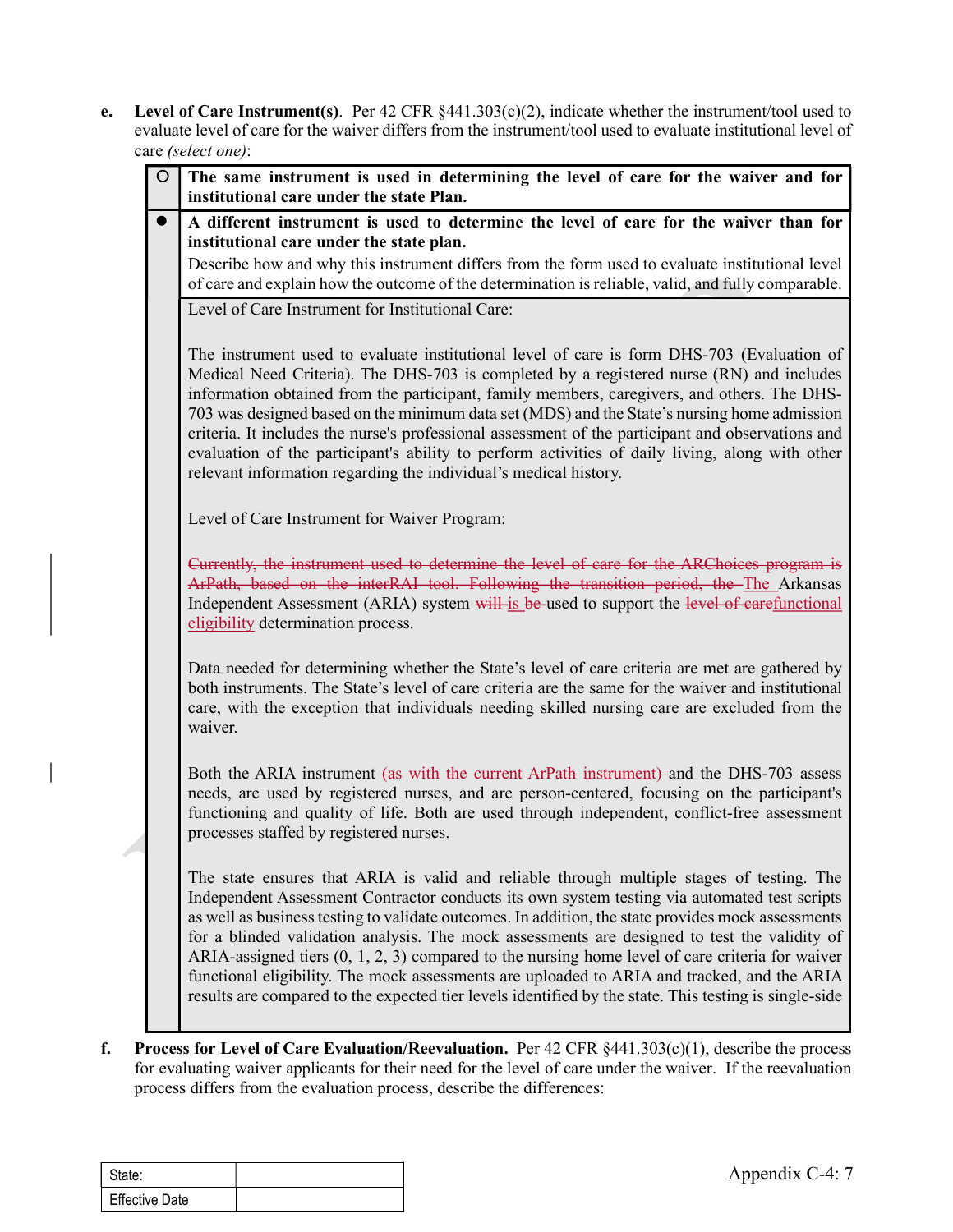**e. Level of Care Instrument(s)**. Per 42 CFR §441.303(c)(2), indicate whether the instrument/tool used to evaluate level of care for the waiver differs from the instrument/tool used to evaluate institutional level of care *(select one)*:

| | |
|---|---|
| ○ | **The same instrument is used in determining the level of care for the waiver and for institutional care under the state Plan.** |
| ● | **A different instrument is used to determine the level of care for the waiver than for institutional care under the state plan.** Describe how and why this instrument differs from the form used to evaluate institutional level of care and explain how the outcome of the determination is reliable, valid, and fully comparable. |

Level of Care Instrument for Institutional Care:

The instrument used to evaluate institutional level of care is form DHS-703 (Evaluation of Medical Need Criteria). The DHS-703 is completed by a registered nurse (RN) and includes information obtained from the participant, family members, caregivers, and others. The DHS-703 was designed based on the minimum data set (MDS) and the State's nursing home admission criteria. It includes the nurse's professional assessment of the participant and observations and evaluation of the participant's ability to perform activities of daily living, along with other relevant information regarding the individual's medical history.

Level of Care Instrument for Waiver Program:

~~Currently, the instrument used to determine the level of care for the ARChoices program is ArPath, based on the interRAI tool. Following the transition period, the~~ The Arkansas Independent Assessment (ARIA) system ~~will~~ is ~~be~~ used to support the ~~level of care~~functional eligibility determination process.

Data needed for determining whether the State's level of care criteria are met are gathered by both instruments. The State's level of care criteria are the same for the waiver and institutional care, with the exception that individuals needing skilled nursing care are excluded from the waiver.

Both the ARIA instrument ~~(as with the current ArPath instrument)~~ and the DHS-703 assess needs, are used by registered nurses, and are person-centered, focusing on the participant's functioning and quality of life. Both are used through independent, conflict-free assessment processes staffed by registered nurses.

The state ensures that ARIA is valid and reliable through multiple stages of testing. The Independent Assessment Contractor conducts its own system testing via automated test scripts as well as business testing to validate outcomes. In addition, the state provides mock assessments for a blinded validation analysis. The mock assessments are designed to test the validity of ARIA-assigned tiers (0, 1, 2, 3) compared to the nursing home level of care criteria for waiver functional eligibility. The mock assessments are uploaded to ARIA and tracked, and the ARIA results are compared to the expected tier levels identified by the state. This testing is single-side

**f. Process for Level of Care Evaluation/Reevaluation.** Per 42 CFR §441.303(c)(1), describe the process for evaluating waiver applicants for their need for the level of care under the waiver. If the reevaluation process differs from the evaluation process, describe the differences: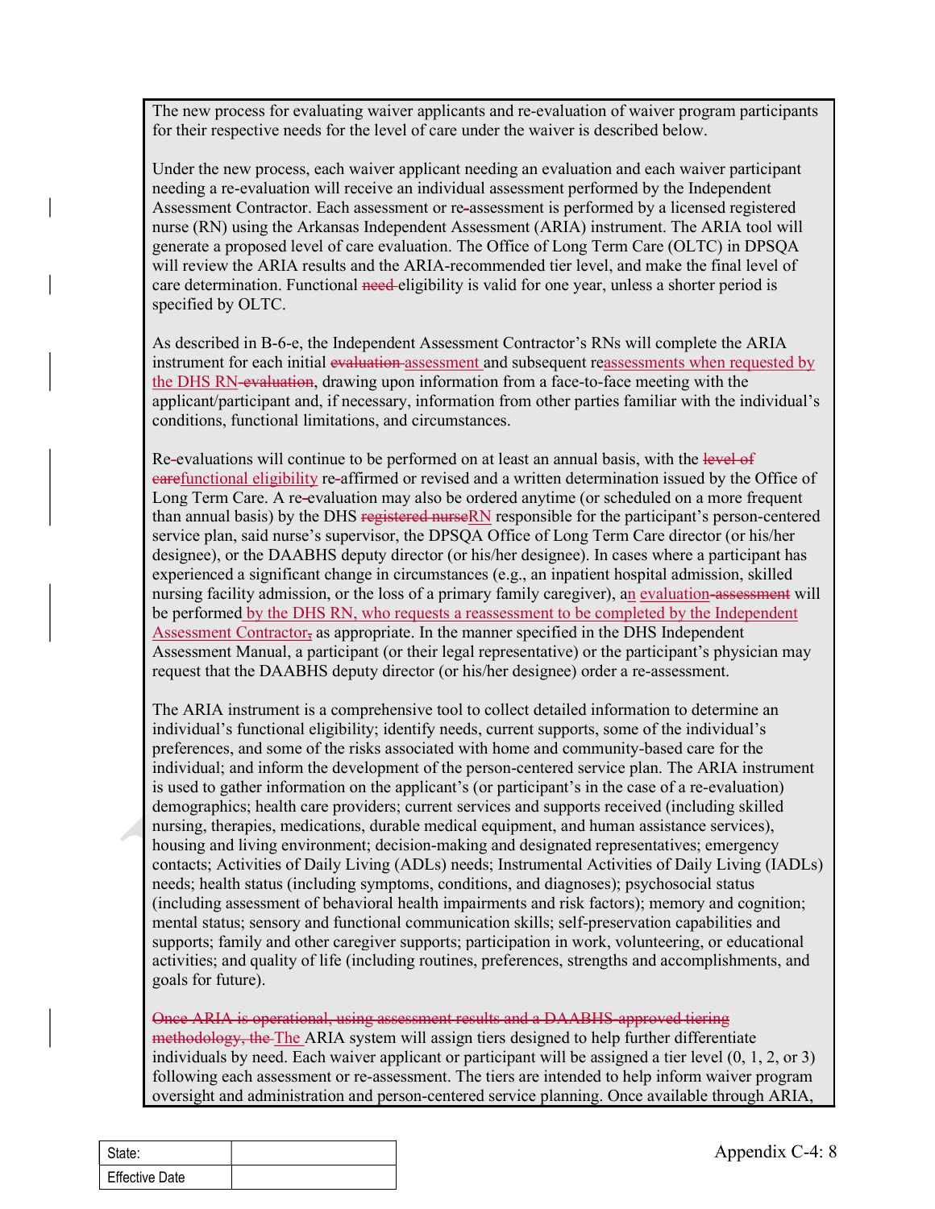The new process for evaluating waiver applicants and re-evaluation of waiver program participants for their respective needs for the level of care under the waiver is described below.

Under the new process, each waiver applicant needing an evaluation and each waiver participant needing a re-evaluation will receive an individual assessment performed by the Independent Assessment Contractor. Each assessment or re~~-~~assessment is performed by a licensed registered nurse (RN) using the Arkansas Independent Assessment (ARIA) instrument. The ARIA tool will generate a proposed level of care evaluation. The Office of Long Term Care (OLTC) in DPSQA will review the ARIA results and the ARIA-recommended tier level, and make the final level of care determination. Functional ~~need~~ eligibility is valid for one year, unless a shorter period is specified by OLTC.

As described in B-6-e, the Independent Assessment Contractor's RNs will complete the ARIA instrument for each initial ~~evaluation~~ assessment and subsequent reassessments when requested by the DHS RN~~-evaluation~~, drawing upon information from a face-to-face meeting with the applicant/participant and, if necessary, information from other parties familiar with the individual's conditions, functional limitations, and circumstances.

Re~~-~~evaluations will continue to be performed on at least an annual basis, with the ~~level of care~~functional eligibility re~~-~~affirmed or revised and a written determination issued by the Office of Long Term Care. A re~~-~~evaluation may also be ordered anytime (or scheduled on a more frequent than annual basis) by the DHS ~~registered nurse~~RN responsible for the participant's person-centered service plan, said nurse's supervisor, the DPSQA Office of Long Term Care director (or his/her designee), or the DAABHS deputy director (or his/her designee). In cases where a participant has experienced a significant change in circumstances (e.g., an inpatient hospital admission, skilled nursing facility admission, or the loss of a primary family caregiver), an evaluation~~-assessment~~ will be performed by the DHS RN, who requests a reassessment to be completed by the Independent Assessment Contractor~~,~~ as appropriate. In the manner specified in the DHS Independent Assessment Manual, a participant (or their legal representative) or the participant's physician may request that the DAABHS deputy director (or his/her designee) order a re-assessment.

The ARIA instrument is a comprehensive tool to collect detailed information to determine an individual's functional eligibility; identify needs, current supports, some of the individual's preferences, and some of the risks associated with home and community-based care for the individual; and inform the development of the person-centered service plan. The ARIA instrument is used to gather information on the applicant's (or participant's in the case of a re-evaluation) demographics; health care providers; current services and supports received (including skilled nursing, therapies, medications, durable medical equipment, and human assistance services), housing and living environment; decision-making and designated representatives; emergency contacts; Activities of Daily Living (ADLs) needs; Instrumental Activities of Daily Living (IADLs) needs; health status (including symptoms, conditions, and diagnoses); psychosocial status (including assessment of behavioral health impairments and risk factors); memory and cognition; mental status; sensory and functional communication skills; self-preservation capabilities and supports; family and other caregiver supports; participation in work, volunteering, or educational activities; and quality of life (including routines, preferences, strengths and accomplishments, and goals for future).

~~Once ARIA is operational, using assessment results and a DAABHS-approved tiering methodology, the~~ The ARIA system will assign tiers designed to help further differentiate individuals by need. Each waiver applicant or participant will be assigned a tier level (0, 1, 2, or 3) following each assessment or re-assessment. The tiers are intended to help inform waiver program oversight and administration and person-centered service planning. Once available through ARIA,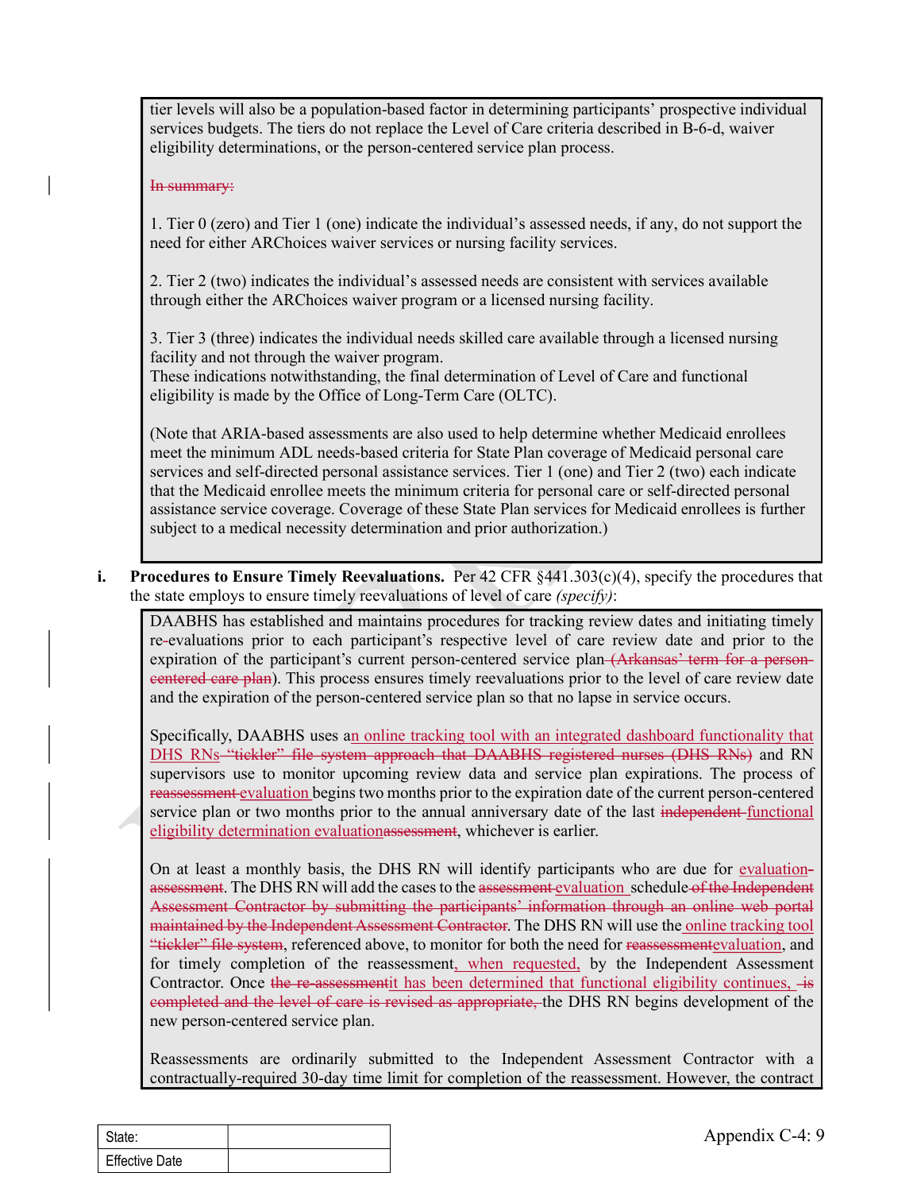tier levels will also be a population-based factor in determining participants' prospective individual services budgets. The tiers do not replace the Level of Care criteria described in B-6-d, waiver eligibility determinations, or the person-centered service plan process.

~~In summary:~~

1. Tier 0 (zero) and Tier 1 (one) indicate the individual's assessed needs, if any, do not support the need for either ARChoices waiver services or nursing facility services.

2. Tier 2 (two) indicates the individual's assessed needs are consistent with services available through either the ARChoices waiver program or a licensed nursing facility.

3. Tier 3 (three) indicates the individual needs skilled care available through a licensed nursing facility and not through the waiver program.
These indications notwithstanding, the final determination of Level of Care and functional eligibility is made by the Office of Long-Term Care (OLTC).

(Note that ARIA-based assessments are also used to help determine whether Medicaid enrollees meet the minimum ADL needs-based criteria for State Plan coverage of Medicaid personal care services and self-directed personal assistance services. Tier 1 (one) and Tier 2 (two) each indicate that the Medicaid enrollee meets the minimum criteria for personal care or self-directed personal assistance service coverage. Coverage of these State Plan services for Medicaid enrollees is further subject to a medical necessity determination and prior authorization.)

**i. Procedures to Ensure Timely Reevaluations.** Per 42 CFR §441.303(c)(4), specify the procedures that the state employs to ensure timely reevaluations of level of care *(specify)*:

DAABHS has established and maintains procedures for tracking review dates and initiating timely re~~-~~evaluations prior to each participant's respective level of care review date and prior to the expiration of the participant's current person-centered service plan ~~(Arkansas' term for a person-centered care plan~~). This process ensures timely reevaluations prior to the level of care review date and the expiration of the person-centered service plan so that no lapse in service occurs.

Specifically, DAABHS uses an online tracking tool with an integrated dashboard functionality that DHS RNs ~~"tickler" file system approach that DAABHS registered nurses (DHS RNs)~~ and RN supervisors use to monitor upcoming review data and service plan expirations. The process of ~~reassessment~~ evaluation begins two months prior to the expiration date of the current person-centered service plan or two months prior to the annual anniversary date of the last ~~independent~~ functional eligibility determination evaluation~~assessment~~, whichever is earlier.

On at least a monthly basis, the DHS RN will identify participants who are due for evaluation ~~assessment~~. The DHS RN will add the cases to the ~~assessment~~ evaluation schedule ~~of the Independent Assessment Contractor by submitting the participants' information through an online web portal maintained by the Independent Assessment Contractor~~. The DHS RN will use the online tracking tool ~~"tickler" file system~~, referenced above, to monitor for both the need for ~~reassessment~~evaluation, and for timely completion of the reassessment, when requested, by the Independent Assessment Contractor. Once ~~the re-assessment~~it has been determined that functional eligibility continues, ~~is completed and the level of care is revised as appropriate,~~ the DHS RN begins development of the new person-centered service plan.

Reassessments are ordinarily submitted to the Independent Assessment Contractor with a contractually-required 30-day time limit for completion of the reassessment. However, the contract

| State: | |
|---|---|
| Effective Date | |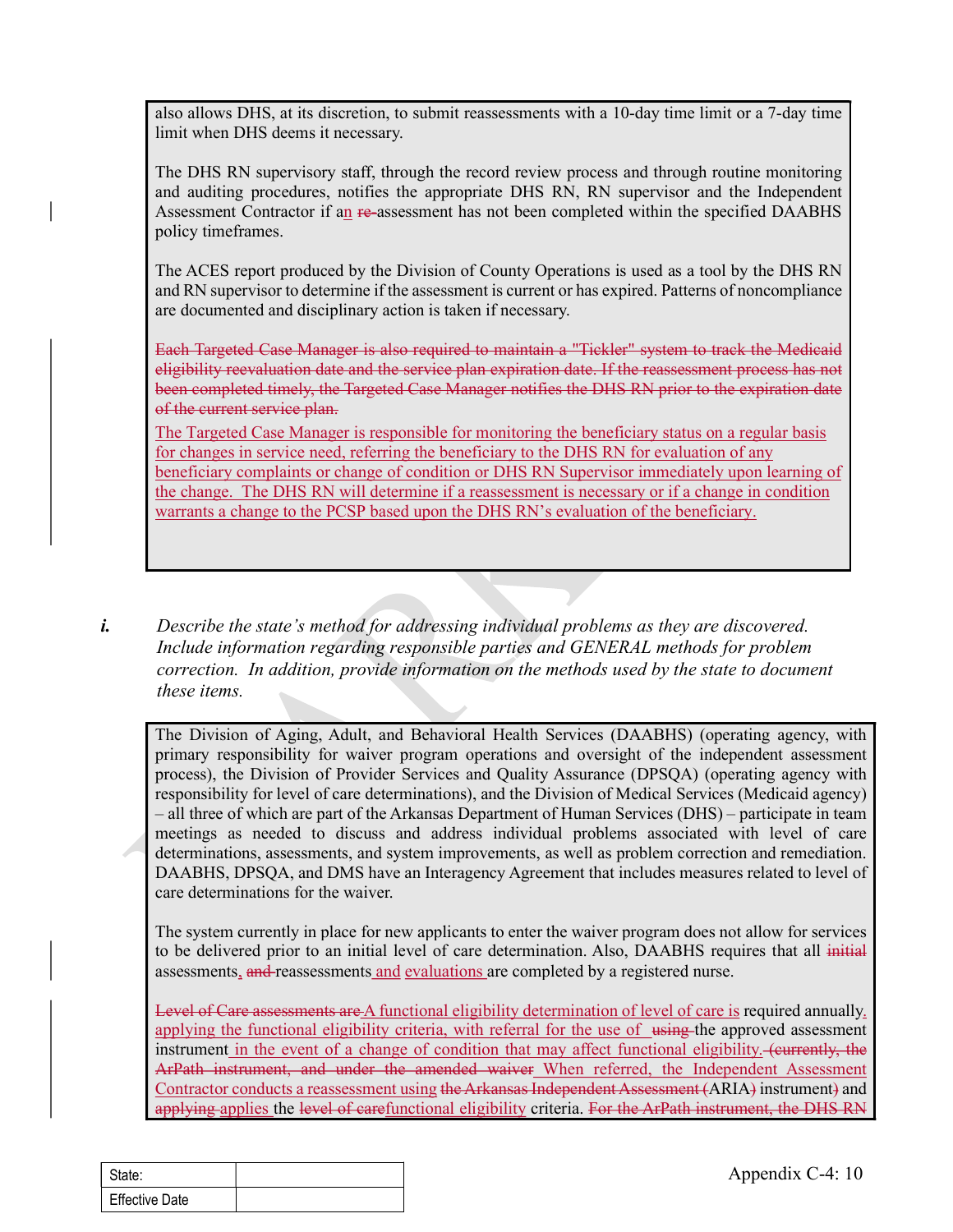also allows DHS, at its discretion, to submit reassessments with a 10-day time limit or a 7-day time limit when DHS deems it necessary.

The DHS RN supervisory staff, through the record review process and through routine monitoring and auditing procedures, notifies the appropriate DHS RN, RN supervisor and the Independent Assessment Contractor if an ~~re-~~assessment has not been completed within the specified DAABHS policy timeframes.

The ACES report produced by the Division of County Operations is used as a tool by the DHS RN and RN supervisor to determine if the assessment is current or has expired. Patterns of noncompliance are documented and disciplinary action is taken if necessary.

~~Each Targeted Case Manager is also required to maintain a "Tickler" system to track the Medicaid eligibility reevaluation date and the service plan expiration date. If the reassessment process has not been completed timely, the Targeted Case Manager notifies the DHS RN prior to the expiration date of the current service plan.~~

The Targeted Case Manager is responsible for monitoring the beneficiary status on a regular basis for changes in service need, referring the beneficiary to the DHS RN for evaluation of any beneficiary complaints or change of condition or DHS RN Supervisor immediately upon learning of the change. The DHS RN will determine if a reassessment is necessary or if a change in condition warrants a change to the PCSP based upon the DHS RN's evaluation of the beneficiary.

***i.*** *Describe the state's method for addressing individual problems as they are discovered. Include information regarding responsible parties and GENERAL methods for problem correction. In addition, provide information on the methods used by the state to document these items.*

The Division of Aging, Adult, and Behavioral Health Services (DAABHS) (operating agency, with primary responsibility for waiver program operations and oversight of the independent assessment process), the Division of Provider Services and Quality Assurance (DPSQA) (operating agency with responsibility for level of care determinations), and the Division of Medical Services (Medicaid agency) – all three of which are part of the Arkansas Department of Human Services (DHS) – participate in team meetings as needed to discuss and address individual problems associated with level of care determinations, assessments, and system improvements, as well as problem correction and remediation. DAABHS, DPSQA, and DMS have an Interagency Agreement that includes measures related to level of care determinations for the waiver.

The system currently in place for new applicants to enter the waiver program does not allow for services to be delivered prior to an initial level of care determination. Also, DAABHS requires that all ~~initial~~ assessments, ~~and~~ reassessments and evaluations are completed by a registered nurse.

~~Level of Care assessments are~~ A functional eligibility determination of level of care is required annually. applying the functional eligibility criteria, with referral for the use of ~~using~~ the approved assessment instrument in the event of a change of condition that may affect functional eligibility. ~~(currently, the ArPath instrument, and under the amended waiver~~ When referred, the Independent Assessment Contractor conducts a reassessment using ~~the Arkansas Independent Assessment (~~ARIA~~)~~ instrument~~)~~ and ~~applying~~ applies the ~~level of care~~functional eligibility criteria. ~~For the ArPath instrument, the DHS RN~~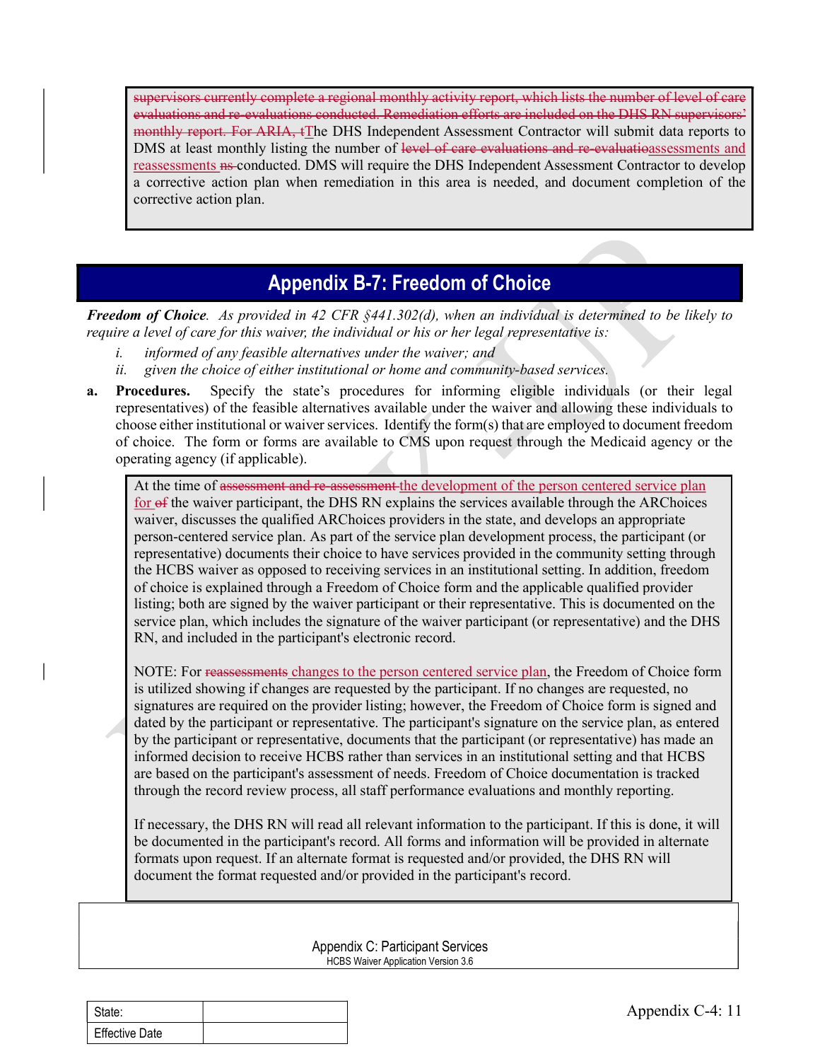~~supervisors currently complete a regional monthly activity report, which lists the number of level of care evaluations and re-evaluations conducted. Remediation efforts are included on the DHS RN supervisors' monthly report. For ARIA, t~~The DHS Independent Assessment Contractor will submit data reports to DMS at least monthly listing the number of ~~level of care evaluations and re-evaluatio~~assessments and reassessments ~~ns~~ conducted. DMS will require the DHS Independent Assessment Contractor to develop a corrective action plan when remediation in this area is needed, and document completion of the corrective action plan.

## Appendix B-7: Freedom of Choice

***Freedom of Choice****. As provided in 42 CFR §441.302(d), when an individual is determined to be likely to require a level of care for this waiver, the individual or his or her legal representative is:*

*i. informed of any feasible alternatives under the waiver; and*
*ii. given the choice of either institutional or home and community-based services.*

**a. Procedures.** Specify the state's procedures for informing eligible individuals (or their legal representatives) of the feasible alternatives available under the waiver and allowing these individuals to choose either institutional or waiver services. Identify the form(s) that are employed to document freedom of choice. The form or forms are available to CMS upon request through the Medicaid agency or the operating agency (if applicable).

At the time of ~~assessment and re-assessment~~ the development of the person centered service plan for ~~of~~ the waiver participant, the DHS RN explains the services available through the ARChoices waiver, discusses the qualified ARChoices providers in the state, and develops an appropriate person-centered service plan. As part of the service plan development process, the participant (or representative) documents their choice to have services provided in the community setting through the HCBS waiver as opposed to receiving services in an institutional setting. In addition, freedom of choice is explained through a Freedom of Choice form and the applicable qualified provider listing; both are signed by the waiver participant or their representative. This is documented on the service plan, which includes the signature of the waiver participant (or representative) and the DHS RN, and included in the participant's electronic record.

NOTE: For ~~reassessments~~ changes to the person centered service plan, the Freedom of Choice form is utilized showing if changes are requested by the participant. If no changes are requested, no signatures are required on the provider listing; however, the Freedom of Choice form is signed and dated by the participant or representative. The participant's signature on the service plan, as entered by the participant or representative, documents that the participant (or representative) has made an informed decision to receive HCBS rather than services in an institutional setting and that HCBS are based on the participant's assessment of needs. Freedom of Choice documentation is tracked through the record review process, all staff performance evaluations and monthly reporting.

If necessary, the DHS RN will read all relevant information to the participant. If this is done, it will be documented in the participant's record. All forms and information will be provided in alternate formats upon request. If an alternate format is requested and/or provided, the DHS RN will document the format requested and/or provided in the participant's record.

| State: | |
|---|---|
| Effective Date | |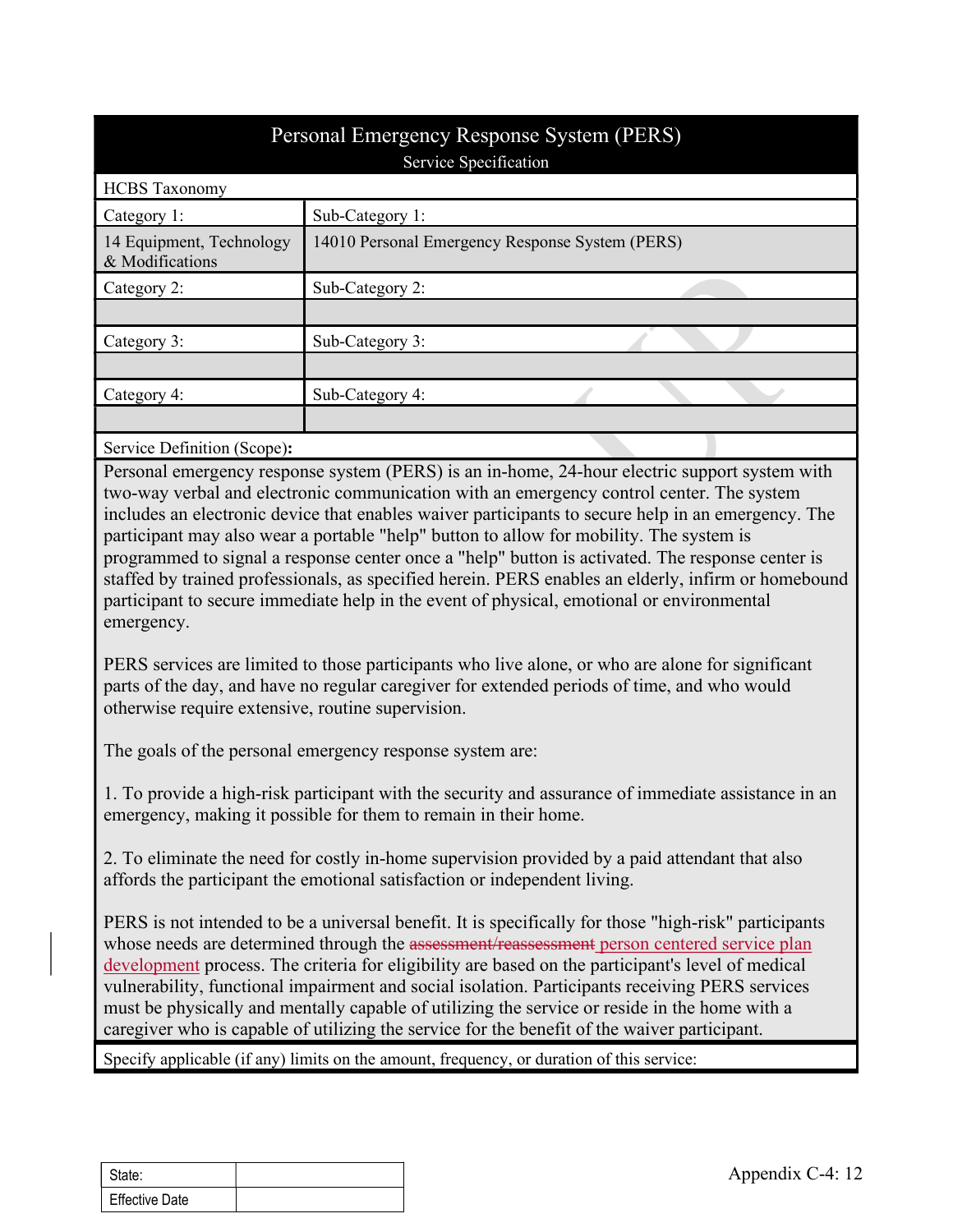# Personal Emergency Response System (PERS)

Service Specification

| HCBS Taxonomy | |
|---|---|
| Category 1: | Sub-Category 1: |
| 14 Equipment, Technology & Modifications | 14010 Personal Emergency Response System (PERS) |
| Category 2: | Sub-Category 2: |
| | |
| Category 3: | Sub-Category 3: |
| | |
| Category 4: | Sub-Category 4: |
| | |

Service Definition (Scope)**:**

Personal emergency response system (PERS) is an in-home, 24-hour electric support system with two-way verbal and electronic communication with an emergency control center. The system includes an electronic device that enables waiver participants to secure help in an emergency. The participant may also wear a portable "help" button to allow for mobility. The system is programmed to signal a response center once a "help" button is activated. The response center is staffed by trained professionals, as specified herein. PERS enables an elderly, infirm or homebound participant to secure immediate help in the event of physical, emotional or environmental emergency.

PERS services are limited to those participants who live alone, or who are alone for significant parts of the day, and have no regular caregiver for extended periods of time, and who would otherwise require extensive, routine supervision.

The goals of the personal emergency response system are:

1. To provide a high-risk participant with the security and assurance of immediate assistance in an emergency, making it possible for them to remain in their home.

2. To eliminate the need for costly in-home supervision provided by a paid attendant that also affords the participant the emotional satisfaction or independent living.

PERS is not intended to be a universal benefit. It is specifically for those "high-risk" participants whose needs are determined through the ~~assessment/reassessment~~ person centered service plan development process. The criteria for eligibility are based on the participant's level of medical vulnerability, functional impairment and social isolation. Participants receiving PERS services must be physically and mentally capable of utilizing the service or reside in the home with a caregiver who is capable of utilizing the service for the benefit of the waiver participant.

Specify applicable (if any) limits on the amount, frequency, or duration of this service:

| State: | |
|---|---|
| Effective Date | |

Appendix C-4: 12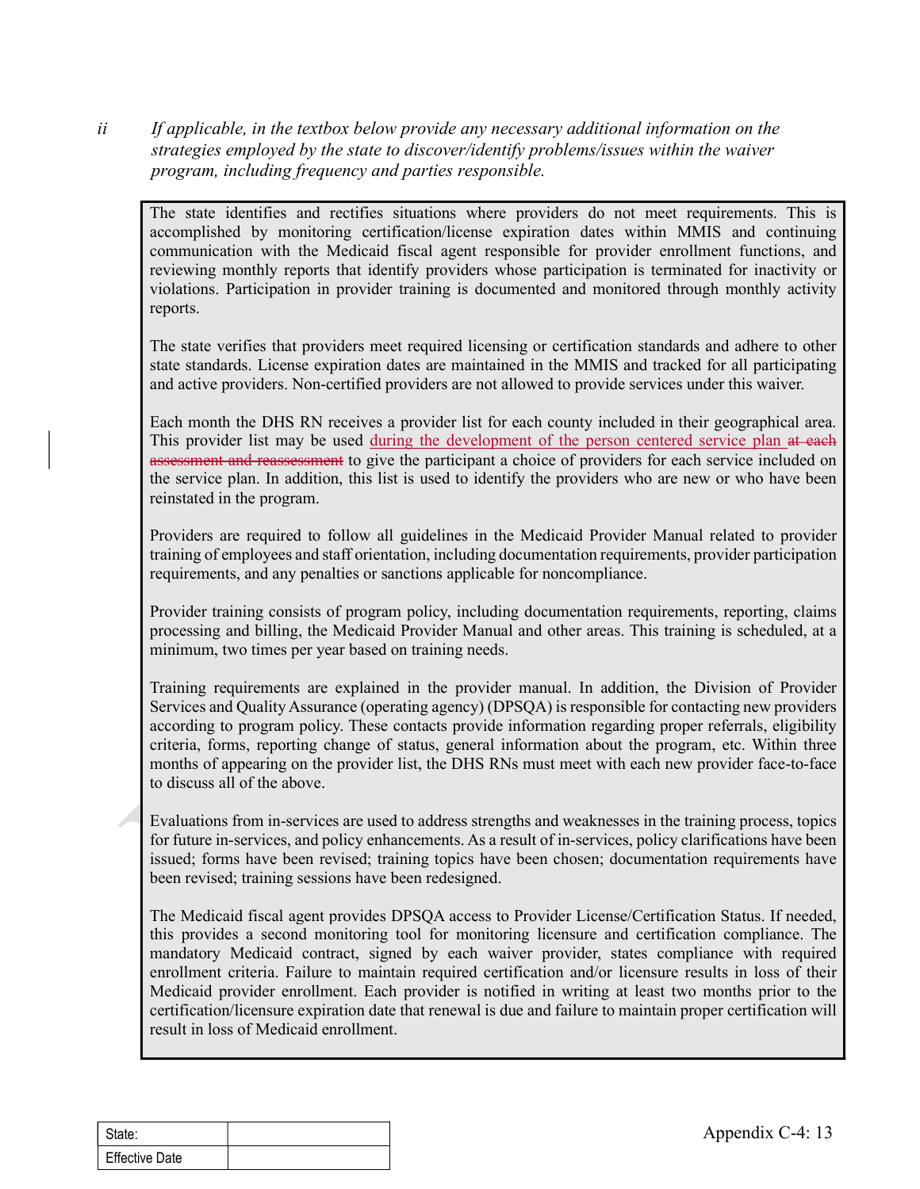*ii If applicable, in the textbox below provide any necessary additional information on the strategies employed by the state to discover/identify problems/issues within the waiver program, including frequency and parties responsible.*

The state identifies and rectifies situations where providers do not meet requirements. This is accomplished by monitoring certification/license expiration dates within MMIS and continuing communication with the Medicaid fiscal agent responsible for provider enrollment functions, and reviewing monthly reports that identify providers whose participation is terminated for inactivity or violations. Participation in provider training is documented and monitored through monthly activity reports.

The state verifies that providers meet required licensing or certification standards and adhere to other state standards. License expiration dates are maintained in the MMIS and tracked for all participating and active providers. Non-certified providers are not allowed to provide services under this waiver.

Each month the DHS RN receives a provider list for each county included in their geographical area. This provider list may be used during the development of the person centered service plan ~~at each assessment and reassessment~~ to give the participant a choice of providers for each service included on the service plan. In addition, this list is used to identify the providers who are new or who have been reinstated in the program.

Providers are required to follow all guidelines in the Medicaid Provider Manual related to provider training of employees and staff orientation, including documentation requirements, provider participation requirements, and any penalties or sanctions applicable for noncompliance.

Provider training consists of program policy, including documentation requirements, reporting, claims processing and billing, the Medicaid Provider Manual and other areas. This training is scheduled, at a minimum, two times per year based on training needs.

Training requirements are explained in the provider manual. In addition, the Division of Provider Services and Quality Assurance (operating agency) (DPSQA) is responsible for contacting new providers according to program policy. These contacts provide information regarding proper referrals, eligibility criteria, forms, reporting change of status, general information about the program, etc. Within three months of appearing on the provider list, the DHS RNs must meet with each new provider face-to-face to discuss all of the above.

Evaluations from in-services are used to address strengths and weaknesses in the training process, topics for future in-services, and policy enhancements. As a result of in-services, policy clarifications have been issued; forms have been revised; training topics have been chosen; documentation requirements have been revised; training sessions have been redesigned.

The Medicaid fiscal agent provides DPSQA access to Provider License/Certification Status. If needed, this provides a second monitoring tool for monitoring licensure and certification compliance. The mandatory Medicaid contract, signed by each waiver provider, states compliance with required enrollment criteria. Failure to maintain required certification and/or licensure results in loss of their Medicaid provider enrollment. Each provider is notified in writing at least two months prior to the certification/licensure expiration date that renewal is due and failure to maintain proper certification will result in loss of Medicaid enrollment.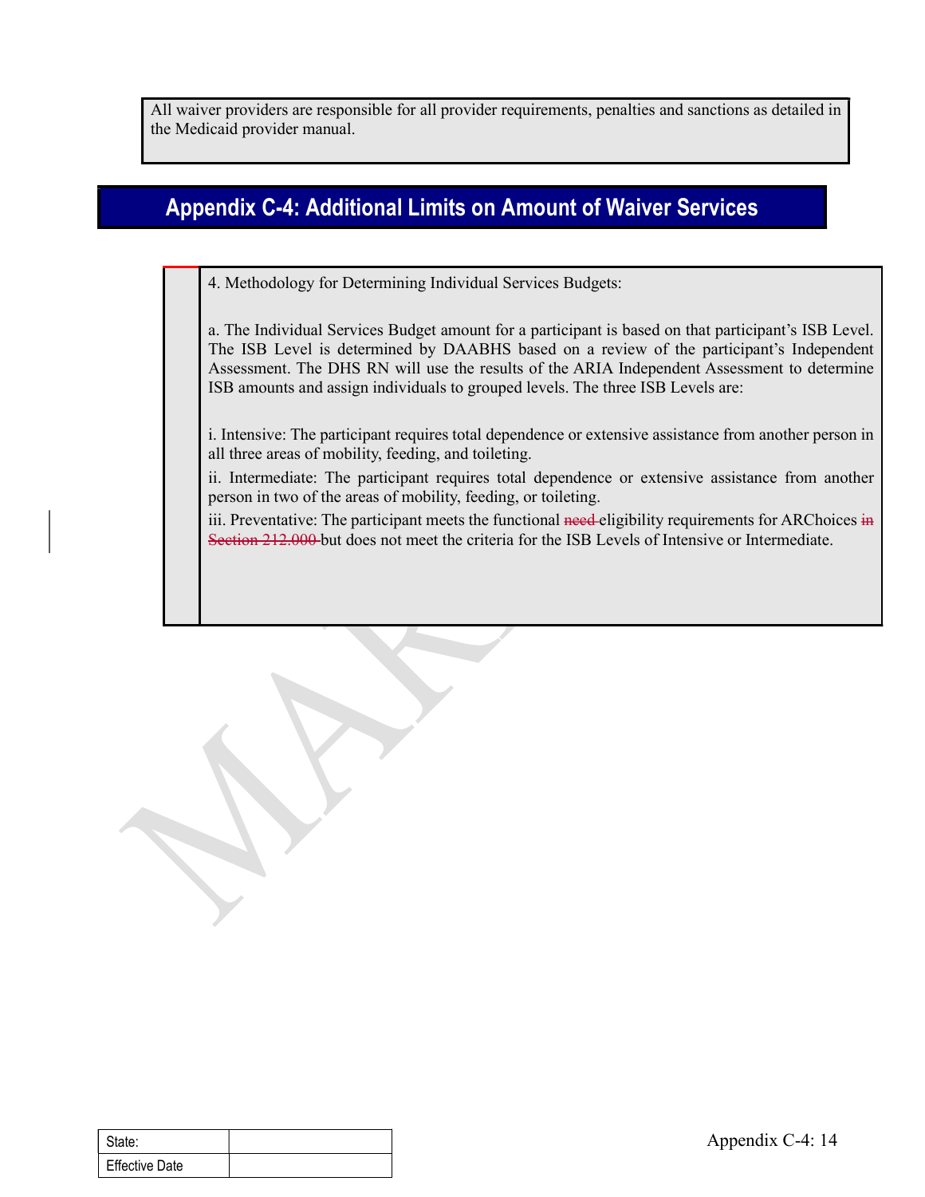All waiver providers are responsible for all provider requirements, penalties and sanctions as detailed in the Medicaid provider manual.

## Appendix C-4: Additional Limits on Amount of Waiver Services

4. Methodology for Determining Individual Services Budgets:

a. The Individual Services Budget amount for a participant is based on that participant's ISB Level. The ISB Level is determined by DAABHS based on a review of the participant's Independent Assessment. The DHS RN will use the results of the ARIA Independent Assessment to determine ISB amounts and assign individuals to grouped levels. The three ISB Levels are:

i. Intensive: The participant requires total dependence or extensive assistance from another person in all three areas of mobility, feeding, and toileting.

ii. Intermediate: The participant requires total dependence or extensive assistance from another person in two of the areas of mobility, feeding, or toileting.

iii. Preventative: The participant meets the functional ~~need~~ eligibility requirements for ARChoices ~~in Section 212.000~~ but does not meet the criteria for the ISB Levels of Intensive or Intermediate.

| State: | |
|---|---|
| Effective Date | |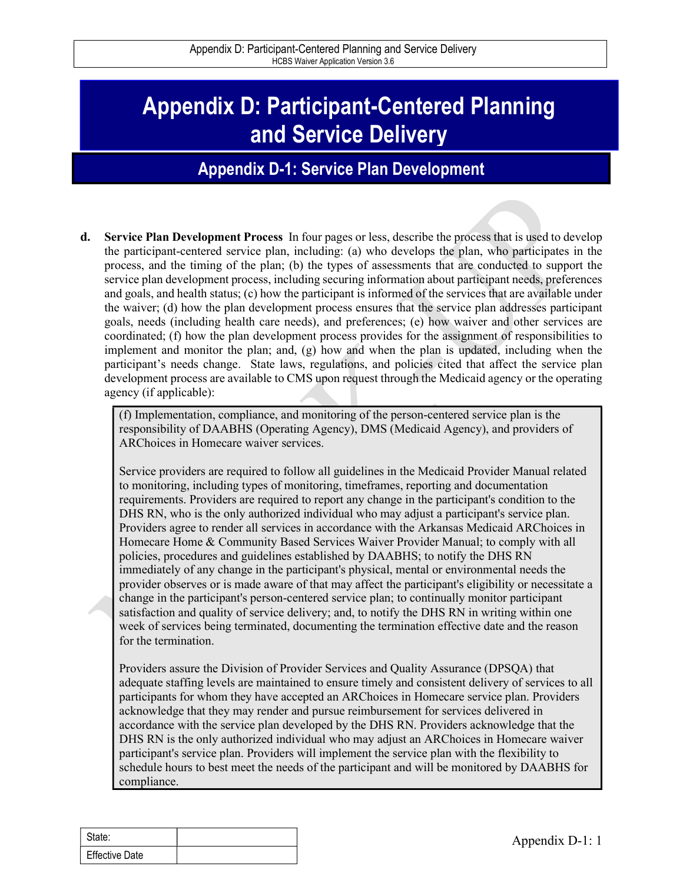# Appendix D: Participant-Centered Planning and Service Delivery

## Appendix D-1: Service Plan Development

**d. Service Plan Development Process** In four pages or less, describe the process that is used to develop the participant-centered service plan, including: (a) who develops the plan, who participates in the process, and the timing of the plan; (b) the types of assessments that are conducted to support the service plan development process, including securing information about participant needs, preferences and goals, and health status; (c) how the participant is informed of the services that are available under the waiver; (d) how the plan development process ensures that the service plan addresses participant goals, needs (including health care needs), and preferences; (e) how waiver and other services are coordinated; (f) how the plan development process provides for the assignment of responsibilities to implement and monitor the plan; and, (g) how and when the plan is updated, including when the participant's needs change. State laws, regulations, and policies cited that affect the service plan development process are available to CMS upon request through the Medicaid agency or the operating agency (if applicable):

(f) Implementation, compliance, and monitoring of the person-centered service plan is the responsibility of DAABHS (Operating Agency), DMS (Medicaid Agency), and providers of ARChoices in Homecare waiver services.

Service providers are required to follow all guidelines in the Medicaid Provider Manual related to monitoring, including types of monitoring, timeframes, reporting and documentation requirements. Providers are required to report any change in the participant's condition to the DHS RN, who is the only authorized individual who may adjust a participant's service plan. Providers agree to render all services in accordance with the Arkansas Medicaid ARChoices in Homecare Home & Community Based Services Waiver Provider Manual; to comply with all policies, procedures and guidelines established by DAABHS; to notify the DHS RN immediately of any change in the participant's physical, mental or environmental needs the provider observes or is made aware of that may affect the participant's eligibility or necessitate a change in the participant's person-centered service plan; to continually monitor participant satisfaction and quality of service delivery; and, to notify the DHS RN in writing within one week of services being terminated, documenting the termination effective date and the reason for the termination.

Providers assure the Division of Provider Services and Quality Assurance (DPSQA) that adequate staffing levels are maintained to ensure timely and consistent delivery of services to all participants for whom they have accepted an ARChoices in Homecare service plan. Providers acknowledge that they may render and pursue reimbursement for services delivered in accordance with the service plan developed by the DHS RN. Providers acknowledge that the DHS RN is the only authorized individual who may adjust an ARChoices in Homecare waiver participant's service plan. Providers will implement the service plan with the flexibility to schedule hours to best meet the needs of the participant and will be monitored by DAABHS for compliance.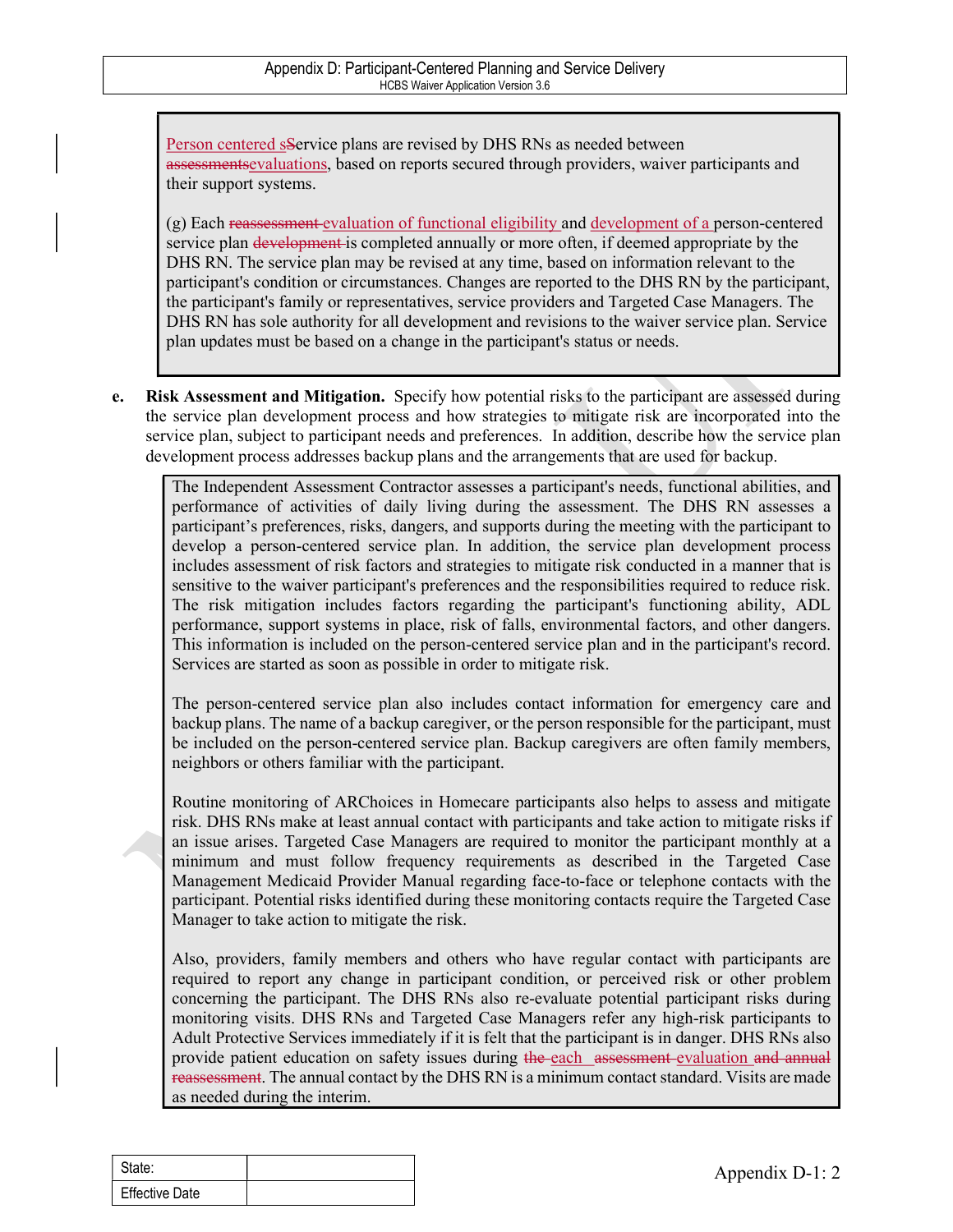Person centered sService plans are revised by DHS RNs as needed between assessmentsevaluations, based on reports secured through providers, waiver participants and their support systems.

(g) Each reassessment evaluation of functional eligibility and development of a person-centered service plan development is completed annually or more often, if deemed appropriate by the DHS RN. The service plan may be revised at any time, based on information relevant to the participant's condition or circumstances. Changes are reported to the DHS RN by the participant, the participant's family or representatives, service providers and Targeted Case Managers. The DHS RN has sole authority for all development and revisions to the waiver service plan. Service plan updates must be based on a change in the participant's status or needs.

**e. Risk Assessment and Mitigation.** Specify how potential risks to the participant are assessed during the service plan development process and how strategies to mitigate risk are incorporated into the service plan, subject to participant needs and preferences. In addition, describe how the service plan development process addresses backup plans and the arrangements that are used for backup.

The Independent Assessment Contractor assesses a participant's needs, functional abilities, and performance of activities of daily living during the assessment. The DHS RN assesses a participant's preferences, risks, dangers, and supports during the meeting with the participant to develop a person-centered service plan. In addition, the service plan development process includes assessment of risk factors and strategies to mitigate risk conducted in a manner that is sensitive to the waiver participant's preferences and the responsibilities required to reduce risk. The risk mitigation includes factors regarding the participant's functioning ability, ADL performance, support systems in place, risk of falls, environmental factors, and other dangers. This information is included on the person-centered service plan and in the participant's record. Services are started as soon as possible in order to mitigate risk.

The person-centered service plan also includes contact information for emergency care and backup plans. The name of a backup caregiver, or the person responsible for the participant, must be included on the person-centered service plan. Backup caregivers are often family members, neighbors or others familiar with the participant.

Routine monitoring of ARChoices in Homecare participants also helps to assess and mitigate risk. DHS RNs make at least annual contact with participants and take action to mitigate risks if an issue arises. Targeted Case Managers are required to monitor the participant monthly at a minimum and must follow frequency requirements as described in the Targeted Case Management Medicaid Provider Manual regarding face-to-face or telephone contacts with the participant. Potential risks identified during these monitoring contacts require the Targeted Case Manager to take action to mitigate the risk.

Also, providers, family members and others who have regular contact with participants are required to report any change in participant condition, or perceived risk or other problem concerning the participant. The DHS RNs also re-evaluate potential participant risks during monitoring visits. DHS RNs and Targeted Case Managers refer any high-risk participants to Adult Protective Services immediately if it is felt that the participant is in danger. DHS RNs also provide patient education on safety issues during the each assessment evaluation and annual reassessment. The annual contact by the DHS RN is a minimum contact standard. Visits are made as needed during the interim.

| State: | |
|---|---|
| Effective Date | |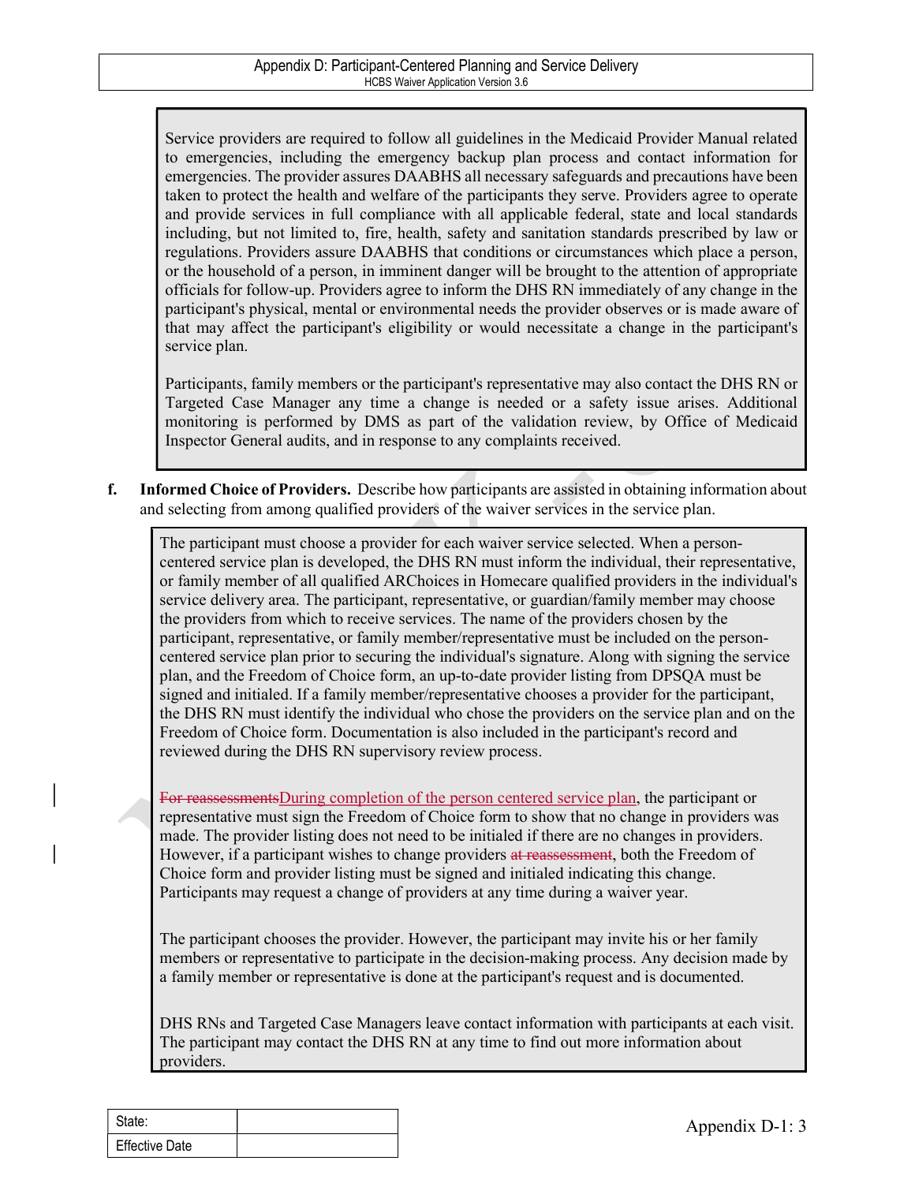Service providers are required to follow all guidelines in the Medicaid Provider Manual related to emergencies, including the emergency backup plan process and contact information for emergencies. The provider assures DAABHS all necessary safeguards and precautions have been taken to protect the health and welfare of the participants they serve. Providers agree to operate and provide services in full compliance with all applicable federal, state and local standards including, but not limited to, fire, health, safety and sanitation standards prescribed by law or regulations. Providers assure DAABHS that conditions or circumstances which place a person, or the household of a person, in imminent danger will be brought to the attention of appropriate officials for follow-up. Providers agree to inform the DHS RN immediately of any change in the participant's physical, mental or environmental needs the provider observes or is made aware of that may affect the participant's eligibility or would necessitate a change in the participant's service plan.

Participants, family members or the participant's representative may also contact the DHS RN or Targeted Case Manager any time a change is needed or a safety issue arises. Additional monitoring is performed by DMS as part of the validation review, by Office of Medicaid Inspector General audits, and in response to any complaints received.

**f. Informed Choice of Providers.** Describe how participants are assisted in obtaining information about and selecting from among qualified providers of the waiver services in the service plan.

The participant must choose a provider for each waiver service selected. When a person-centered service plan is developed, the DHS RN must inform the individual, their representative, or family member of all qualified ARChoices in Homecare qualified providers in the individual's service delivery area. The participant, representative, or guardian/family member may choose the providers from which to receive services. The name of the providers chosen by the participant, representative, or family member/representative must be included on the person-centered service plan prior to securing the individual's signature. Along with signing the service plan, and the Freedom of Choice form, an up-to-date provider listing from DPSQA must be signed and initialed. If a family member/representative chooses a provider for the participant, the DHS RN must identify the individual who chose the providers on the service plan and on the Freedom of Choice form. Documentation is also included in the participant's record and reviewed during the DHS RN supervisory review process.

~~For reassessments~~During completion of the person centered service plan, the participant or representative must sign the Freedom of Choice form to show that no change in providers was made. The provider listing does not need to be initialed if there are no changes in providers. However, if a participant wishes to change providers ~~at reassessment~~, both the Freedom of Choice form and provider listing must be signed and initialed indicating this change. Participants may request a change of providers at any time during a waiver year.

The participant chooses the provider. However, the participant may invite his or her family members or representative to participate in the decision-making process. Any decision made by a family member or representative is done at the participant's request and is documented.

DHS RNs and Targeted Case Managers leave contact information with participants at each visit. The participant may contact the DHS RN at any time to find out more information about providers.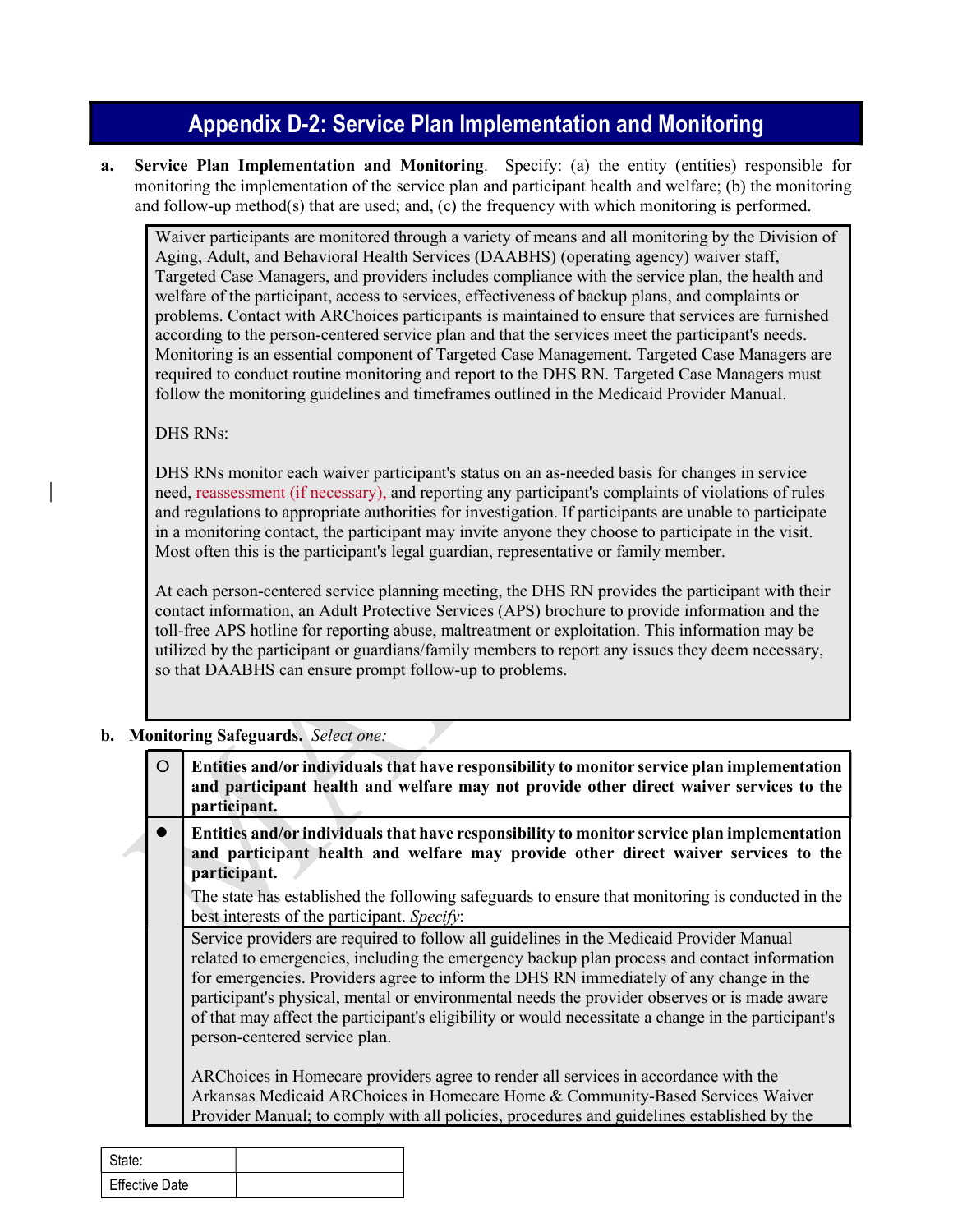## Appendix D-2: Service Plan Implementation and Monitoring

**a. Service Plan Implementation and Monitoring**. Specify: (a) the entity (entities) responsible for monitoring the implementation of the service plan and participant health and welfare; (b) the monitoring and follow-up method(s) that are used; and, (c) the frequency with which monitoring is performed.

> Waiver participants are monitored through a variety of means and all monitoring by the Division of Aging, Adult, and Behavioral Health Services (DAABHS) (operating agency) waiver staff, Targeted Case Managers, and providers includes compliance with the service plan, the health and welfare of the participant, access to services, effectiveness of backup plans, and complaints or problems. Contact with ARChoices participants is maintained to ensure that services are furnished according to the person-centered service plan and that the services meet the participant's needs. Monitoring is an essential component of Targeted Case Management. Targeted Case Managers are required to conduct routine monitoring and report to the DHS RN. Targeted Case Managers must follow the monitoring guidelines and timeframes outlined in the Medicaid Provider Manual.
>
> DHS RNs:
>
> DHS RNs monitor each waiver participant's status on an as-needed basis for changes in service need, ~~reassessment (if necessary),~~ and reporting any participant's complaints of violations of rules and regulations to appropriate authorities for investigation. If participants are unable to participate in a monitoring contact, the participant may invite anyone they choose to participate in the visit. Most often this is the participant's legal guardian, representative or family member.
>
> At each person-centered service planning meeting, the DHS RN provides the participant with their contact information, an Adult Protective Services (APS) brochure to provide information and the toll-free APS hotline for reporting abuse, maltreatment or exploitation. This information may be utilized by the participant or guardians/family members to report any issues they deem necessary, so that DAABHS can ensure prompt follow-up to problems.

**b. Monitoring Safeguards.** *Select one:*

| | |
|---|---|
| ○ | **Entities and/or individuals that have responsibility to monitor service plan implementation and participant health and welfare may not provide other direct waiver services to the participant.** |
| ● | **Entities and/or individuals that have responsibility to monitor service plan implementation and participant health and welfare may provide other direct waiver services to the participant.**<br><br>The state has established the following safeguards to ensure that monitoring is conducted in the best interests of the participant. *Specify*:<br><br>Service providers are required to follow all guidelines in the Medicaid Provider Manual related to emergencies, including the emergency backup plan process and contact information for emergencies. Providers agree to inform the DHS RN immediately of any change in the participant's physical, mental or environmental needs the provider observes or is made aware of that may affect the participant's eligibility or would necessitate a change in the participant's person-centered service plan.<br><br>ARChoices in Homecare providers agree to render all services in accordance with the Arkansas Medicaid ARChoices in Homecare Home & Community-Based Services Waiver Provider Manual; to comply with all policies, procedures and guidelines established by the |

| | |
|---|---|
| State: | |
| Effective Date | |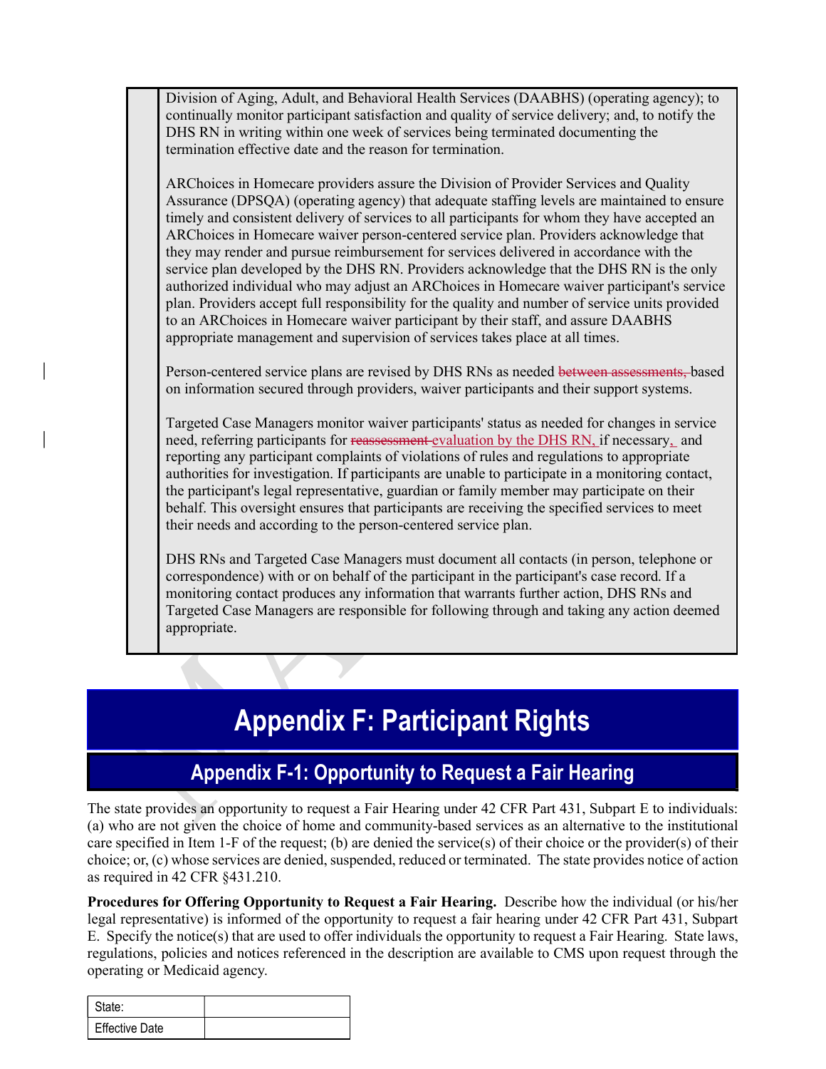Division of Aging, Adult, and Behavioral Health Services (DAABHS) (operating agency); to continually monitor participant satisfaction and quality of service delivery; and, to notify the DHS RN in writing within one week of services being terminated documenting the termination effective date and the reason for termination.

ARChoices in Homecare providers assure the Division of Provider Services and Quality Assurance (DPSQA) (operating agency) that adequate staffing levels are maintained to ensure timely and consistent delivery of services to all participants for whom they have accepted an ARChoices in Homecare waiver person-centered service plan. Providers acknowledge that they may render and pursue reimbursement for services delivered in accordance with the service plan developed by the DHS RN. Providers acknowledge that the DHS RN is the only authorized individual who may adjust an ARChoices in Homecare waiver participant's service plan. Providers accept full responsibility for the quality and number of service units provided to an ARChoices in Homecare waiver participant by their staff, and assure DAABHS appropriate management and supervision of services takes place at all times.

Person-centered service plans are revised by DHS RNs as needed ~~between assessments,~~ based on information secured through providers, waiver participants and their support systems.

Targeted Case Managers monitor waiver participants' status as needed for changes in service need, referring participants for ~~reassessment~~ evaluation by the DHS RN, if necessary, and reporting any participant complaints of violations of rules and regulations to appropriate authorities for investigation. If participants are unable to participate in a monitoring contact, the participant's legal representative, guardian or family member may participate on their behalf. This oversight ensures that participants are receiving the specified services to meet their needs and according to the person-centered service plan.

DHS RNs and Targeted Case Managers must document all contacts (in person, telephone or correspondence) with or on behalf of the participant in the participant's case record. If a monitoring contact produces any information that warrants further action, DHS RNs and Targeted Case Managers are responsible for following through and taking any action deemed appropriate.

# Appendix F: Participant Rights

## Appendix F-1: Opportunity to Request a Fair Hearing

The state provides an opportunity to request a Fair Hearing under 42 CFR Part 431, Subpart E to individuals: (a) who are not given the choice of home and community-based services as an alternative to the institutional care specified in Item 1-F of the request; (b) are denied the service(s) of their choice or the provider(s) of their choice; or, (c) whose services are denied, suspended, reduced or terminated. The state provides notice of action as required in 42 CFR §431.210.

**Procedures for Offering Opportunity to Request a Fair Hearing.** Describe how the individual (or his/her legal representative) is informed of the opportunity to request a fair hearing under 42 CFR Part 431, Subpart E. Specify the notice(s) that are used to offer individuals the opportunity to request a Fair Hearing. State laws, regulations, policies and notices referenced in the description are available to CMS upon request through the operating or Medicaid agency.

| State: | |
|---|---|
| Effective Date | |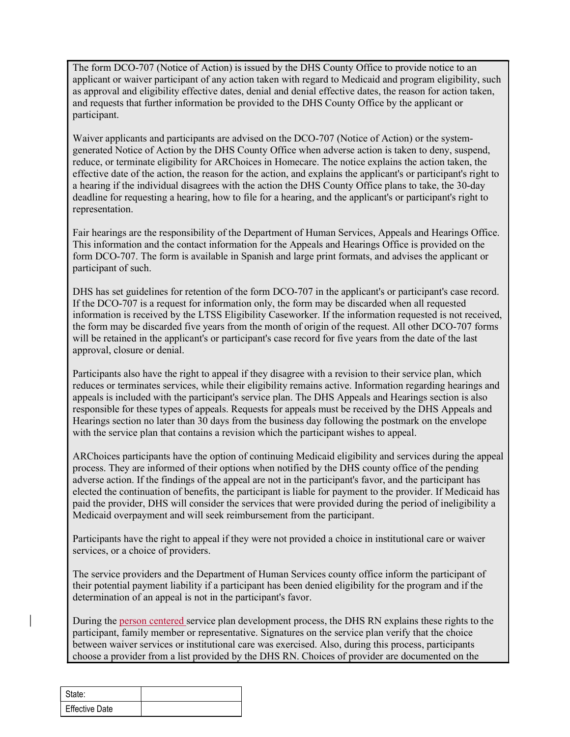The form DCO-707 (Notice of Action) is issued by the DHS County Office to provide notice to an applicant or waiver participant of any action taken with regard to Medicaid and program eligibility, such as approval and eligibility effective dates, denial and denial effective dates, the reason for action taken, and requests that further information be provided to the DHS County Office by the applicant or participant.

Waiver applicants and participants are advised on the DCO-707 (Notice of Action) or the system-generated Notice of Action by the DHS County Office when adverse action is taken to deny, suspend, reduce, or terminate eligibility for ARChoices in Homecare. The notice explains the action taken, the effective date of the action, the reason for the action, and explains the applicant's or participant's right to a hearing if the individual disagrees with the action the DHS County Office plans to take, the 30-day deadline for requesting a hearing, how to file for a hearing, and the applicant's or participant's right to representation.

Fair hearings are the responsibility of the Department of Human Services, Appeals and Hearings Office. This information and the contact information for the Appeals and Hearings Office is provided on the form DCO-707. The form is available in Spanish and large print formats, and advises the applicant or participant of such.

DHS has set guidelines for retention of the form DCO-707 in the applicant's or participant's case record. If the DCO-707 is a request for information only, the form may be discarded when all requested information is received by the LTSS Eligibility Caseworker. If the information requested is not received, the form may be discarded five years from the month of origin of the request. All other DCO-707 forms will be retained in the applicant's or participant's case record for five years from the date of the last approval, closure or denial.

Participants also have the right to appeal if they disagree with a revision to their service plan, which reduces or terminates services, while their eligibility remains active. Information regarding hearings and appeals is included with the participant's service plan. The DHS Appeals and Hearings section is also responsible for these types of appeals. Requests for appeals must be received by the DHS Appeals and Hearings section no later than 30 days from the business day following the postmark on the envelope with the service plan that contains a revision which the participant wishes to appeal.

ARChoices participants have the option of continuing Medicaid eligibility and services during the appeal process. They are informed of their options when notified by the DHS county office of the pending adverse action. If the findings of the appeal are not in the participant's favor, and the participant has elected the continuation of benefits, the participant is liable for payment to the provider. If Medicaid has paid the provider, DHS will consider the services that were provided during the period of ineligibility a Medicaid overpayment and will seek reimbursement from the participant.

Participants have the right to appeal if they were not provided a choice in institutional care or waiver services, or a choice of providers.

The service providers and the Department of Human Services county office inform the participant of their potential payment liability if a participant has been denied eligibility for the program and if the determination of an appeal is not in the participant's favor.

During the person centered service plan development process, the DHS RN explains these rights to the participant, family member or representative. Signatures on the service plan verify that the choice between waiver services or institutional care was exercised. Also, during this process, participants choose a provider from a list provided by the DHS RN. Choices of provider are documented on the

| State: | |
|---|---|
| Effective Date | |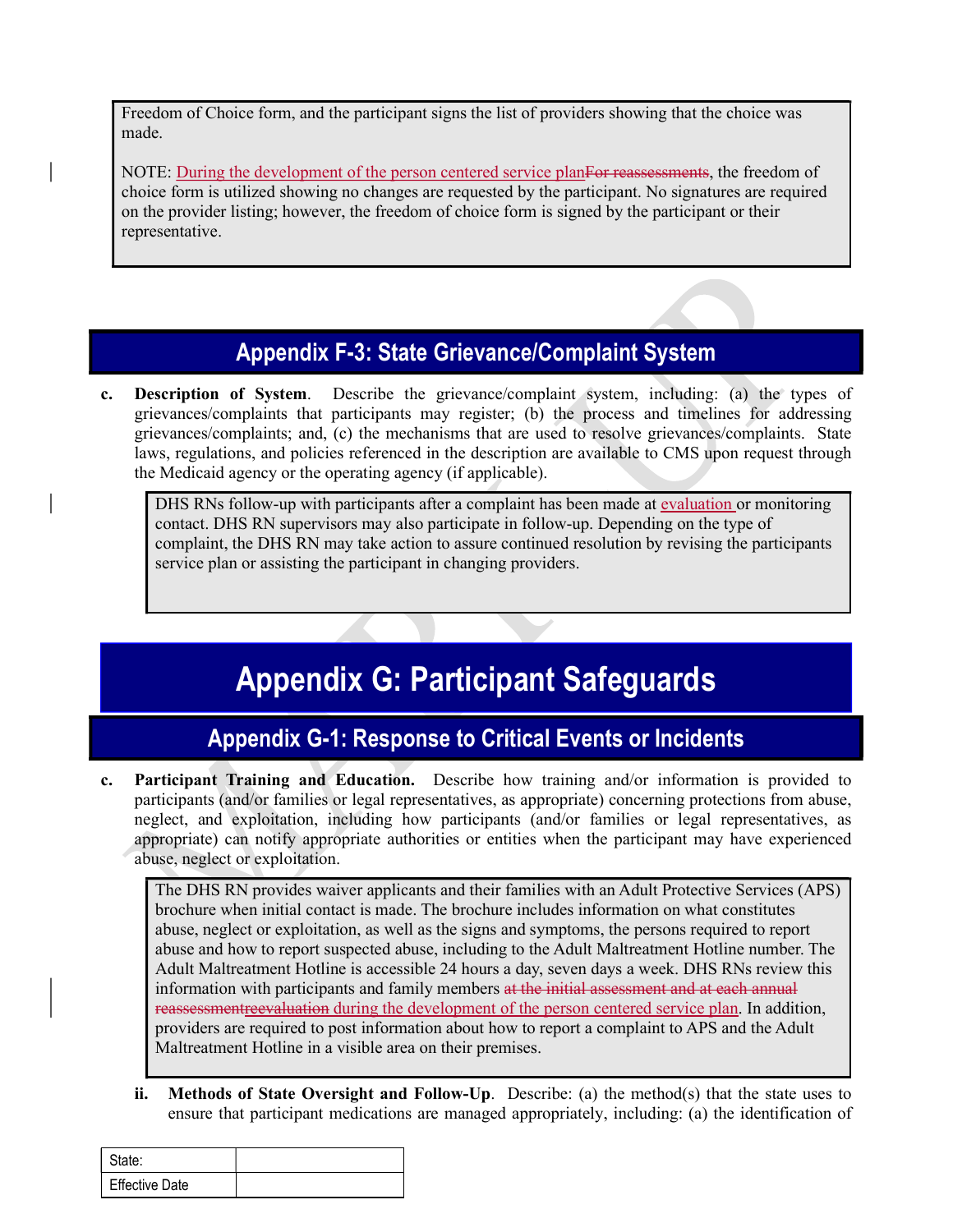Freedom of Choice form, and the participant signs the list of providers showing that the choice was made.

NOTE: During the development of the person centered service planFor reassessments, the freedom of choice form is utilized showing no changes are requested by the participant. No signatures are required on the provider listing; however, the freedom of choice form is signed by the participant or their representative.

## Appendix F-3: State Grievance/Complaint System

**c. Description of System**. Describe the grievance/complaint system, including: (a) the types of grievances/complaints that participants may register; (b) the process and timelines for addressing grievances/complaints; and, (c) the mechanisms that are used to resolve grievances/complaints. State laws, regulations, and policies referenced in the description are available to CMS upon request through the Medicaid agency or the operating agency (if applicable).

DHS RNs follow-up with participants after a complaint has been made at evaluation or monitoring contact. DHS RN supervisors may also participate in follow-up. Depending on the type of complaint, the DHS RN may take action to assure continued resolution by revising the participants service plan or assisting the participant in changing providers.

# Appendix G: Participant Safeguards

## Appendix G-1: Response to Critical Events or Incidents

**c. Participant Training and Education.** Describe how training and/or information is provided to participants (and/or families or legal representatives, as appropriate) concerning protections from abuse, neglect, and exploitation, including how participants (and/or families or legal representatives, as appropriate) can notify appropriate authorities or entities when the participant may have experienced abuse, neglect or exploitation.

The DHS RN provides waiver applicants and their families with an Adult Protective Services (APS) brochure when initial contact is made. The brochure includes information on what constitutes abuse, neglect or exploitation, as well as the signs and symptoms, the persons required to report abuse and how to report suspected abuse, including to the Adult Maltreatment Hotline number. The Adult Maltreatment Hotline is accessible 24 hours a day, seven days a week. DHS RNs review this information with participants and family members ~~at the initial assessment and at each annual reassessment~~~~reevaluation~~ during the development of the person centered service plan. In addition, providers are required to post information about how to report a complaint to APS and the Adult Maltreatment Hotline in a visible area on their premises.

**ii. Methods of State Oversight and Follow-Up**. Describe: (a) the method(s) that the state uses to ensure that participant medications are managed appropriately, including: (a) the identification of

| State: | |
|---|---|
| Effective Date | |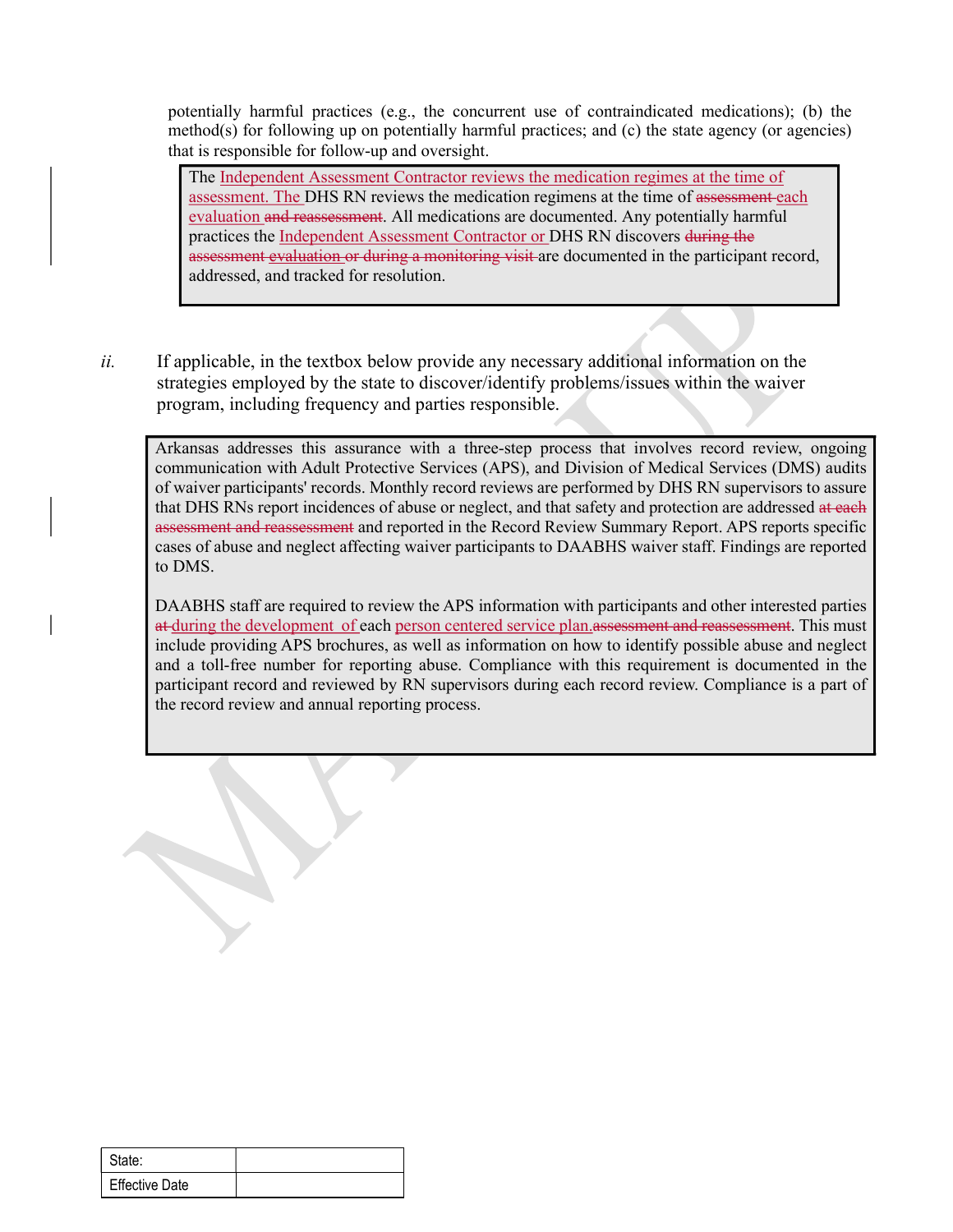potentially harmful practices (e.g., the concurrent use of contraindicated medications); (b) the method(s) for following up on potentially harmful practices; and (c) the state agency (or agencies) that is responsible for follow-up and oversight.

> The Independent Assessment Contractor reviews the medication regimes at the time of assessment. The DHS RN reviews the medication regimens at the time of ~~assessment~~ each evaluation ~~and reassessment~~. All medications are documented. Any potentially harmful practices the Independent Assessment Contractor or DHS RN discovers ~~during the assessment evaluation or during a monitoring visit~~ are documented in the participant record, addressed, and tracked for resolution.

*ii.* If applicable, in the textbox below provide any necessary additional information on the strategies employed by the state to discover/identify problems/issues within the waiver program, including frequency and parties responsible.

> Arkansas addresses this assurance with a three-step process that involves record review, ongoing communication with Adult Protective Services (APS), and Division of Medical Services (DMS) audits of waiver participants' records. Monthly record reviews are performed by DHS RN supervisors to assure that DHS RNs report incidences of abuse or neglect, and that safety and protection are addressed ~~at each assessment and reassessment~~ and reported in the Record Review Summary Report. APS reports specific cases of abuse and neglect affecting waiver participants to DAABHS waiver staff. Findings are reported to DMS.
>
> DAABHS staff are required to review the APS information with participants and other interested parties ~~at~~ during the development of each person centered service plan.~~assessment and reassessment~~. This must include providing APS brochures, as well as information on how to identify possible abuse and neglect and a toll-free number for reporting abuse. Compliance with this requirement is documented in the participant record and reviewed by RN supervisors during each record review. Compliance is a part of the record review and annual reporting process.

| State: | |
|---|---|
| Effective Date | |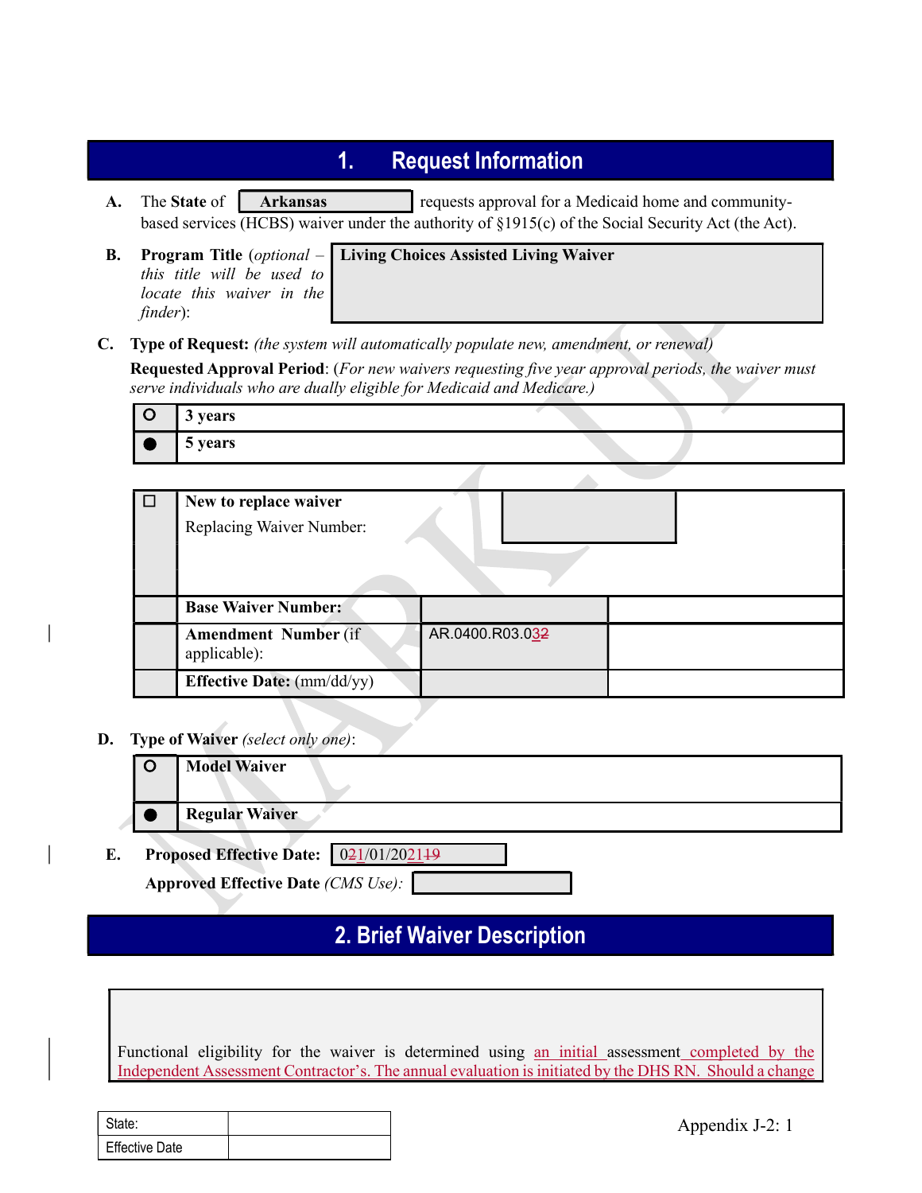# 1. Request Information

**A.** The **State** of **Arkansas** requests approval for a Medicaid home and community-based services (HCBS) waiver under the authority of §1915(c) of the Social Security Act (the Act).

**B.** **Program Title** (*optional – this title will be used to locate this waiver in the finder*): **Living Choices Assisted Living Waiver**

**C.** **Type of Request:** *(the system will automatically populate new, amendment, or renewal)*

**Requested Approval Period**: (*For new waivers requesting five year approval periods, the waiver must serve individuals who are dually eligible for Medicaid and Medicare.)*

| | |
|---|---|
| ○ | **3 years** |
| ● | **5 years** |

| | | | |
|---|---|---|---|
| ☐ | **New to replace waiver**<br>Replacing Waiver Number: | | |
| | **Base Waiver Number:** | | |
| | **Amendment Number** (if applicable): | AR.0400.R03.032 | |
| | **Effective Date:** (mm/dd/yy) | | |

**D.** **Type of Waiver** *(select only one)*:

| | |
|---|---|
| ○ | **Model Waiver** |
| ● | **Regular Waiver** |

**E.** **Proposed Effective Date:** 021/01/202119

**Approved Effective Date** *(CMS Use)*:

# 2. Brief Waiver Description

Functional eligibility for the waiver is determined using an initial assessment completed by the Independent Assessment Contractor's. The annual evaluation is initiated by the DHS RN. Should a change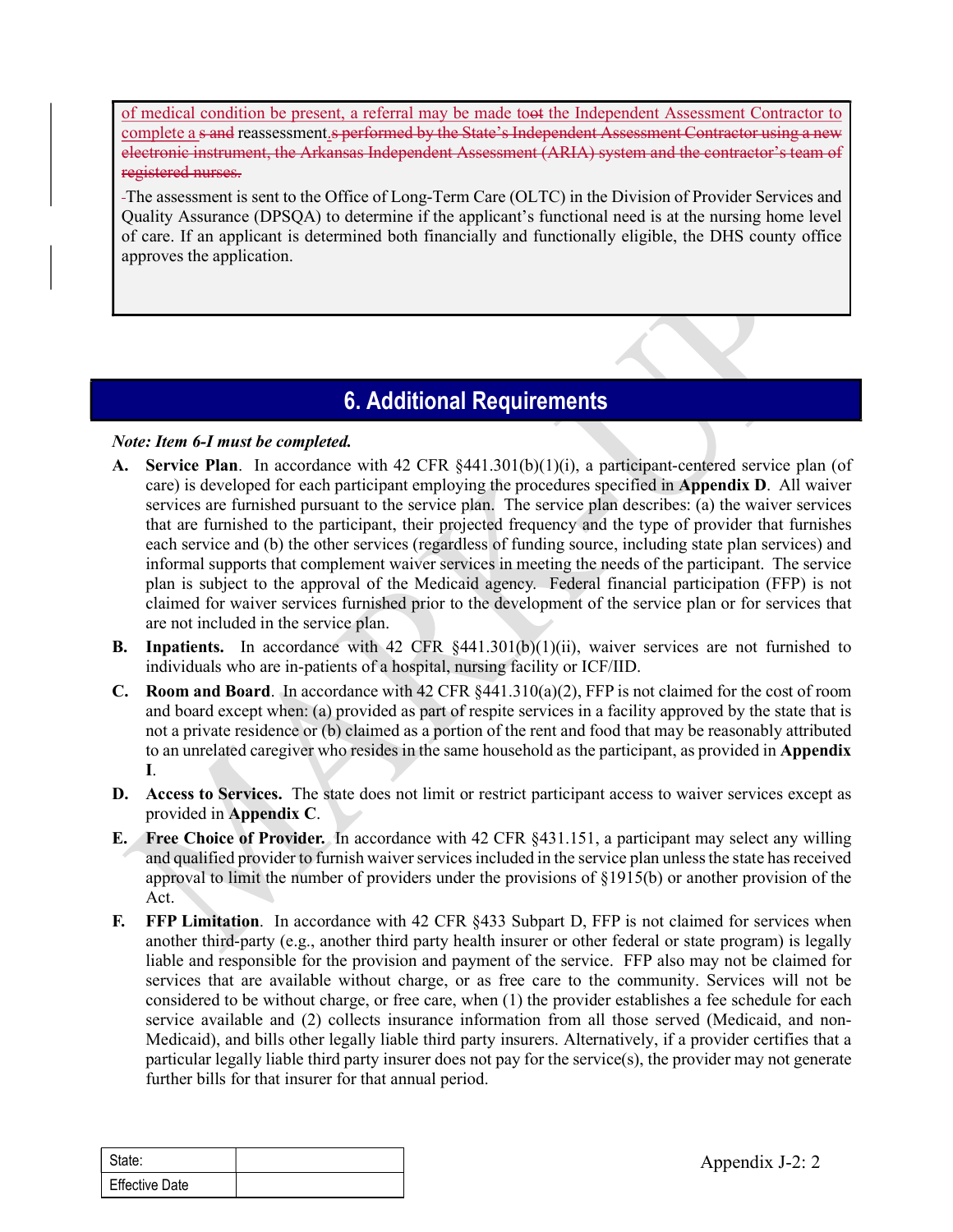of medical condition be present, a referral may be made toot the Independent Assessment Contractor to complete a s and reassessment.s performed by the State's Independent Assessment Contractor using a new electronic instrument, the Arkansas Independent Assessment (ARIA) system and the contractor's team of registered nurses.

The assessment is sent to the Office of Long-Term Care (OLTC) in the Division of Provider Services and Quality Assurance (DPSQA) to determine if the applicant's functional need is at the nursing home level of care. If an applicant is determined both financially and functionally eligible, the DHS county office approves the application.

## 6. Additional Requirements

***Note: Item 6-I must be completed.***

**A. Service Plan**. In accordance with 42 CFR §441.301(b)(1)(i), a participant-centered service plan (of care) is developed for each participant employing the procedures specified in **Appendix D**. All waiver services are furnished pursuant to the service plan. The service plan describes: (a) the waiver services that are furnished to the participant, their projected frequency and the type of provider that furnishes each service and (b) the other services (regardless of funding source, including state plan services) and informal supports that complement waiver services in meeting the needs of the participant. The service plan is subject to the approval of the Medicaid agency. Federal financial participation (FFP) is not claimed for waiver services furnished prior to the development of the service plan or for services that are not included in the service plan.

**B. Inpatients.** In accordance with 42 CFR §441.301(b)(1)(ii), waiver services are not furnished to individuals who are in-patients of a hospital, nursing facility or ICF/IID.

**C. Room and Board**. In accordance with 42 CFR §441.310(a)(2), FFP is not claimed for the cost of room and board except when: (a) provided as part of respite services in a facility approved by the state that is not a private residence or (b) claimed as a portion of the rent and food that may be reasonably attributed to an unrelated caregiver who resides in the same household as the participant, as provided in **Appendix I**.

**D. Access to Services.** The state does not limit or restrict participant access to waiver services except as provided in **Appendix C**.

**E. Free Choice of Provider.** In accordance with 42 CFR §431.151, a participant may select any willing and qualified provider to furnish waiver services included in the service plan unless the state has received approval to limit the number of providers under the provisions of §1915(b) or another provision of the Act.

**F. FFP Limitation**. In accordance with 42 CFR §433 Subpart D, FFP is not claimed for services when another third-party (e.g., another third party health insurer or other federal or state program) is legally liable and responsible for the provision and payment of the service. FFP also may not be claimed for services that are available without charge, or as free care to the community. Services will not be considered to be without charge, or free care, when (1) the provider establishes a fee schedule for each service available and (2) collects insurance information from all those served (Medicaid, and non-Medicaid), and bills other legally liable third party insurers. Alternatively, if a provider certifies that a particular legally liable third party insurer does not pay for the service(s), the provider may not generate further bills for that insurer for that annual period.

| State: | |
|---|---|
| Effective Date | |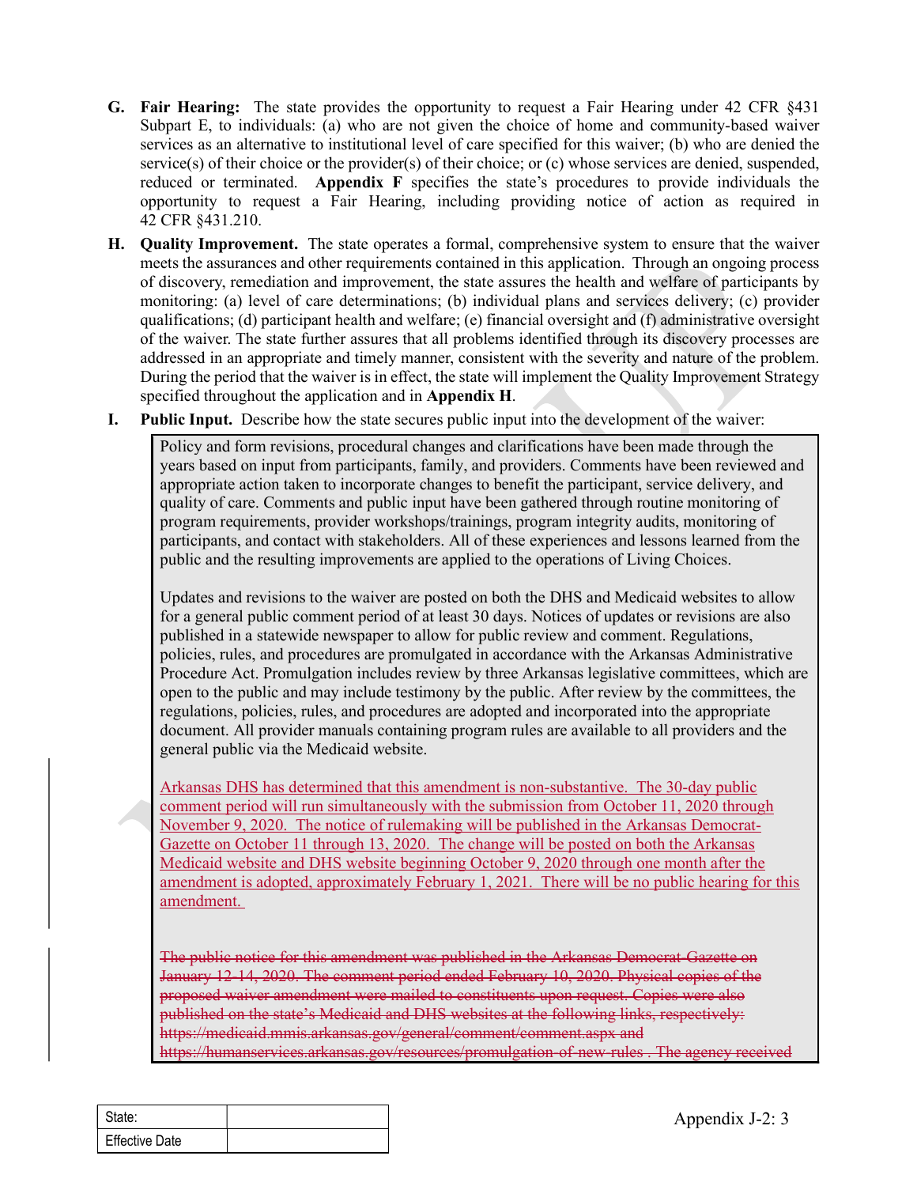**G. Fair Hearing:** The state provides the opportunity to request a Fair Hearing under 42 CFR §431 Subpart E, to individuals: (a) who are not given the choice of home and community-based waiver services as an alternative to institutional level of care specified for this waiver; (b) who are denied the service(s) of their choice or the provider(s) of their choice; or (c) whose services are denied, suspended, reduced or terminated. **Appendix F** specifies the state's procedures to provide individuals the opportunity to request a Fair Hearing, including providing notice of action as required in 42 CFR §431.210.

**H. Quality Improvement.** The state operates a formal, comprehensive system to ensure that the waiver meets the assurances and other requirements contained in this application. Through an ongoing process of discovery, remediation and improvement, the state assures the health and welfare of participants by monitoring: (a) level of care determinations; (b) individual plans and services delivery; (c) provider qualifications; (d) participant health and welfare; (e) financial oversight and (f) administrative oversight of the waiver. The state further assures that all problems identified through its discovery processes are addressed in an appropriate and timely manner, consistent with the severity and nature of the problem. During the period that the waiver is in effect, the state will implement the Quality Improvement Strategy specified throughout the application and in **Appendix H**.

**I. Public Input.** Describe how the state secures public input into the development of the waiver:

Policy and form revisions, procedural changes and clarifications have been made through the years based on input from participants, family, and providers. Comments have been reviewed and appropriate action taken to incorporate changes to benefit the participant, service delivery, and quality of care. Comments and public input have been gathered through routine monitoring of program requirements, provider workshops/trainings, program integrity audits, monitoring of participants, and contact with stakeholders. All of these experiences and lessons learned from the public and the resulting improvements are applied to the operations of Living Choices.

Updates and revisions to the waiver are posted on both the DHS and Medicaid websites to allow for a general public comment period of at least 30 days. Notices of updates or revisions are also published in a statewide newspaper to allow for public review and comment. Regulations, policies, rules, and procedures are promulgated in accordance with the Arkansas Administrative Procedure Act. Promulgation includes review by three Arkansas legislative committees, which are open to the public and may include testimony by the public. After review by the committees, the regulations, policies, rules, and procedures are adopted and incorporated into the appropriate document. All provider manuals containing program rules are available to all providers and the general public via the Medicaid website.

Arkansas DHS has determined that this amendment is non-substantive. The 30-day public comment period will run simultaneously with the submission from October 11, 2020 through November 9, 2020. The notice of rulemaking will be published in the Arkansas Democrat-Gazette on October 11 through 13, 2020. The change will be posted on both the Arkansas Medicaid website and DHS website beginning October 9, 2020 through one month after the amendment is adopted, approximately February 1, 2021. There will be no public hearing for this amendment.

~~The public notice for this amendment was published in the Arkansas Democrat-Gazette on January 12-14, 2020. The comment period ended February 10, 2020. Physical copies of the proposed waiver amendment were mailed to constituents upon request. Copies were also published on the state's Medicaid and DHS websites at the following links, respectively: https://medicaid.mmis.arkansas.gov/general/comment/comment.aspx and https://humanservices.arkansas.gov/resources/promulgation-of-new-rules . The agency received~~

| State: | |
|---|---|
| Effective Date | |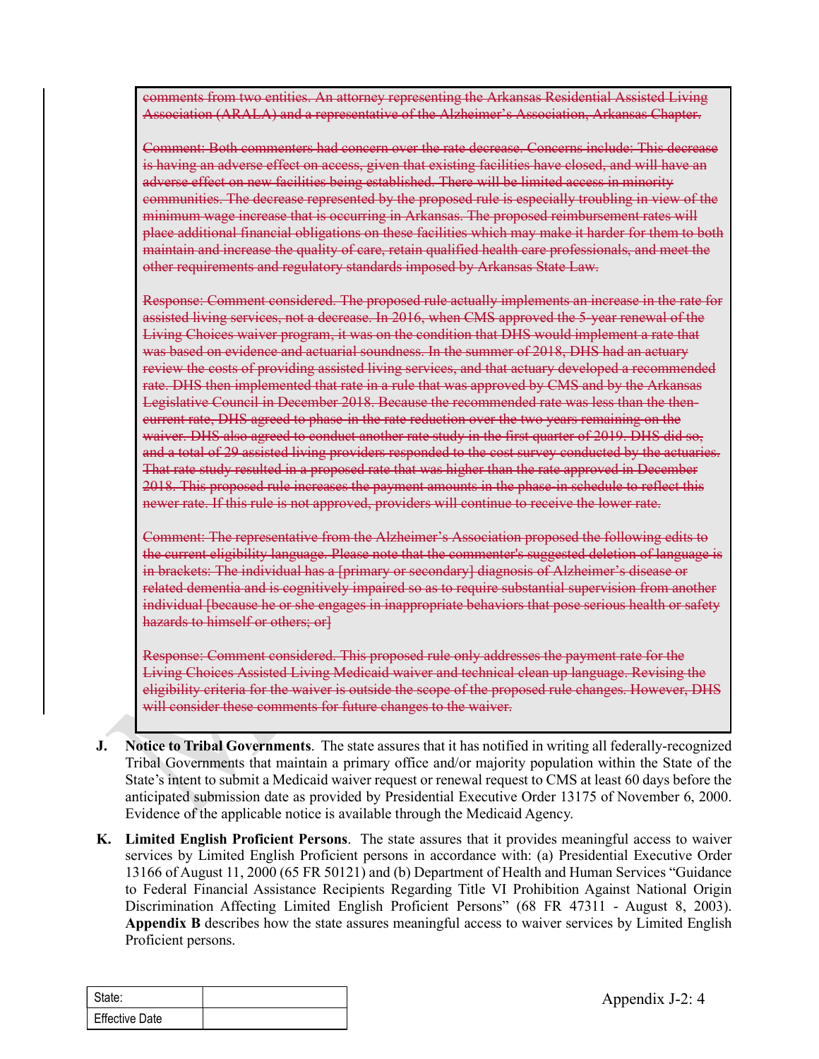~~comments from two entities. An attorney representing the Arkansas Residential Assisted Living Association (ARALA) and a representative of the Alzheimer's Association, Arkansas Chapter.~~

~~Comment: Both commenters had concern over the rate decrease. Concerns include: This decrease is having an adverse effect on access, given that existing facilities have closed, and will have an adverse effect on new facilities being established. There will be limited access in minority communities. The decrease represented by the proposed rule is especially troubling in view of the minimum wage increase that is occurring in Arkansas. The proposed reimbursement rates will place additional financial obligations on these facilities which may make it harder for them to both maintain and increase the quality of care, retain qualified health care professionals, and meet the other requirements and regulatory standards imposed by Arkansas State Law.~~

~~Response: Comment considered. The proposed rule actually implements an increase in the rate for assisted living services, not a decrease. In 2016, when CMS approved the 5-year renewal of the Living Choices waiver program, it was on the condition that DHS would implement a rate that was based on evidence and actuarial soundness. In the summer of 2018, DHS had an actuary review the costs of providing assisted living services, and that actuary developed a recommended rate. DHS then implemented that rate in a rule that was approved by CMS and by the Arkansas Legislative Council in December 2018. Because the recommended rate was less than the then-current rate, DHS agreed to phase-in the rate reduction over the two years remaining on the waiver. DHS also agreed to conduct another rate study in the first quarter of 2019. DHS did so, and a total of 29 assisted living providers responded to the cost survey conducted by the actuaries. That rate study resulted in a proposed rate that was higher than the rate approved in December 2018. This proposed rule increases the payment amounts in the phase-in schedule to reflect this newer rate. If this rule is not approved, providers will continue to receive the lower rate.~~

~~Comment: The representative from the Alzheimer's Association proposed the following edits to the current eligibility language. Please note that the commenter's suggested deletion of language is in brackets: The individual has a [primary or secondary] diagnosis of Alzheimer's disease or related dementia and is cognitively impaired so as to require substantial supervision from another individual [because he or she engages in inappropriate behaviors that pose serious health or safety hazards to himself or others; or]~~

~~Response: Comment considered. This proposed rule only addresses the payment rate for the Living Choices Assisted Living Medicaid waiver and technical clean up language. Revising the eligibility criteria for the waiver is outside the scope of the proposed rule changes. However, DHS will consider these comments for future changes to the waiver.~~

**J. Notice to Tribal Governments**. The state assures that it has notified in writing all federally-recognized Tribal Governments that maintain a primary office and/or majority population within the State of the State's intent to submit a Medicaid waiver request or renewal request to CMS at least 60 days before the anticipated submission date as provided by Presidential Executive Order 13175 of November 6, 2000. Evidence of the applicable notice is available through the Medicaid Agency.

**K. Limited English Proficient Persons**. The state assures that it provides meaningful access to waiver services by Limited English Proficient persons in accordance with: (a) Presidential Executive Order 13166 of August 11, 2000 (65 FR 50121) and (b) Department of Health and Human Services "Guidance to Federal Financial Assistance Recipients Regarding Title VI Prohibition Against National Origin Discrimination Affecting Limited English Proficient Persons" (68 FR 47311 - August 8, 2003). **Appendix B** describes how the state assures meaningful access to waiver services by Limited English Proficient persons.

| State: | |
|---|---|
| Effective Date | |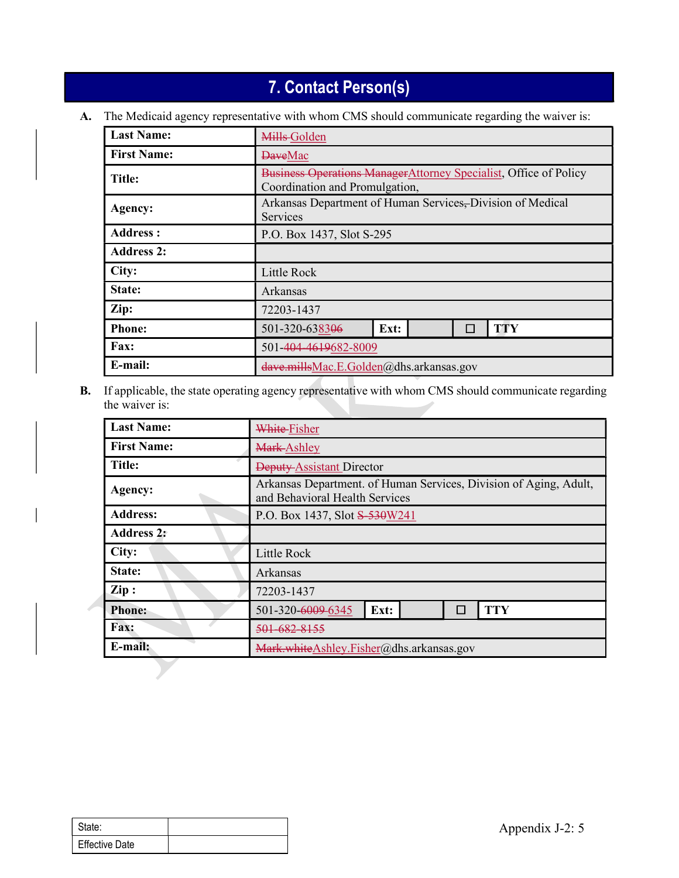# 7. Contact Person(s)

**A.** The Medicaid agency representative with whom CMS should communicate regarding the waiver is:

| | |
|---|---|
| **Last Name:** | ~~Mills~~ Golden |
| **First Name:** | ~~Dave~~Mac |
| **Title:** | ~~Business Operations Manager~~Attorney Specialist, Office of Policy Coordination and Promulgation, |
| **Agency:** | Arkansas Department of Human Services~~,~~ Division of Medical Services |
| **Address :** | P.O. Box 1437, Slot S-295 |
| **Address 2:** | |
| **City:** | Little Rock |
| **State:** | Arkansas |
| **Zip:** | 72203-1437 |
| **Phone:** | 501-320-6383~~06~~ **Ext:** ☐ **TTY** |
| **Fax:** | 501-~~404-4619~~682-8009 |
| **E-mail:** | ~~dave.mills~~Mac.E.Golden@dhs.arkansas.gov |

**B.** If applicable, the state operating agency representative with whom CMS should communicate regarding the waiver is:

| | |
|---|---|
| **Last Name:** | ~~White~~ Fisher |
| **First Name:** | ~~Mark~~ Ashley |
| **Title:** | ~~Deputy~~ Assistant Director |
| **Agency:** | Arkansas Department. of Human Services, Division of Aging, Adult, and Behavioral Health Services |
| **Address:** | P.O. Box 1437, Slot ~~S-530~~W241 |
| **Address 2:** | |
| **City:** | Little Rock |
| **State:** | Arkansas |
| **Zip :** | 72203-1437 |
| **Phone:** | 501-320-~~6009~~ 6345 **Ext:** ☐ **TTY** |
| **Fax:** | ~~501-682-8155~~ |
| **E-mail:** | ~~Mark.white~~Ashley.Fisher@dhs.arkansas.gov |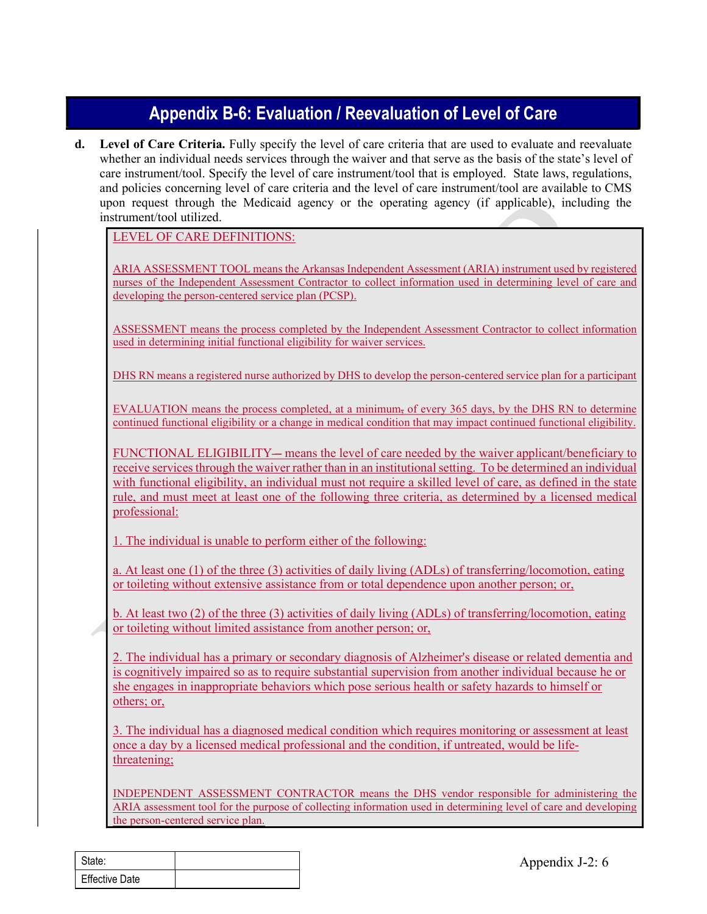# Appendix B-6: Evaluation / Reevaluation of Level of Care

**d. Level of Care Criteria.** Fully specify the level of care criteria that are used to evaluate and reevaluate whether an individual needs services through the waiver and that serve as the basis of the state's level of care instrument/tool. Specify the level of care instrument/tool that is employed. State laws, regulations, and policies concerning level of care criteria and the level of care instrument/tool are available to CMS upon request through the Medicaid agency or the operating agency (if applicable), including the instrument/tool utilized.

LEVEL OF CARE DEFINITIONS:

ARIA ASSESSMENT TOOL means the Arkansas Independent Assessment (ARIA) instrument used by registered nurses of the Independent Assessment Contractor to collect information used in determining level of care and developing the person-centered service plan (PCSP).

ASSESSMENT means the process completed by the Independent Assessment Contractor to collect information used in determining initial functional eligibility for waiver services.

DHS RN means a registered nurse authorized by DHS to develop the person-centered service plan for a participant

EVALUATION means the process completed, at a minimum, of every 365 days, by the DHS RN to determine continued functional eligibility or a change in medical condition that may impact continued functional eligibility.

FUNCTIONAL ELIGIBILITY— means the level of care needed by the waiver applicant/beneficiary to receive services through the waiver rather than in an institutional setting. To be determined an individual with functional eligibility, an individual must not require a skilled level of care, as defined in the state rule, and must meet at least one of the following three criteria, as determined by a licensed medical professional:

1. The individual is unable to perform either of the following:

a. At least one (1) of the three (3) activities of daily living (ADLs) of transferring/locomotion, eating or toileting without extensive assistance from or total dependence upon another person; or,

b. At least two (2) of the three (3) activities of daily living (ADLs) of transferring/locomotion, eating or toileting without limited assistance from another person; or,

2. The individual has a primary or secondary diagnosis of Alzheimer's disease or related dementia and is cognitively impaired so as to require substantial supervision from another individual because he or she engages in inappropriate behaviors which pose serious health or safety hazards to himself or others; or,

3. The individual has a diagnosed medical condition which requires monitoring or assessment at least once a day by a licensed medical professional and the condition, if untreated, would be life-threatening;

INDEPENDENT ASSESSMENT CONTRACTOR means the DHS vendor responsible for administering the ARIA assessment tool for the purpose of collecting information used in determining level of care and developing the person-centered service plan.

| State: | |
|---|---|
| Effective Date | |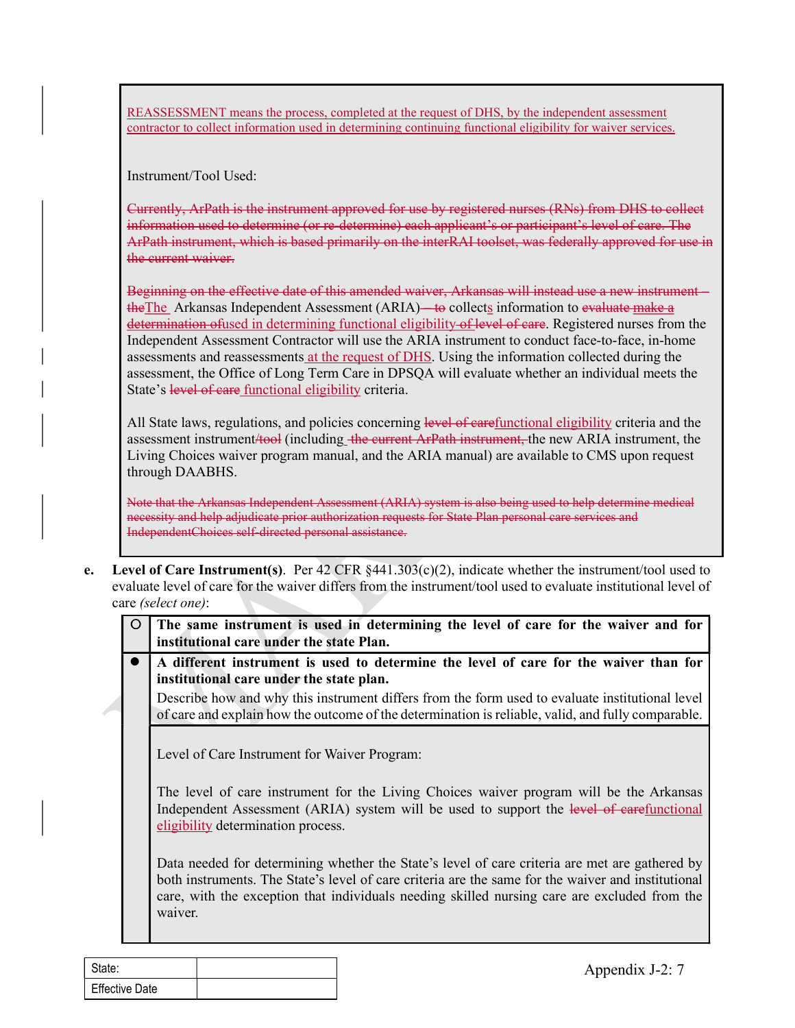REASSESSMENT means the process, completed at the request of DHS, by the independent assessment contractor to collect information used in determining continuing functional eligibility for waiver services.

Instrument/Tool Used:

~~Currently, ArPath is the instrument approved for use by registered nurses (RNs) from DHS to collect information used to determine (or re-determine) each applicant's or participant's level of care. The ArPath instrument, which is based primarily on the interRAI toolset, was federally approved for use in the current waiver.~~

~~Beginning on the effective date of this amended waiver, Arkansas will instead use a new instrument – the~~The Arkansas Independent Assessment (ARIA)~~— to~~ collects information to ~~evaluate make a determination of~~used in determining functional eligibility ~~of level of care~~. Registered nurses from the Independent Assessment Contractor will use the ARIA instrument to conduct face-to-face, in-home assessments and reassessments at the request of DHS. Using the information collected during the assessment, the Office of Long Term Care in DPSQA will evaluate whether an individual meets the State's ~~level of care~~ functional eligibility criteria.

All State laws, regulations, and policies concerning ~~level of care~~functional eligibility criteria and the assessment instrument~~/tool~~ (including ~~the current ArPath instrument,~~ the new ARIA instrument, the Living Choices waiver program manual, and the ARIA manual) are available to CMS upon request through DAABHS.

~~Note that the Arkansas Independent Assessment (ARIA) system is also being used to help determine medical necessity and help adjudicate prior authorization requests for State Plan personal care services and IndependentChoices self-directed personal assistance.~~

**e. Level of Care Instrument(s)**. Per 42 CFR §441.303(c)(2), indicate whether the instrument/tool used to evaluate level of care for the waiver differs from the instrument/tool used to evaluate institutional level of care *(select one)*:

| | |
|---|---|
| ○ | **The same instrument is used in determining the level of care for the waiver and for institutional care under the state Plan.** |
| ● | **A different instrument is used to determine the level of care for the waiver than for institutional care under the state plan.** Describe how and why this instrument differs from the form used to evaluate institutional level of care and explain how the outcome of the determination is reliable, valid, and fully comparable. |
| | Level of Care Instrument for Waiver Program: The level of care instrument for the Living Choices waiver program will be the Arkansas Independent Assessment (ARIA) system will be used to support the ~~level of care~~functional eligibility determination process. Data needed for determining whether the State's level of care criteria are met are gathered by both instruments. The State's level of care criteria are the same for the waiver and institutional care, with the exception that individuals needing skilled nursing care are excluded from the waiver. |

| State: | |
|---|---|
| Effective Date | |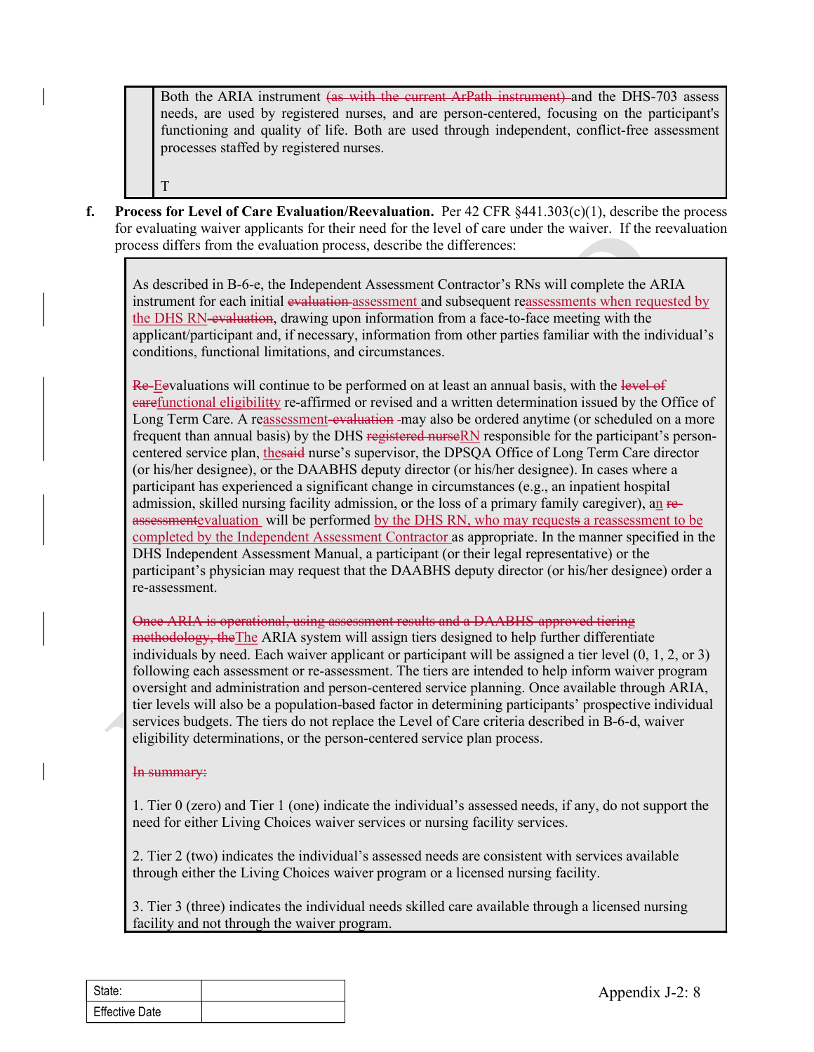Both the ARIA instrument ~~(as with the current ArPath instrument)~~ and the DHS-703 assess needs, are used by registered nurses, and are person-centered, focusing on the participant's functioning and quality of life. Both are used through independent, conflict-free assessment processes staffed by registered nurses.

T

**f. Process for Level of Care Evaluation/Reevaluation.** Per 42 CFR §441.303(c)(1), describe the process for evaluating waiver applicants for their need for the level of care under the waiver. If the reevaluation process differs from the evaluation process, describe the differences:

As described in B-6-e, the Independent Assessment Contractor's RNs will complete the ARIA instrument for each initial ~~evaluation~~ assessment and subsequent reassessments when requested by the DHS RN~~-evaluation~~, drawing upon information from a face-to-face meeting with the applicant/participant and, if necessary, information from other parties familiar with the individual's conditions, functional limitations, and circumstances.

~~Re-~~Evaluations will continue to be performed on at least an annual basis, with the ~~level of care~~functional eligibility re-affirmed or revised and a written determination issued by the Office of Long Term Care. A reassessment ~~-evaluation~~ may also be ordered anytime (or scheduled on a more frequent than annual basis) by the DHS ~~registered nurse~~RN responsible for the participant's person-centered service plan, the~~said~~ nurse's supervisor, the DPSQA Office of Long Term Care director (or his/her designee), or the DAABHS deputy director (or his/her designee). In cases where a participant has experienced a significant change in circumstances (e.g., an inpatient hospital admission, skilled nursing facility admission, or the loss of a primary family caregiver), an ~~re-assessment~~evaluation will be performed by the DHS RN, who may request~~s~~ a reassessment to be completed by the Independent Assessment Contractor as appropriate. In the manner specified in the DHS Independent Assessment Manual, a participant (or their legal representative) or the participant's physician may request that the DAABHS deputy director (or his/her designee) order a re-assessment.

~~Once ARIA is operational, using assessment results and a DAABHS-approved tiering methodology, the~~The ARIA system will assign tiers designed to help further differentiate individuals by need. Each waiver applicant or participant will be assigned a tier level (0, 1, 2, or 3) following each assessment or re-assessment. The tiers are intended to inform waiver program oversight and administration and person-centered service planning. Once available through ARIA, tier levels will also be a population-based factor in determining participants' prospective individual services budgets. The tiers do not replace the Level of Care criteria described in B-6-d, waiver eligibility determinations, or the person-centered service plan process.

~~In summary:~~

1. Tier 0 (zero) and Tier 1 (one) indicate the individual's assessed needs, if any, do not support the need for either Living Choices waiver services or nursing facility services.

2. Tier 2 (two) indicates the individual's assessed needs are consistent with services available through either the Living Choices waiver program or a licensed nursing facility.

3. Tier 3 (three) indicates the individual needs skilled care available through a licensed nursing facility and not through the waiver program.

| State: | |
|---|---|
| Effective Date | |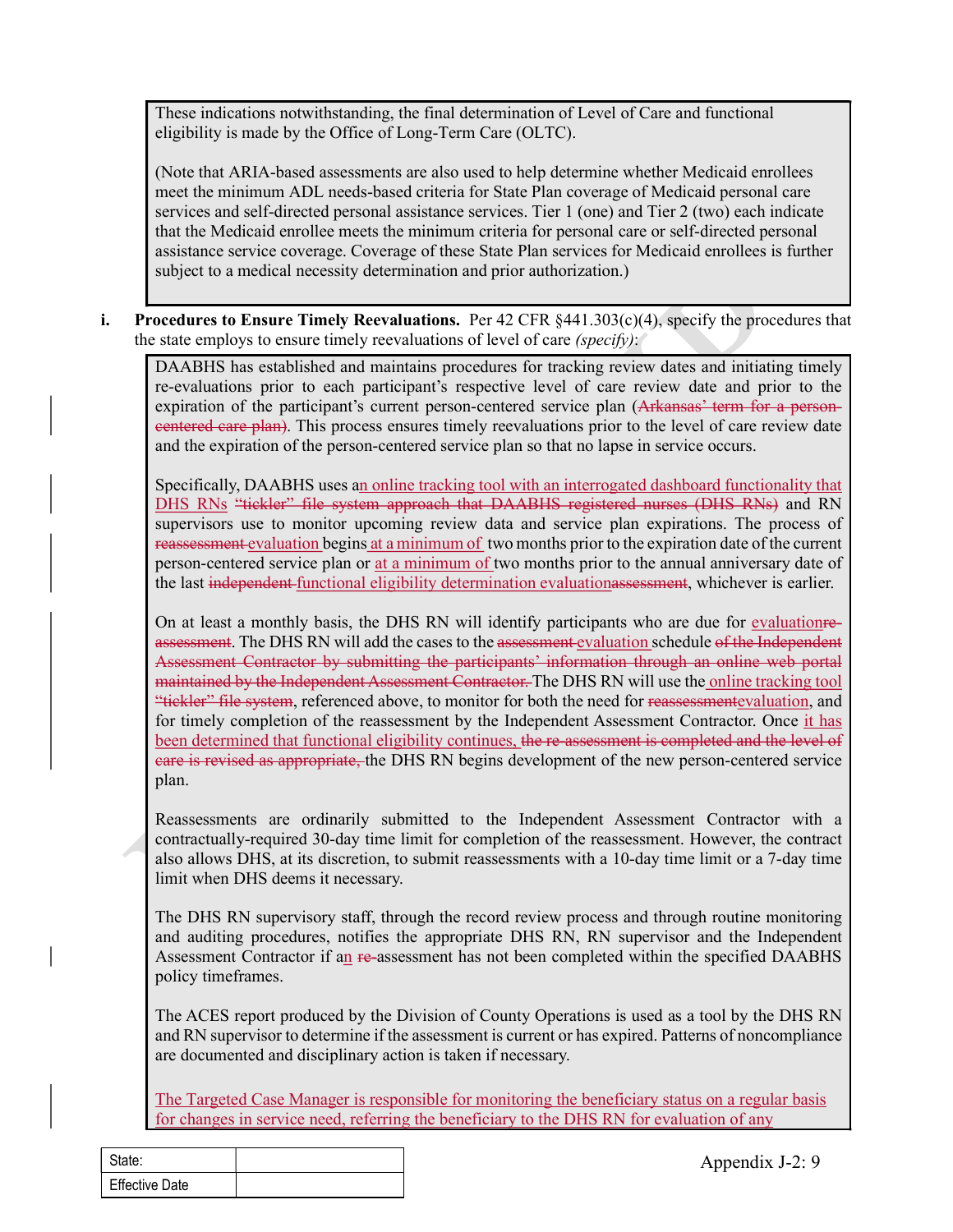These indications notwithstanding, the final determination of Level of Care and functional eligibility is made by the Office of Long-Term Care (OLTC).

(Note that ARIA-based assessments are also used to help determine whether Medicaid enrollees meet the minimum ADL needs-based criteria for State Plan coverage of Medicaid personal care services and self-directed personal assistance services. Tier 1 (one) and Tier 2 (two) each indicate that the Medicaid enrollee meets the minimum criteria for personal care or self-directed personal assistance service coverage. Coverage of these State Plan services for Medicaid enrollees is further subject to a medical necessity determination and prior authorization.)

**i. Procedures to Ensure Timely Reevaluations.** Per 42 CFR §441.303(c)(4), specify the procedures that the state employs to ensure timely reevaluations of level of care *(specify)*:

DAABHS has established and maintains procedures for tracking review dates and initiating timely re-evaluations prior to each participant's respective level of care review date and prior to the expiration of the participant's current person-centered service plan (~~Arkansas' term for a person-centered care plan~~). This process ensures timely reevaluations prior to the level of care review date and the expiration of the person-centered service plan so that no lapse in service occurs.

Specifically, DAABHS uses an online tracking tool with an interrogated dashboard functionality that DHS RNs ~~"tickler" file system approach that DAABHS registered nurses (DHS RNs)~~ and RN supervisors use to monitor upcoming review data and service plan expirations. The process of ~~reassessment~~ evaluation begins at a minimum of two months prior to the expiration date of the current person-centered service plan or at a minimum of two months prior to the annual anniversary date of the last ~~independent~~ functional eligibility determination evaluation~~assessment~~, whichever is earlier.

On at least a monthly basis, the DHS RN will identify participants who are due for evaluation~~re-assessment~~. The DHS RN will add the cases to the ~~assessment~~ evaluation schedule ~~of the Independent Assessment Contractor by submitting the participants' information through an online web portal maintained by the Independent Assessment Contractor.~~ The DHS RN will use the online tracking tool ~~"tickler" file system~~, referenced above, to monitor for both the need for ~~reassessment~~evaluation, and for timely completion of the reassessment by the Independent Assessment Contractor. Once it has been determined that functional eligibility continues, ~~the re-assessment is completed and the level of care is revised as appropriate,~~ the DHS RN begins development of the new person-centered service plan.

Reassessments are ordinarily submitted to the Independent Assessment Contractor with a contractually-required 30-day time limit for completion of the reassessment. However, the contract also allows DHS, at its discretion, to submit reassessments with a 10-day time limit or a 7-day time limit when DHS deems it necessary.

The DHS RN supervisory staff, through the record review process and through routine monitoring and auditing procedures, notifies the appropriate DHS RN, RN supervisor and the Independent Assessment Contractor if an ~~re-~~assessment has not been completed within the specified DAABHS policy timeframes.

The ACES report produced by the Division of County Operations is used as a tool by the DHS RN and RN supervisor to determine if the assessment is current or has expired. Patterns of noncompliance are documented and disciplinary action is taken if necessary.

The Targeted Case Manager is responsible for monitoring the beneficiary status on a regular basis for changes in service need, referring the beneficiary to the DHS RN for evaluation of any

| State: | |
|---|---|
| Effective Date | |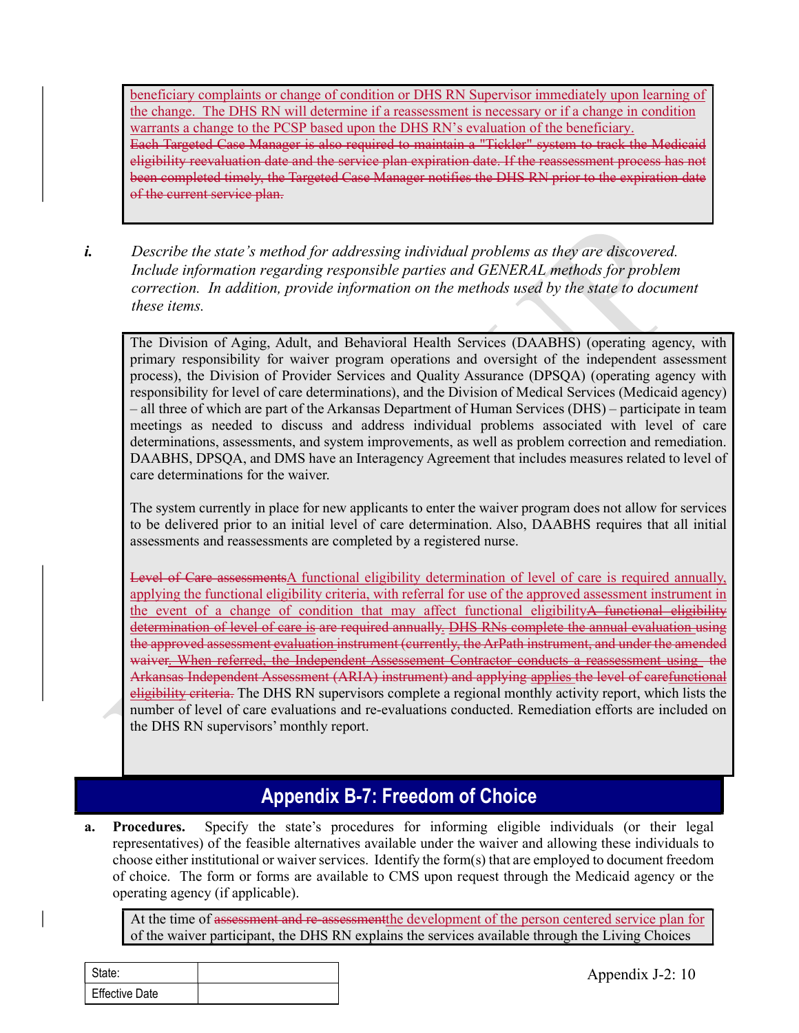beneficiary complaints or change of condition or DHS RN Supervisor immediately upon learning of the change. The DHS RN will determine if a reassessment is necessary or if a change in condition warrants a change to the PCSP based upon the DHS RN's evaluation of the beneficiary.
~~Each Targeted Case Manager is also required to maintain a "Tickler" system to track the Medicaid eligibility reevaluation date and the service plan expiration date. If the reassessment process has not been completed timely, the Targeted Case Manager notifies the DHS RN prior to the expiration date of the current service plan.~~

***i.*** *Describe the state's method for addressing individual problems as they are discovered. Include information regarding responsible parties and GENERAL methods for problem correction. In addition, provide information on the methods used by the state to document these items.*

The Division of Aging, Adult, and Behavioral Health Services (DAABHS) (operating agency, with primary responsibility for waiver program operations and oversight of the independent assessment process), the Division of Provider Services and Quality Assurance (DPSQA) (operating agency with responsibility for level of care determinations), and the Division of Medical Services (Medicaid agency) – all three of which are part of the Arkansas Department of Human Services (DHS) – participate in team meetings as needed to discuss and address individual problems associated with level of care determinations, assessments, and system improvements, as well as problem correction and remediation. DAABHS, DPSQA, and DMS have an Interagency Agreement that includes measures related to level of care determinations for the waiver.

The system currently in place for new applicants to enter the waiver program does not allow for services to be delivered prior to an initial level of care determination. Also, DAABHS requires that all initial assessments and reassessments are completed by a registered nurse.

~~Level of Care assessments~~A functional eligibility determination of level of care is required annually, applying the functional eligibility criteria, with referral for use of the approved assessment instrument in the event of a change of condition that may affect functional eligibility~~A functional eligibility determination of level of care is are required annually. DHS RNs complete the annual evaluation using the approved assessment evaluation instrument (currently, the ArPath instrument, and under the amended waiver. When referred, the Independent Assessement Contractor conducts a reassessment using the Arkansas Independent Assessment (ARIA) instrument) and applying applies the level of carefunctional eligibility criteria.~~ The DHS RN supervisors complete a regional monthly activity report, which lists the number of level of care evaluations and re-evaluations conducted. Remediation efforts are included on the DHS RN supervisors' monthly report.

## Appendix B-7: Freedom of Choice

**a. Procedures.** Specify the state's procedures for informing eligible individuals (or their legal representatives) of the feasible alternatives available under the waiver and allowing these individuals to choose either institutional or waiver services. Identify the form(s) that are employed to document freedom of choice. The form or forms are available to CMS upon request through the Medicaid agency or the operating agency (if applicable).

At the time of ~~assessment and re-assessment~~the development of the person centered service plan for of the waiver participant, the DHS RN explains the services available through the Living Choices

| State: | |
|---|---|
| Effective Date | |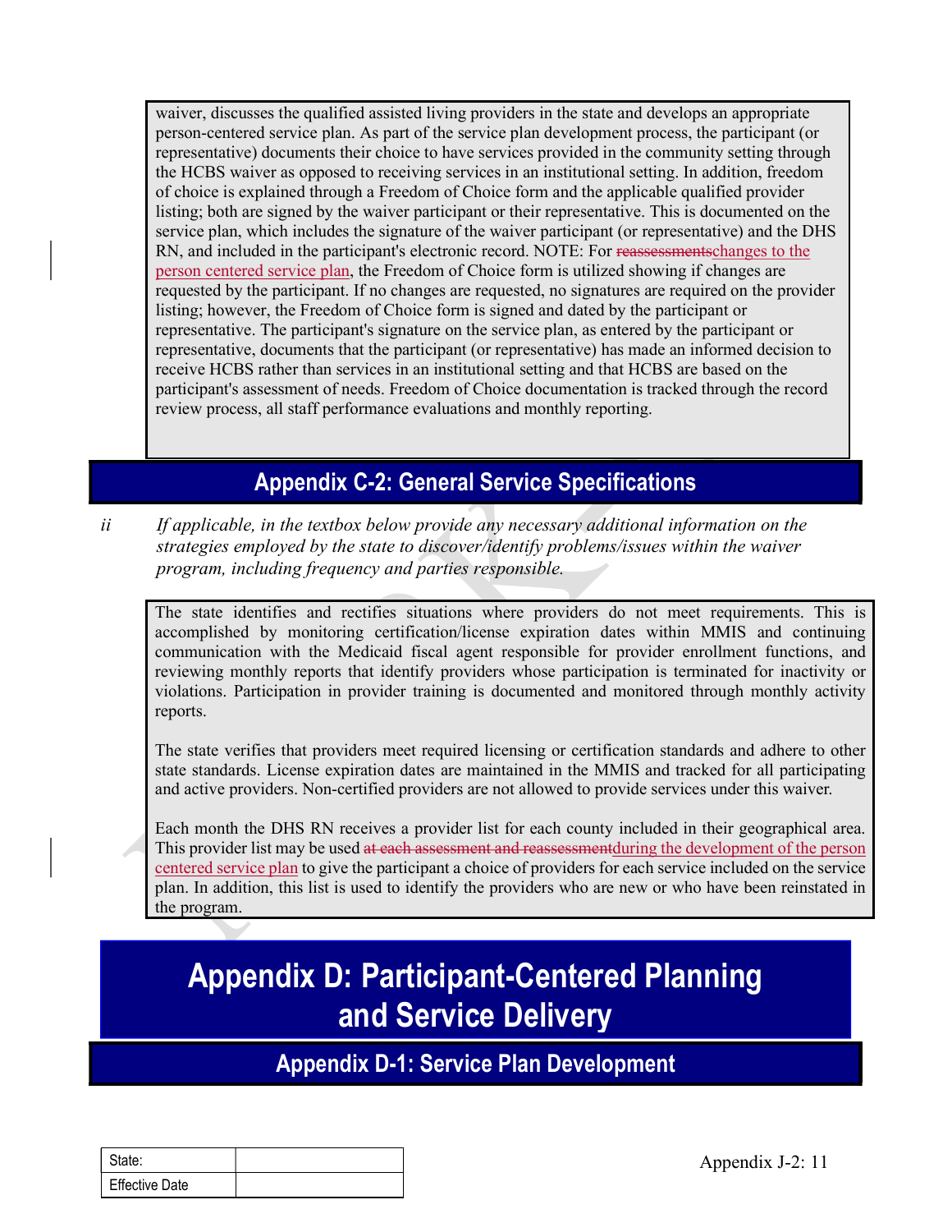waiver, discusses the qualified assisted living providers in the state and develops an appropriate person-centered service plan. As part of the service plan development process, the participant (or representative) documents their choice to have services provided in the community setting through the HCBS waiver as opposed to receiving services in an institutional setting. In addition, freedom of choice is explained through a Freedom of Choice form and the applicable qualified provider listing; both are signed by the waiver participant or their representative. This is documented on the service plan, which includes the signature of the waiver participant (or representative) and the DHS RN, and included in the participant's electronic record. NOTE: For ~~reassessments~~changes to the person centered service plan, the Freedom of Choice form is utilized showing if changes are requested by the participant. If no changes are requested, no signatures are required on the provider listing; however, the Freedom of Choice form is signed and dated by the participant or representative. The participant's signature on the service plan, as entered by the participant or representative, documents that the participant (or representative) has made an informed decision to receive HCBS rather than services in an institutional setting and that HCBS are based on the participant's assessment of needs. Freedom of Choice documentation is tracked through the record review process, all staff performance evaluations and monthly reporting.

## Appendix C-2: General Service Specifications

ii *If applicable, in the textbox below provide any necessary additional information on the strategies employed by the state to discover/identify problems/issues within the waiver program, including frequency and parties responsible.*

The state identifies and rectifies situations where providers do not meet requirements. This is accomplished by monitoring certification/license expiration dates within MMIS and continuing communication with the Medicaid fiscal agent responsible for provider enrollment functions, and reviewing monthly reports that identify providers whose participation is terminated for inactivity or violations. Participation in provider training is documented and monitored through monthly activity reports.

The state verifies that providers meet required licensing or certification standards and adhere to other state standards. License expiration dates are maintained in the MMIS and tracked for all participating and active providers. Non-certified providers are not allowed to provide services under this waiver.

Each month the DHS RN receives a provider list for each county included in their geographical area. This provider list may be used ~~at each assessment and reassessment~~during the development of the person centered service plan to give the participant a choice of providers for each service included on the service plan. In addition, this list is used to identify the providers who are new or who have been reinstated in the program.

# Appendix D: Participant-Centered Planning and Service Delivery

## Appendix D-1: Service Plan Development

| State: | |
|---|---|
| Effective Date | |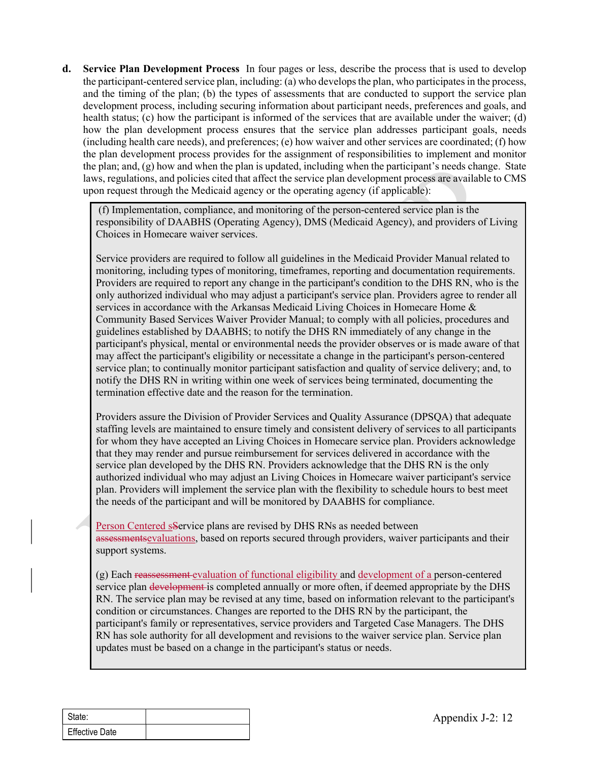**d. Service Plan Development Process** In four pages or less, describe the process that is used to develop the participant-centered service plan, including: (a) who develops the plan, who participates in the process, and the timing of the plan; (b) the types of assessments that are conducted to support the service plan development process, including securing information about participant needs, preferences and goals, and health status; (c) how the participant is informed of the services that are available under the waiver; (d) how the plan development process ensures that the service plan addresses participant goals, needs (including health care needs), and preferences; (e) how waiver and other services are coordinated; (f) how the plan development process provides for the assignment of responsibilities to implement and monitor the plan; and, (g) how and when the plan is updated, including when the participant's needs change. State laws, regulations, and policies cited that affect the service plan development process are available to CMS upon request through the Medicaid agency or the operating agency (if applicable):

(f) Implementation, compliance, and monitoring of the person-centered service plan is the responsibility of DAABHS (Operating Agency), DMS (Medicaid Agency), and providers of Living Choices in Homecare waiver services.

Service providers are required to follow all guidelines in the Medicaid Provider Manual related to monitoring, including types of monitoring, timeframes, reporting and documentation requirements. Providers are required to report any change in the participant's condition to the DHS RN, who is the only authorized individual who may adjust a participant's service plan. Providers agree to render all services in accordance with the Arkansas Medicaid Living Choices in Homecare Home & Community Based Services Waiver Provider Manual; to comply with all policies, procedures and guidelines established by DAABHS; to notify the DHS RN immediately of any change in the participant's physical, mental or environmental needs the provider observes or is made aware of that may affect the participant's eligibility or necessitate a change in the participant's person-centered service plan; to continually monitor participant satisfaction and quality of service delivery; and, to notify the DHS RN in writing within one week of services being terminated, documenting the termination effective date and the reason for the termination.

Providers assure the Division of Provider Services and Quality Assurance (DPSQA) that adequate staffing levels are maintained to ensure timely and consistent delivery of services to all participants for whom they have accepted an Living Choices in Homecare service plan. Providers acknowledge that they may render and pursue reimbursement for services delivered in accordance with the service plan developed by the DHS RN. Providers acknowledge that the DHS RN is the only authorized individual who may adjust an Living Choices in Homecare waiver participant's service plan. Providers will implement the service plan with the flexibility to schedule hours to best meet the needs of the participant and will be monitored by DAABHS for compliance.

Person Centered ~~s~~Service plans are revised by DHS RNs as needed between ~~assessments~~evaluations, based on reports secured through providers, waiver participants and their support systems.

(g) Each ~~reassessment~~ evaluation of functional eligibility and development of a person-centered service plan ~~development~~ is completed annually or more often, if deemed appropriate by the DHS RN. The service plan may be revised at any time, based on information relevant to the participant's condition or circumstances. Changes are reported to the DHS RN by the participant, the participant's family or representatives, service providers and Targeted Case Managers. The DHS RN has sole authority for all development and revisions to the waiver service plan. Service plan updates must be based on a change in the participant's status or needs.

| State: | |
|---|---|
| Effective Date | |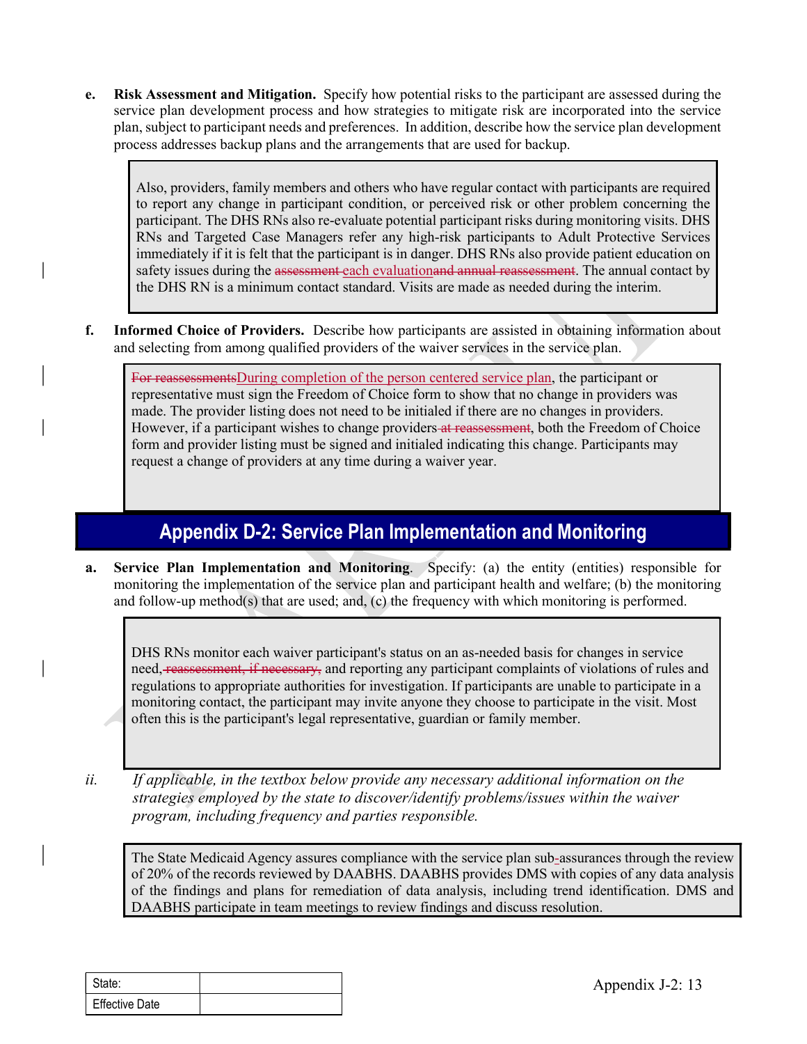**e. Risk Assessment and Mitigation.** Specify how potential risks to the participant are assessed during the service plan development process and how strategies to mitigate risk are incorporated into the service plan, subject to participant needs and preferences. In addition, describe how the service plan development process addresses backup plans and the arrangements that are used for backup.

> Also, providers, family members and others who have regular contact with participants are required to report any change in participant condition, or perceived risk or other problem concerning the participant. The DHS RNs also re-evaluate potential participant risks during monitoring visits. DHS RNs and Targeted Case Managers refer any high-risk participants to Adult Protective Services immediately if it is felt that the participant is in danger. DHS RNs also provide patient education on safety issues during the ~~assessment~~ each evaluation~~and annual reassessment~~. The annual contact by the DHS RN is a minimum contact standard. Visits are made as needed during the interim.

**f. Informed Choice of Providers.** Describe how participants are assisted in obtaining information about and selecting from among qualified providers of the waiver services in the service plan.

> ~~For reassessments~~During completion of the person centered service plan, the participant or representative must sign the Freedom of Choice form to show that no change in providers was made. The provider listing does not need to be initialed if there are no changes in providers. However, if a participant wishes to change providers~~ at reassessment~~, both the Freedom of Choice form and provider listing must be signed and initialed indicating this change. Participants may request a change of providers at any time during a waiver year.

## Appendix D-2: Service Plan Implementation and Monitoring

**a. Service Plan Implementation and Monitoring.** Specify: (a) the entity (entities) responsible for monitoring the implementation of the service plan and participant health and welfare; (b) the monitoring and follow-up method(s) that are used; and, (c) the frequency with which monitoring is performed.

> DHS RNs monitor each waiver participant's status on an as-needed basis for changes in service need,~~ reassessment, if necessary,~~ and reporting any participant complaints of violations of rules and regulations to appropriate authorities for investigation. If participants are unable to participate in a monitoring contact, the participant may invite anyone they choose to participate in the visit. Most often this is the participant's legal representative, guardian or family member.

*ii. If applicable, in the textbox below provide any necessary additional information on the strategies employed by the state to discover/identify problems/issues within the waiver program, including frequency and parties responsible.*

> The State Medicaid Agency assures compliance with the service plan sub-assurances through the review of 20% of the records reviewed by DAABHS. DAABHS provides DMS with copies of any data analysis of the findings and plans for remediation of data analysis, including trend identification. DMS and DAABHS participate in team meetings to review findings and discuss resolution.

| State: | |
|---|---|
| Effective Date | |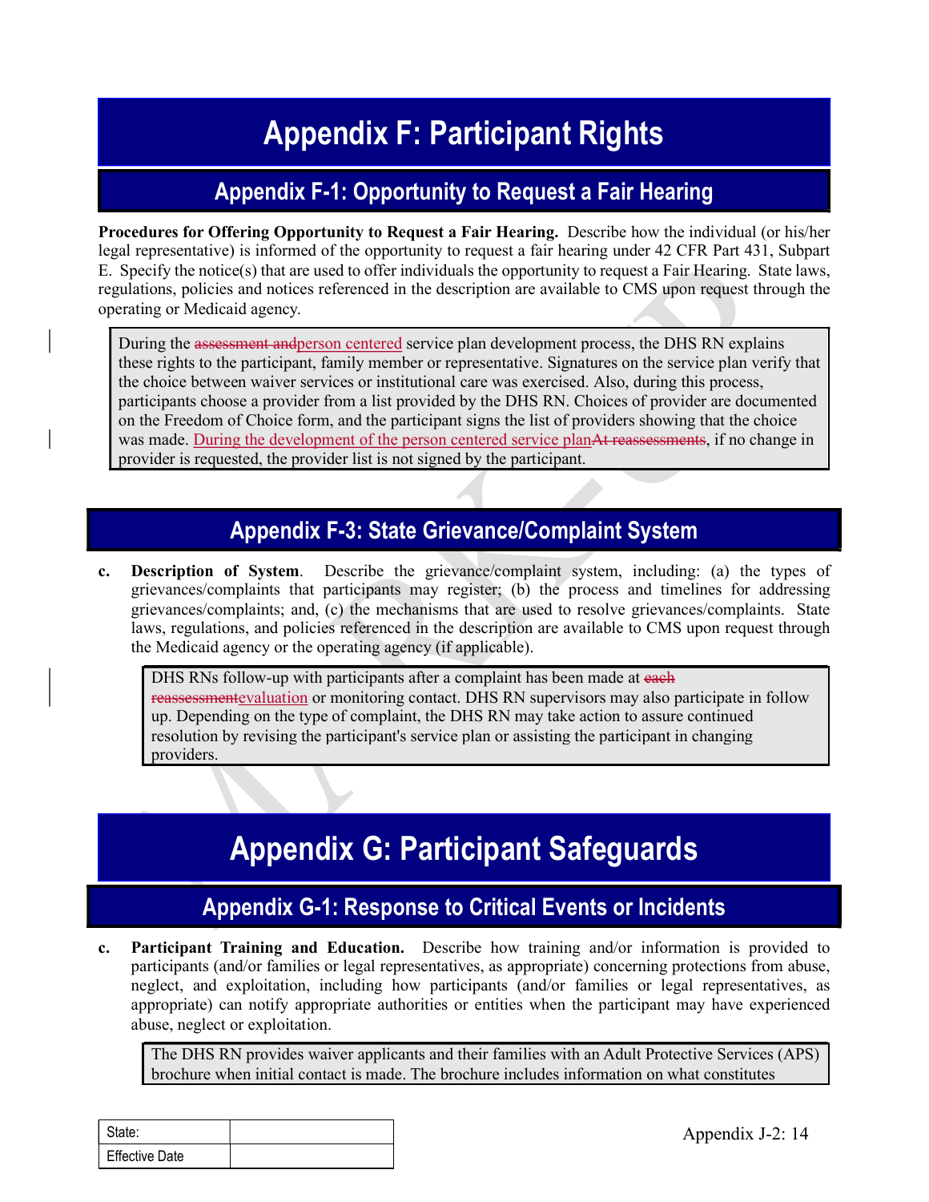# Appendix F: Participant Rights

## Appendix F-1: Opportunity to Request a Fair Hearing

**Procedures for Offering Opportunity to Request a Fair Hearing.** Describe how the individual (or his/her legal representative) is informed of the opportunity to request a fair hearing under 42 CFR Part 431, Subpart E. Specify the notice(s) that are used to offer individuals the opportunity to request a Fair Hearing. State laws, regulations, policies and notices referenced in the description are available to CMS upon request through the operating or Medicaid agency.

> During the ~~assessment and~~person centered service plan development process, the DHS RN explains these rights to the participant, family member or representative. Signatures on the service plan verify that the choice between waiver services or institutional care was exercised. Also, during this process, participants choose a provider from a list provided by the DHS RN. Choices of provider are documented on the Freedom of Choice form, and the participant signs the list of providers showing that the choice was made. During the development of the person centered service plan~~At reassessments~~, if no change in provider is requested, the provider list is not signed by the participant.

## Appendix F-3: State Grievance/Complaint System

**c. Description of System.** Describe the grievance/complaint system, including: (a) the types of grievances/complaints that participants may register; (b) the process and timelines for addressing grievances/complaints; and, (c) the mechanisms that are used to resolve grievances/complaints. State laws, regulations, and policies referenced in the description are available to CMS upon request through the Medicaid agency or the operating agency (if applicable).

> DHS RNs follow-up with participants after a complaint has been made at ~~each reassessment~~evaluation or monitoring contact. DHS RN supervisors may also participate in follow up. Depending on the type of complaint, the DHS RN may take action to assure continued resolution by revising the participant's service plan or assisting the participant in changing providers.

# Appendix G: Participant Safeguards

## Appendix G-1: Response to Critical Events or Incidents

**c. Participant Training and Education.** Describe how training and/or information is provided to participants (and/or families or legal representatives, as appropriate) concerning protections from abuse, neglect, and exploitation, including how participants (and/or families or legal representatives, as appropriate) can notify appropriate authorities or entities when the participant may have experienced abuse, neglect or exploitation.

> The DHS RN provides waiver applicants and their families with an Adult Protective Services (APS) brochure when initial contact is made. The brochure includes information on what constitutes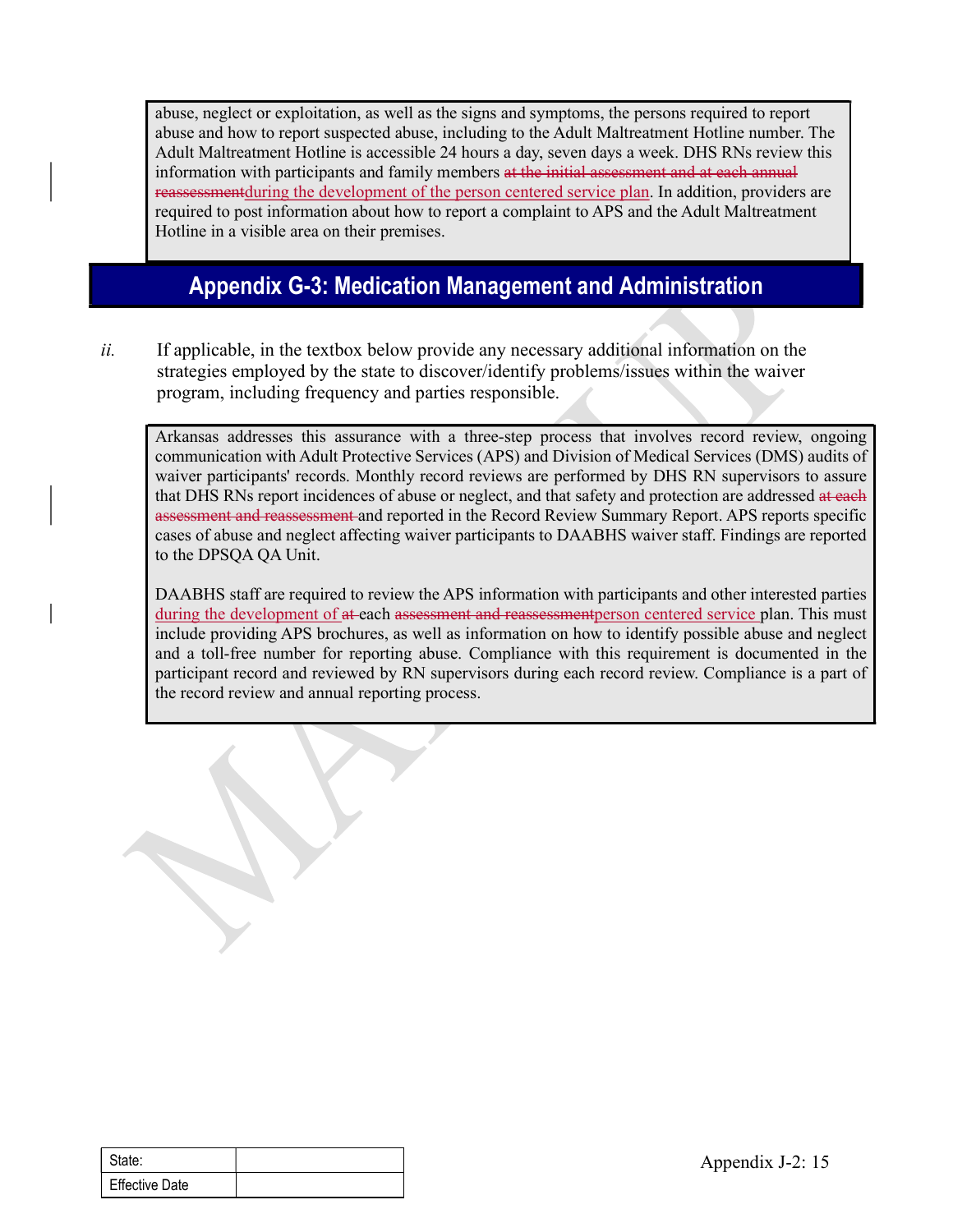abuse, neglect or exploitation, as well as the signs and symptoms, the persons required to report abuse and how to report suspected abuse, including to the Adult Maltreatment Hotline number. The Adult Maltreatment Hotline is accessible 24 hours a day, seven days a week. DHS RNs review this information with participants and family members ~~at the initial assessment and at each annual reassessment~~during the development of the person centered service plan. In addition, providers are required to post information about how to report a complaint to APS and the Adult Maltreatment Hotline in a visible area on their premises.

## Appendix G-3: Medication Management and Administration

*ii.* If applicable, in the textbox below provide any necessary additional information on the strategies employed by the state to discover/identify problems/issues within the waiver program, including frequency and parties responsible.

Arkansas addresses this assurance with a three-step process that involves record review, ongoing communication with Adult Protective Services (APS) and Division of Medical Services (DMS) audits of waiver participants' records. Monthly record reviews are performed by DHS RN supervisors to assure that DHS RNs report incidences of abuse or neglect, and that safety and protection are addressed ~~at each assessment and reassessment~~ and reported in the Record Review Summary Report. APS reports specific cases of abuse and neglect affecting waiver participants to DAABHS waiver staff. Findings are reported to the DPSQA QA Unit.

DAABHS staff are required to review the APS information with participants and other interested parties during the development of ~~at~~ each ~~assessment and reassessment~~person centered service plan. This must include providing APS brochures, as well as information on how to identify possible abuse and neglect and a toll-free number for reporting abuse. Compliance with this requirement is documented in the participant record and reviewed by RN supervisors during each record review. Compliance is a part of the record review and annual reporting process.

| State: | |
|---|---|
| Effective Date | |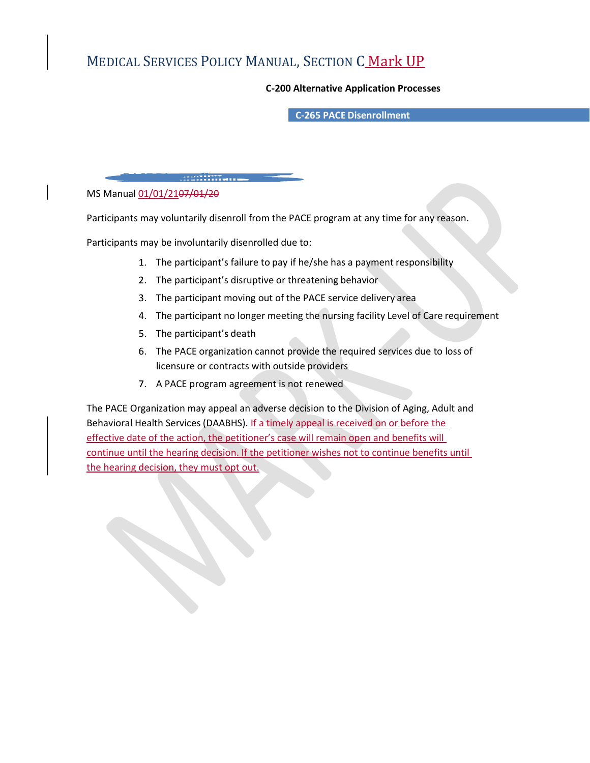# Medical Services Policy Manual, Section C Mark UP

**C-200 Alternative Application Processes**

## C-265 PACE Disenrollment

MS Manual 01/01/21~~07/01/20~~

Participants may voluntarily disenroll from the PACE program at any time for any reason.

Participants may be involuntarily disenrolled due to:

1. The participant's failure to pay if he/she has a payment responsibility
2. The participant's disruptive or threatening behavior
3. The participant moving out of the PACE service delivery area
4. The participant no longer meeting the nursing facility Level of Care requirement
5. The participant's death
6. The PACE organization cannot provide the required services due to loss of licensure or contracts with outside providers
7. A PACE program agreement is not renewed

The PACE Organization may appeal an adverse decision to the Division of Aging, Adult and Behavioral Health Services (DAABHS). If a timely appeal is received on or before the effective date of the action, the petitioner's case will remain open and benefits will continue until the hearing decision. If the petitioner wishes not to continue benefits until the hearing decision, they must opt out.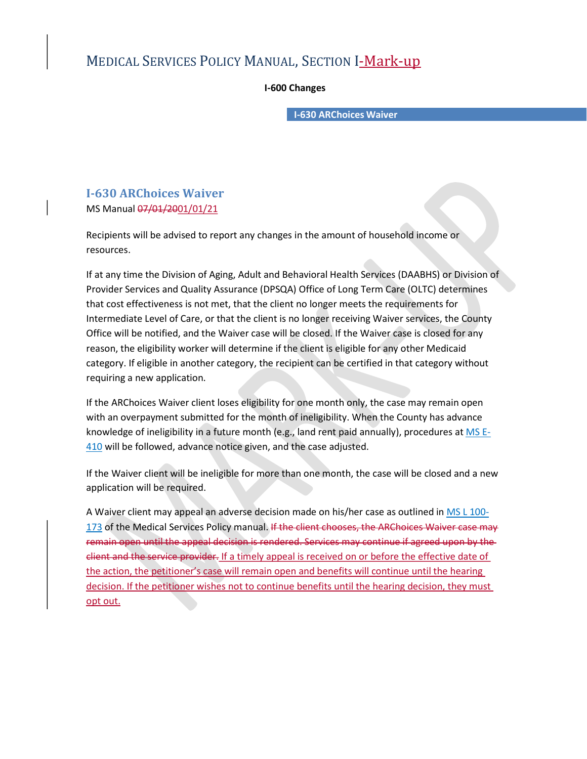# Medical Services Policy Manual, Section I-Mark-up

**I-600 Changes**

**I-630 ARChoices Waiver**

## I-630 ARChoices Waiver

MS Manual ~~07/01/20~~01/01/21

Recipients will be advised to report any changes in the amount of household income or resources.

If at any time the Division of Aging, Adult and Behavioral Health Services (DAABHS) or Division of Provider Services and Quality Assurance (DPSQA) Office of Long Term Care (OLTC) determines that cost effectiveness is not met, that the client no longer meets the requirements for Intermediate Level of Care, or that the client is no longer receiving Waiver services, the County Office will be notified, and the Waiver case will be closed. If the Waiver case is closed for any reason, the eligibility worker will determine if the client is eligible for any other Medicaid category. If eligible in another category, the recipient can be certified in that category without requiring a new application.

If the ARChoices Waiver client loses eligibility for one month only, the case may remain open with an overpayment submitted for the month of ineligibility. When the County has advance knowledge of ineligibility in a future month (e.g., land rent paid annually), procedures at MS E-410 will be followed, advance notice given, and the case adjusted.

If the Waiver client will be ineligible for more than one month, the case will be closed and a new application will be required.

A Waiver client may appeal an adverse decision made on his/her case as outlined in MS L 100-173 of the Medical Services Policy manual. ~~If the client chooses, the ARChoices Waiver case may remain open until the appeal decision is rendered. Services may continue if agreed upon by the client and the service provider.~~ If a timely appeal is received on or before the effective date of the action, the petitioner's case will remain open and benefits will continue until the hearing decision. If the petitioner wishes not to continue benefits until the hearing decision, they must opt out.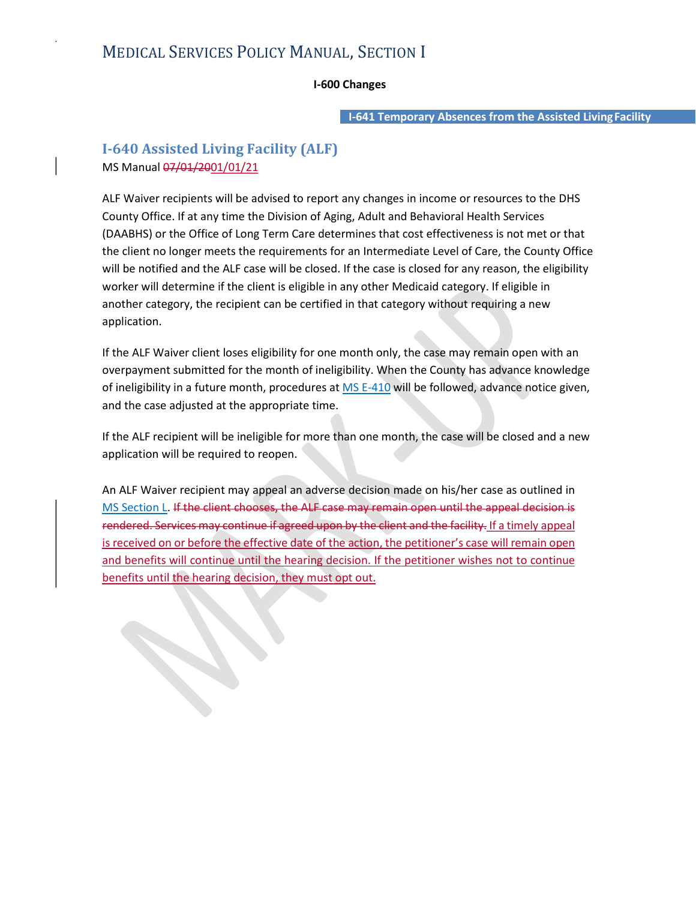# Medical Services Policy Manual, Section I

**I-600 Changes**

**I-641 Temporary Absences from the Assisted Living Facility**

## I-640 Assisted Living Facility (ALF)

MS Manual ~~07/01/20~~01/01/21

ALF Waiver recipients will be advised to report any changes in income or resources to the DHS County Office. If at any time the Division of Aging, Adult and Behavioral Health Services (DAABHS) or the Office of Long Term Care determines that cost effectiveness is not met or that the client no longer meets the requirements for an Intermediate Level of Care, the County Office will be notified and the ALF case will be closed. If the case is closed for any reason, the eligibility worker will determine if the client is eligible in any other Medicaid category. If eligible in another category, the recipient can be certified in that category without requiring a new application.

If the ALF Waiver client loses eligibility for one month only, the case may remain open with an overpayment submitted for the month of ineligibility. When the County has advance knowledge of ineligibility in a future month, procedures at MS E-410 will be followed, advance notice given, and the case adjusted at the appropriate time.

If the ALF recipient will be ineligible for more than one month, the case will be closed and a new application will be required to reopen.

An ALF Waiver recipient may appeal an adverse decision made on his/her case as outlined in MS Section L. ~~If the client chooses, the ALF case may remain open until the appeal decision is rendered. Services may continue if agreed upon by the client and the facility.~~ If a timely appeal is received on or before the effective date of the action, the petitioner's case will remain open and benefits will continue until the hearing decision. If the petitioner wishes not to continue benefits until the hearing decision, they must opt out.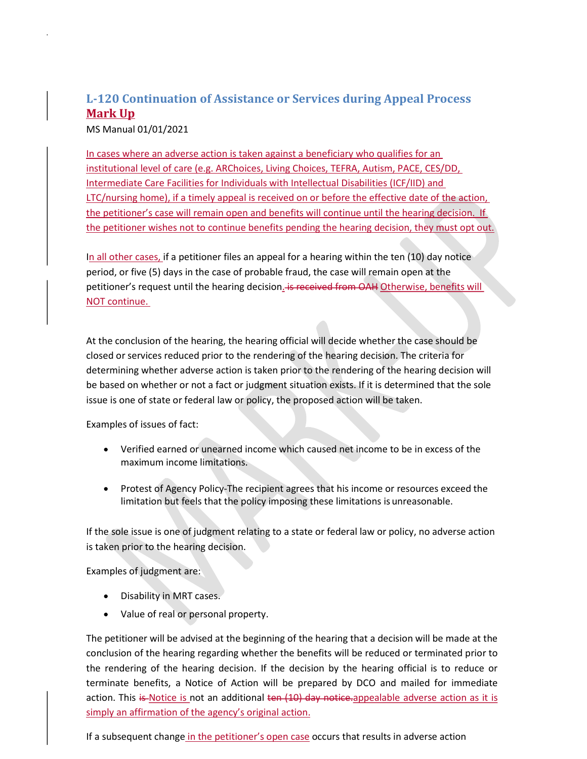## L-120 Continuation of Assistance or Services during Appeal Process Mark Up

MS Manual 01/01/2021

In cases where an adverse action is taken against a beneficiary who qualifies for an institutional level of care (e.g. ARChoices, Living Choices, TEFRA, Autism, PACE, CES/DD, Intermediate Care Facilities for Individuals with Intellectual Disabilities (ICF/IID) and LTC/nursing home), if a timely appeal is received on or before the effective date of the action, the petitioner's case will remain open and benefits will continue until the hearing decision. If the petitioner wishes not to continue benefits pending the hearing decision, they must opt out.

In all other cases, if a petitioner files an appeal for a hearing within the ten (10) day notice period, or five (5) days in the case of probable fraud, the case will remain open at the petitioner's request until the hearing decision. ~~is received from OAH~~ Otherwise, benefits will NOT continue.

At the conclusion of the hearing, the hearing official will decide whether the case should be closed or services reduced prior to the rendering of the hearing decision. The criteria for determining whether adverse action is taken prior to the rendering of the hearing decision will be based on whether or not a fact or judgment situation exists. If it is determined that the sole issue is one of state or federal law or policy, the proposed action will be taken.

Examples of issues of fact:

- Verified earned or unearned income which caused net income to be in excess of the maximum income limitations.
- Protest of Agency Policy-The recipient agrees that his income or resources exceed the limitation but feels that the policy imposing these limitations is unreasonable.

If the sole issue is one of judgment relating to a state or federal law or policy, no adverse action is taken prior to the hearing decision.

Examples of judgment are:

- Disability in MRT cases.
- Value of real or personal property.

The petitioner will be advised at the beginning of the hearing that a decision will be made at the conclusion of the hearing regarding whether the benefits will be reduced or terminated prior to the rendering of the hearing decision. If the decision by the hearing official is to reduce or terminate benefits, a Notice of Action will be prepared by DCO and mailed for immediate action. This ~~is~~ Notice is not an additional ~~ten (10) day notice.~~ appealable adverse action as it is simply an affirmation of the agency's original action.

If a subsequent change in the petitioner's open case occurs that results in adverse action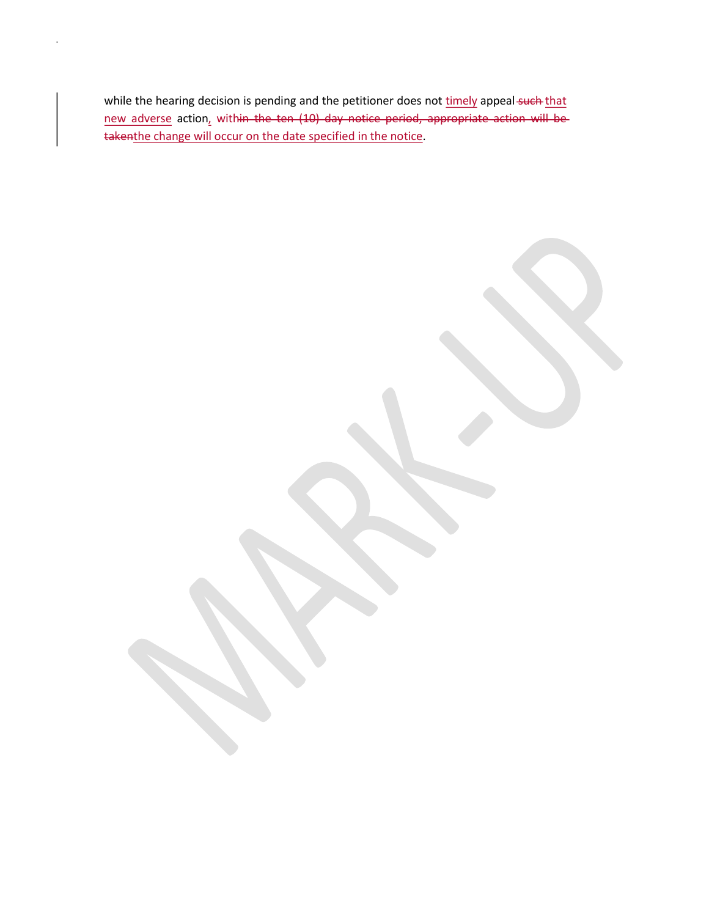while the hearing decision is pending and the petitioner does not timely appeal ~~such~~ that new adverse action, with~~in the ten (10) day notice period, appropriate action will be taken~~the change will occur on the date specified in the notice.